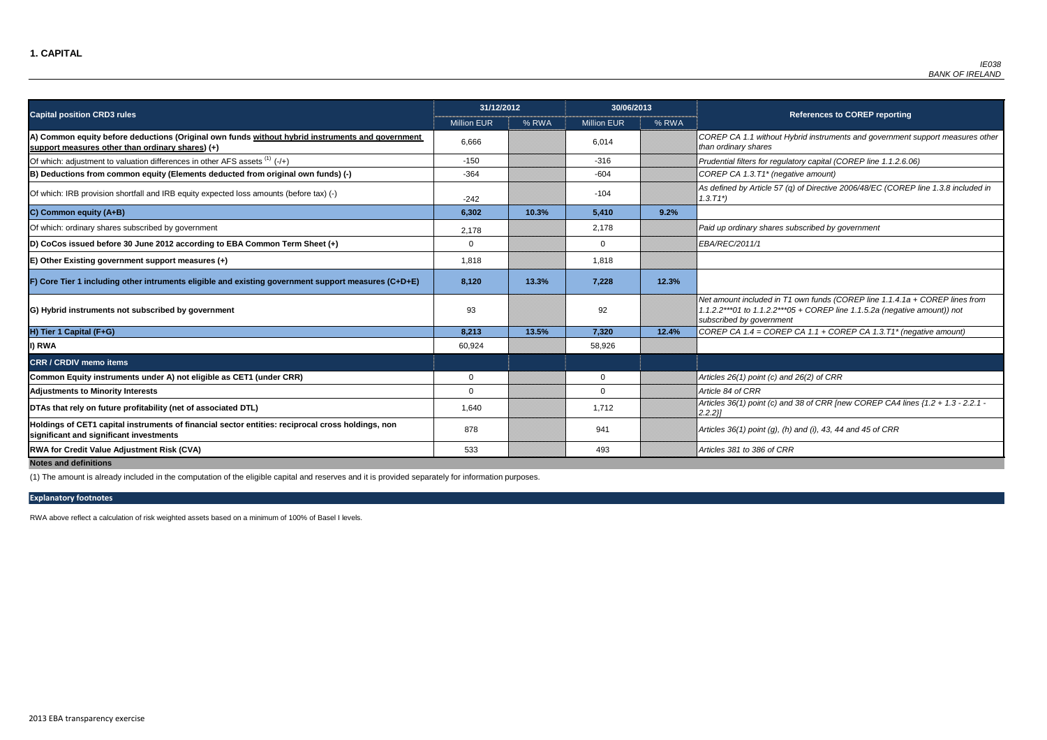## 1. CAPITAL

*IE038*
*BANK OF IRELAND*

| Capital position CRD3 rules | 31/12/2012 | | 30/06/2013 | | References to COREP reporting |
|---|---|---|---|---|---|
| | Million EUR | % RWA | Million EUR | % RWA | |
| **A) Common equity before deductions (Original own funds without hybrid instruments and government support measures other than ordinary shares) (+)** | 6,666 | | 6,014 | | *COREP CA 1.1 without Hybrid instruments and government support measures other than ordinary shares* |
| Of which: adjustment to valuation differences in other AFS assets (1) (-/+) | -150 | | -316 | | *Prudential filters for regulatory capital (COREP line 1.1.2.6.06)* |
| **B) Deductions from common equity (Elements deducted from original own funds) (-)** | -364 | | -604 | | *COREP CA 1.3.T1* (negative amount)* |
| Of which: IRB provision shortfall and IRB equity expected loss amounts (before tax) (-) | -242 | | -104 | | *As defined by Article 57 (q) of Directive 2006/48/EC (COREP line 1.3.8 included in 1.3.T1*)* |
| **C) Common equity (A+B)** | **6,302** | **10.3%** | **5,410** | **9.2%** | |
| Of which: ordinary shares subscribed by government | 2,178 | | 2,178 | | *Paid up ordinary shares subscribed by government* |
| **D) CoCos issued before 30 June 2012 according to EBA Common Term Sheet (+)** | 0 | | 0 | | *EBA/REC/2011/1* |
| **E) Other Existing government support measures (+)** | 1,818 | | 1,818 | | |
| **F) Core Tier 1 including other intruments eligible and existing government support measures (C+D+E)** | **8,120** | **13.3%** | **7,228** | **12.3%** | |
| **G) Hybrid instruments not subscribed by government** | 93 | | 92 | | *Net amount included in T1 own funds (COREP line 1.1.4.1a + COREP lines from 1.1.2.2***01 to 1.1.2.2***05 + COREP line 1.1.5.2a (negative amount)) not subscribed by government* |
| **H) Tier 1 Capital (F+G)** | **8,213** | **13.5%** | **7,320** | **12.4%** | *COREP CA 1.4 = COREP CA 1.1 + COREP CA 1.3.T1* (negative amount)* |
| **I) RWA** | 60,924 | | 58,926 | | |
| **CRR / CRDIV memo items** | | | | | |
| **Common Equity instruments under A) not eligible as CET1 (under CRR)** | 0 | | 0 | | *Articles 26(1) point (c) and 26(2) of CRR* |
| **Adjustments to Minority Interests** | 0 | | 0 | | *Article 84 of CRR* |
| **DTAs that rely on future profitability (net of associated DTL)** | 1,640 | | 1,712 | | *Articles 36(1) point (c) and 38 of CRR [new COREP CA4 lines {1.2 + 1.3 - 2.2.1 - 2.2.2}]* |
| **Holdings of CET1 capital instruments of financial sector entities: reciprocal cross holdings, non significant and significant investments** | 878 | | 941 | | *Articles 36(1) point (g), (h) and (i), 43, 44 and 45 of CRR* |
| **RWA for Credit Value Adjustment Risk (CVA)** | 533 | | 493 | | *Articles 381 to 386 of CRR* |

**Notes and definitions**

(1) The amount is already included in the computation of the eligible capital and reserves and it is provided separately for information purposes.

**Explanatory footnotes**

RWA above reflect a calculation of risk weighted assets based on a minimum of 100% of Basel I levels.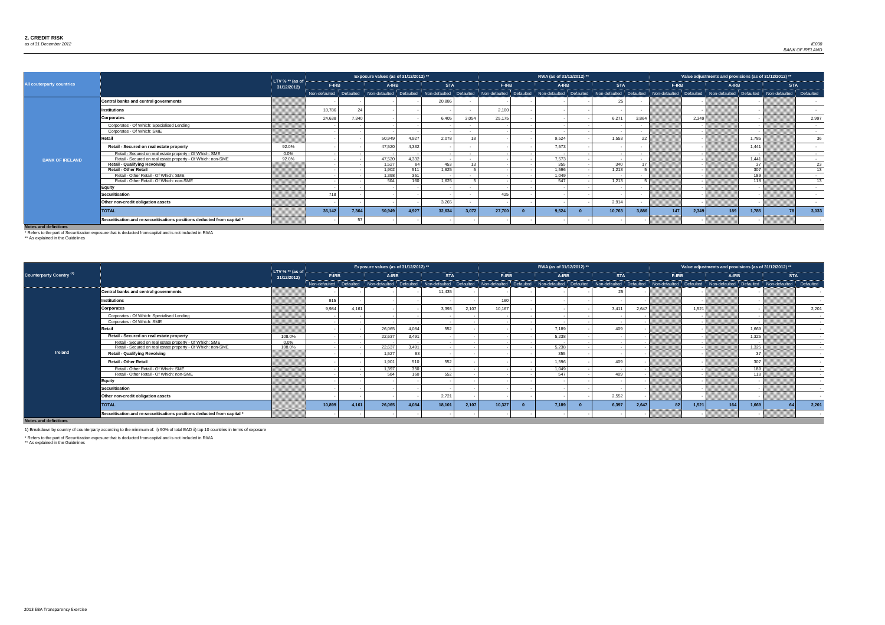## 2. CREDIT RISK

*as of 31 December 2012*

IE038
BANK OF IRELAND

| All couterparty countries | | LTV % ** (as of 31/12/2012) | Exposure values (as of 31/12/2012) ** | | | | | | RWA (as of 31/12/2012) ** | | | | | | Value adjustments and provisions (as of 31/12/2012) ** | | | | | |
|---|---|---|---|---|---|---|---|---|---|---|---|---|---|---|---|---|---|---|---|---|
| | | | F-IRB | | A-IRB | | STA | | F-IRB | | A-IRB | | STA | | F-IRB | | A-IRB | | STA | |
| | | | Non-defaulted | Defaulted | Non-defaulted | Defaulted | Non-defaulted | Defaulted | Non-defaulted | Defaulted | Non-defaulted | Defaulted | Non-defaulted | Defaulted | Non-defaulted | Defaulted | Non-defaulted | Defaulted | Non-defaulted | Defaulted |
| BANK OF IRELAND | **Central banks and central governments** | | - | - | - | - | 20,886 | - | - | - | - | - | 25 | - | | - | | - | | - |
| | **Institutions** | | 10,786 | 24 | - | - | - | - | 2,100 | - | - | - | - | - | | - | | - | | - |
| | **Corporates** | | 24,638 | 7,340 | - | - | 6,405 | 3,054 | 25,175 | - | - | - | 6,271 | 3,864 | | 2,349 | | - | | 2,997 |
| | Corporates - Of Which: Specialised Lending | | - | - | - | - | - | - | - | - | - | - | - | - | | - | | - | | - |
| | Corporates - Of Which: SME | | - | - | - | - | - | - | - | - | - | - | - | - | | - | | - | | - |
| | **Retail** | | - | - | 50,949 | 4,927 | 2,078 | 18 | - | - | 9,524 | - | 1,553 | 22 | | - | | 1,785 | | 36 |
| | **Retail - Secured on real estate property** | 92.0% | - | - | 47,520 | 4,332 | - | - | - | - | 7,573 | - | - | - | | - | | 1,441 | | - |
| | Retail - Secured on real estate property - Of Which: SME | 0.0% | - | - | - | - | - | - | - | - | - | - | - | - | | - | | - | | - |
| | Retail - Secured on real estate property - Of Which: non-SME | 92.0% | - | - | 47,520 | 4,332 | - | - | - | - | 7,573 | - | - | - | | - | | 1,441 | | - |
| | **Retail - Qualifying Revolving** | | - | - | 1,527 | 84 | 453 | 13 | - | - | 355 | - | 340 | 17 | | - | | 37 | | 23 |
| | **Retail - Other Retail** | | - | - | 1,902 | 511 | 1,625 | 5 | - | - | 1,596 | - | 1,213 | 5 | | - | | 307 | | 13 |
| | Retail - Other Retail - Of Which: SME | | - | - | 1,398 | 351 | - | - | - | - | 1,049 | - | - | - | | - | | 189 | | - |
| | Retail - Other Retail - Of Which: non-SME | | - | - | 504 | 160 | 1,625 | 5 | - | - | 547 | - | 1,213 | 5 | | - | | 118 | | 13 |
| | **Equity** | | - | - | - | - | - | - | - | - | - | - | - | - | | - | | - | | - |
| | **Securitisation** | | 718 | - | - | - | - | - | 425 | - | - | - | - | - | | - | | - | | - |
| | **Other non-credit obligation assets** | | - | - | - | - | 3,265 | - | - | - | - | - | 2,914 | - | | - | | - | | - |
| | **TOTAL** | | 36,142 | 7,364 | 50,949 | 4,927 | 32,634 | 3,072 | 27,700 | 0 | 9,524 | 0 | 10,763 | 3,886 | 147 | 2,349 | 189 | 1,785 | 78 | 3,033 |
| | **Securitisation and re-securitisations positions deducted from capital *** | | - | 57 | - | - | - | - | - | - | - | - | - | - | | - | | - | | - |

**Notes and definitions**

\* Refers to the part of Securitization exposure that is deducted from capital and is not included in RWA

\*\* As explained in the Guidelines

| Counterparty Country [1] | | LTV % ** (as of 31/12/2012) | Exposure values (as of 31/12/2012) ** | | | | | | RWA (as of 31/12/2012) ** | | | | | | Value adjustments and provisions (as of 31/12/2012) ** | | | | | |
|---|---|---|---|---|---|---|---|---|---|---|---|---|---|---|---|---|---|---|---|---|
| | | | F-IRB | | A-IRB | | STA | | F-IRB | | A-IRB | | STA | | F-IRB | | A-IRB | | STA | |
| | | | Non-defaulted | Defaulted | Non-defaulted | Defaulted | Non-defaulted | Defaulted | Non-defaulted | Defaulted | Non-defaulted | Defaulted | Non-defaulted | Defaulted | Non-defaulted | Defaulted | Non-defaulted | Defaulted | Non-defaulted | Defaulted |
| Ireland | **Central banks and central governments** | | - | - | - | - | 11,435 | - | - | - | - | - | 25 | - | | - | | - | | - |
| | **Institutions** | | 915 | - | - | - | - | - | 160 | - | - | - | - | - | | - | | - | | - |
| | **Corporates** | | 9,984 | 4,161 | - | - | 3,393 | 2,107 | 10,167 | - | - | - | 3,411 | 2,647 | | 1,521 | | - | | 2,201 |
| | Corporates - Of Which: Specialised Lending | | - | - | - | - | - | - | - | - | - | - | - | - | | - | | - | | - |
| | Corporates - Of Which: SME | | - | - | - | - | - | - | - | - | - | - | - | - | | - | | - | | - |
| | **Retail** | | - | - | 26,065 | 4,084 | 552 | - | - | - | 7,189 | - | 409 | - | | - | | 1,669 | | - |
| | **Retail - Secured on real estate property** | 108.0% | - | - | 22,637 | 3,491 | - | - | - | - | 5,238 | - | - | - | | - | | 1,325 | | - |
| | Retail - Secured on real estate property - Of Which: SME | 0.0% | - | - | - | - | - | - | - | - | - | - | - | - | | - | | - | | - |
| | Retail - Secured on real estate property - Of Which: non-SME | 108.0% | - | - | 22,637 | 3,491 | - | - | - | - | 5,238 | - | - | - | | - | | 1,325 | | - |
| | **Retail - Qualifying Revolving** | | - | - | 1,527 | 83 | - | - | - | - | 355 | - | - | - | | - | | 37 | | - |
| | **Retail - Other Retail** | | - | - | 1,901 | 510 | 552 | - | - | - | 1,596 | - | 409 | - | | - | | 307 | | - |
| | Retail - Other Retail - Of Which: SME | | - | - | 1,397 | 350 | - | - | - | - | 1,049 | - | - | - | | - | | 189 | | - |
| | Retail - Other Retail - Of Which: non-SME | | - | - | 504 | 160 | 552 | - | - | - | 547 | - | 409 | - | | - | | 118 | | - |
| | **Equity** | | - | - | - | - | - | - | - | - | - | - | - | - | | - | | - | | - |
| | **Securitisation** | | - | - | - | - | - | - | - | - | - | - | - | - | | - | | - | | - |
| | **Other non-credit obligation assets** | | - | - | - | - | 2,721 | - | - | - | - | - | 2,552 | - | | - | | - | | - |
| | **TOTAL** | | 10,899 | 4,161 | 26,065 | 4,084 | 18,101 | 2,107 | 10,327 | 0 | 7,189 | 0 | 6,397 | 2,647 | 82 | 1,521 | 164 | 1,669 | 64 | 2,201 |
| | **Securitisation and re-securitisations positions deducted from capital *** | | - | - | - | - | - | - | - | - | - | - | - | - | | - | | - | | - |

**Notes and definitions**

1) Breakdown by country of counterparty according to the minimum of: i) 90% of total EAD ii) top 10 countries in terms of exposure

\* Refers to the part of Securitization exposure that is deducted from capital and is not included in RWA

\*\* As explained in the Guidelines

2013 EBA Transparency Exercise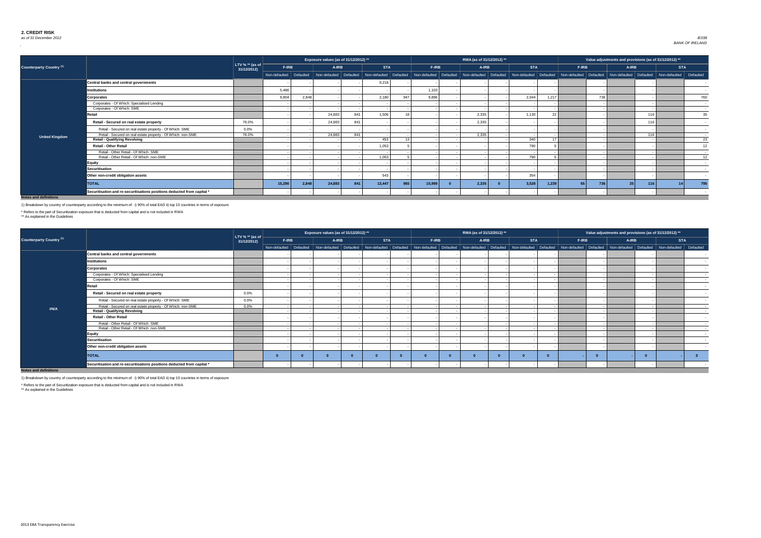## 2. CREDIT RISK

*as of 31 December 2012*

IE038
BANK OF IRELAND

| Counterparty Country (1) | | LTV % ** (as of 31/12/2012) | Exposure values (as of 31/12/2012) ** | | | | | | RWA (as of 31/12/2012) ** | | | | | | Value adjustments and provisions (as of 31/12/2012) ** | | | | | |
|---|---|---|---|---|---|---|---|---|---|---|---|---|---|---|---|---|---|---|---|---|
| | | | F-IRB | | A-IRB | | STA | | F-IRB | | A-IRB | | STA | | F-IRB | | A-IRB | | STA | |
| | | | Non-defaulted | Defaulted | Non-defaulted | Defaulted | Non-defaulted | Defaulted | Non-defaulted | Defaulted | Non-defaulted | Defaulted | Non-defaulted | Defaulted | Non-defaulted | Defaulted | Non-defaulted | Defaulted | Non-defaulted | Defaulted |
| United Kingdom | Central banks and central governments | | - | - | - | - | 9,218 | - | - | - | - | - | - | - | | - | | - | | - |
| | Institutions | | 5,486 | - | - | - | - | - | 1,103 | - | - | - | - | - | | - | | - | | - |
| | Corporates | | 9,804 | 2,848 | - | - | 2,180 | 947 | 9,896 | - | - | - | 2,044 | 1,217 | | 736 | | - | | 760 |
| | Corporates - Of Which: Specialised Lending | | - | - | - | - | - | - | - | - | - | - | - | - | | - | | - | | - |
| | Corporates - Of Which: SME | | - | - | - | - | - | - | - | - | - | - | - | - | | - | | - | | - |
| | Retail | | - | - | 24,883 | 841 | 1,506 | 18 | - | - | 2,335 | - | 1,130 | 22 | | - | | 116 | | 35 |
| | Retail - Secured on real estate property | 76.0% | - | - | 24,883 | 841 | - | - | - | - | 2,335 | - | - | - | | - | | 116 | | - |
| | Retail - Secured on real estate property - Of Which: SME | 0.0% | - | - | - | - | - | - | - | - | - | - | - | - | | - | | - | | - |
| | Retail - Secured on real estate property - Of Which: non-SME | 76.0% | - | - | 24,883 | 841 | - | - | - | - | 2,335 | - | - | - | | - | | 116 | | - |
| | Retail - Qualifying Revolving | | - | - | - | - | 453 | 13 | - | - | - | - | 340 | 17 | | - | | - | | 23 |
| | Retail - Other Retail | | - | - | - | - | 1,053 | 5 | - | - | - | - | 790 | 5 | | - | | - | | 12 |
| | Retail - Other Retail - Of Which: SME | | - | - | - | - | - | - | - | - | - | - | - | - | | - | | - | | - |
| | Retail - Other Retail - Of Which: non-SME | | - | - | - | - | 1,053 | 5 | - | - | - | - | 790 | 5 | | - | | - | | 12 |
| | Equity | | - | - | - | - | - | - | - | - | - | - | - | - | | - | | - | | - |
| | Securitisation | | - | - | - | - | - | - | - | - | - | - | - | - | | - | | - | | - |
| | Other non-credit obligation assets | | - | - | - | - | 543 | - | - | - | - | - | 354 | - | | - | | - | | - |
| | TOTAL | | 15,290 | 2,848 | 24,883 | 841 | 13,447 | 965 | 10,999 | 0 | 2,335 | 0 | 3,528 | 1,239 | 65 | 736 | 25 | 116 | 14 | 795 |
| | Securitisation and re-securitisations positions deducted from capital * | | - | - | - | - | - | - | - | - | - | - | - | - | | - | | - | | - |

**Notes and definitions**

1) Breakdown by country of counterparty according to the minimum of: i) 90% of total EAD ii) top 10 countries in terms of exposure

* Refers to the part of Securitization exposure that is deducted from capital and is not included in RWA
** As explained in the Guidelines

| Counterparty Country (1) | | LTV % ** (as of 31/12/2012) | Exposure values (as of 31/12/2012) ** | | | | | | RWA (as of 31/12/2012) ** | | | | | | Value adjustments and provisions (as of 31/12/2012) ** | | | | | |
|---|---|---|---|---|---|---|---|---|---|---|---|---|---|---|---|---|---|---|---|---|
| | | | F-IRB | | A-IRB | | STA | | F-IRB | | A-IRB | | STA | | F-IRB | | A-IRB | | STA | |
| | | | Non-defaulted | Defaulted | Non-defaulted | Defaulted | Non-defaulted | Defaulted | Non-defaulted | Defaulted | Non-defaulted | Defaulted | Non-defaulted | Defaulted | Non-defaulted | Defaulted | Non-defaulted | Defaulted | Non-defaulted | Defaulted |
| #N/A | Central banks and central governments | | - | - | - | - | - | - | - | - | - | - | - | - | | - | | - | | - |
| | Institutions | | - | - | - | - | - | - | - | - | - | - | - | - | | - | | - | | - |
| | Corporates | | - | - | - | - | - | - | - | - | - | - | - | - | | - | | - | | - |
| | Corporates - Of Which: Specialised Lending | | - | - | - | - | - | - | - | - | - | - | - | - | | - | | - | | - |
| | Corporates - Of Which: SME | | - | - | - | - | - | - | - | - | - | - | - | - | | - | | - | | - |
| | Retail | | - | - | - | - | - | - | - | - | - | - | - | - | | - | | - | | - |
| | Retail - Secured on real estate property | 0.0% | - | - | - | - | - | - | - | - | - | - | - | - | | - | | - | | - |
| | Retail - Secured on real estate property - Of Which: SME | 0.0% | - | - | - | - | - | - | - | - | - | - | - | - | | - | | - | | - |
| | Retail - Secured on real estate property - Of Which: non-SME | 0.0% | - | - | - | - | - | - | - | - | - | - | - | - | | - | | - | | - |
| | Retail - Qualifying Revolving | | - | - | - | - | - | - | - | - | - | - | - | - | | - | | - | | - |
| | Retail - Other Retail | | - | - | - | - | - | - | - | - | - | - | - | - | | - | | - | | - |
| | Retail - Other Retail - Of Which: SME | | - | - | - | - | - | - | - | - | - | - | - | - | | - | | - | | - |
| | Retail - Other Retail - Of Which: non-SME | | - | - | - | - | - | - | - | - | - | - | - | - | | - | | - | | - |
| | Equity | | - | - | - | - | - | - | - | - | - | - | - | - | | - | | - | | - |
| | Securitisation | | - | - | - | - | - | - | - | - | - | - | - | - | | - | | - | | - |
| | Other non-credit obligation assets | | - | - | - | - | - | - | - | - | - | - | - | - | | - | | - | | - |
| | TOTAL | | 0 | 0 | 0 | 0 | 0 | 0 | 0 | 0 | 0 | 0 | 0 | 0 | - | 0 | - | 0 | - | 0 |
| | Securitisation and re-securitisations positions deducted from capital * | | - | - | - | - | - | - | - | - | - | - | - | - | | - | | - | | - |

**Notes and definitions**

1) Breakdown by country of counterparty according to the minimum of: i) 90% of total EAD ii) top 10 countries in terms of exposure

* Refers to the part of Securitization exposure that is deducted from capital and is not included in RWA
** As explained in the Guidelines

2013 EBA Transparency Exercise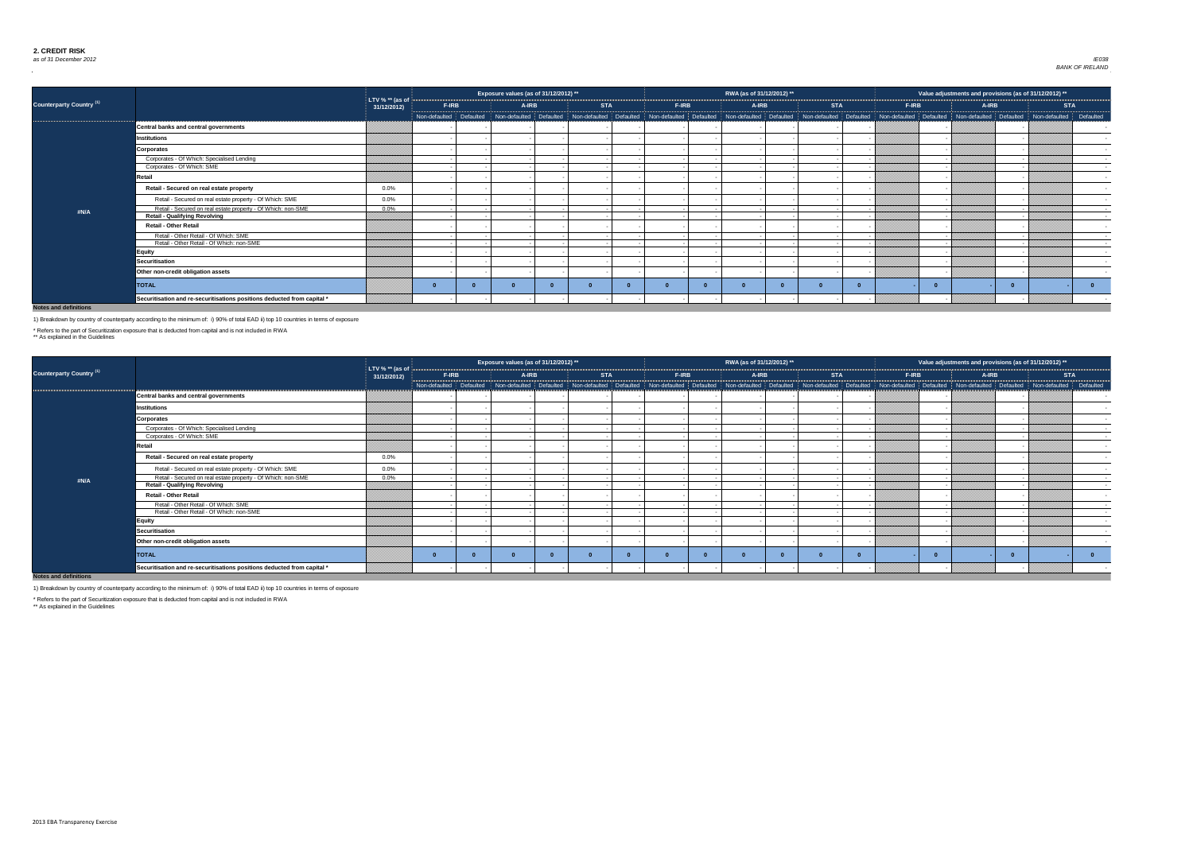## 2. CREDIT RISK

*as of 31 December 2012*

| Counterparty Country [1] | | LTV % ** (as of 31/12/2012) | Exposure values (as of 31/12/2012) ** | | | | | | RWA (as of 31/12/2012) ** | | | | | | Value adjustments and provisions (as of 31/12/2012) ** | | | | | |
|---|---|---|---|---|---|---|---|---|---|---|---|---|---|---|---|---|---|---|---|---|
| | | | F-IRB | | A-IRB | | STA | | F-IRB | | A-IRB | | STA | | F-IRB | | A-IRB | | STA | |
| | | | Non-defaulted | Defaulted | Non-defaulted | Defaulted | Non-defaulted | Defaulted | Non-defaulted | Defaulted | Non-defaulted | Defaulted | Non-defaulted | Defaulted | Non-defaulted | Defaulted | Non-defaulted | Defaulted | Non-defaulted | Defaulted |
| #N/A | **Central banks and central governments** | | - | - | - | - | - | - | - | - | - | - | - | - | | - | | - | | - |
| | **Institutions** | | - | - | - | - | - | - | - | - | - | - | - | - | | - | | - | | - |
| | **Corporates** | | - | - | - | - | - | - | - | - | - | - | - | - | | - | | - | | - |
| | Corporates - Of Which: Specialised Lending | | - | - | - | - | - | - | - | - | - | - | - | - | | - | | - | | - |
| | Corporates - Of Which: SME | | - | - | - | - | - | - | - | - | - | - | - | - | | - | | - | | - |
| | **Retail** | | - | - | - | - | - | - | - | - | - | - | - | - | | - | | - | | - |
| | **Retail - Secured on real estate property** | 0.0% | - | - | - | - | - | - | - | - | - | - | - | - | | - | | - | | - |
| | Retail - Secured on real estate property - Of Which: SME | 0.0% | - | - | - | - | - | - | - | - | - | - | - | - | | - | | - | | - |
| | Retail - Secured on real estate property - Of Which: non-SME | 0.0% | - | - | - | - | - | - | - | - | - | - | - | - | | - | | - | | - |
| | **Retail - Qualifying Revolving** | | - | - | - | - | - | - | - | - | - | - | - | - | | - | | - | | - |
| | **Retail - Other Retail** | | - | - | - | - | - | - | - | - | - | - | - | - | | - | | - | | - |
| | Retail - Other Retail - Of Which: SME | | - | - | - | - | - | - | - | - | - | - | - | - | | - | | - | | - |
| | Retail - Other Retail - Of Which: non-SME | | - | - | - | - | - | - | - | - | - | - | - | - | | - | | - | | - |
| | **Equity** | | - | - | - | - | - | - | - | - | - | - | - | - | | - | | - | | - |
| | **Securitisation** | | - | - | - | - | - | - | - | - | - | - | - | - | | - | | - | | - |
| | **Other non-credit obligation assets** | | - | - | - | - | - | - | - | - | - | - | - | - | | - | | - | | - |
| | **TOTAL** | | 0 | 0 | 0 | 0 | 0 | 0 | 0 | 0 | 0 | 0 | 0 | 0 | - | 0 | - | 0 | - | 0 |
| | **Securitisation and re-securitisations positions deducted from capital *** | | - | - | - | - | - | - | - | - | - | - | - | - | | - | | - | | - |

**Notes and definitions**

1) Breakdown by country of counterparty according to the minimum of: i) 90% of total EAD ii) top 10 countries in terms of exposure

\* Refers to the part of Securitization exposure that is deducted from capital and is not included in RWA

** As explained in the Guidelines

| Counterparty Country [1] | | LTV % ** (as of 31/12/2012) | Exposure values (as of 31/12/2012) ** | | | | | | RWA (as of 31/12/2012) ** | | | | | | Value adjustments and provisions (as of 31/12/2012) ** | | | | | |
|---|---|---|---|---|---|---|---|---|---|---|---|---|---|---|---|---|---|---|---|---|
| | | | F-IRB | | A-IRB | | STA | | F-IRB | | A-IRB | | STA | | F-IRB | | A-IRB | | STA | |
| | | | Non-defaulted | Defaulted | Non-defaulted | Defaulted | Non-defaulted | Defaulted | Non-defaulted | Defaulted | Non-defaulted | Defaulted | Non-defaulted | Defaulted | Non-defaulted | Defaulted | Non-defaulted | Defaulted | Non-defaulted | Defaulted |
| #N/A | **Central banks and central governments** | | - | - | - | - | - | - | - | - | - | - | - | - | | - | | - | | - |
| | **Institutions** | | - | - | - | - | - | - | - | - | - | - | - | - | | - | | - | | - |
| | **Corporates** | | - | - | - | - | - | - | - | - | - | - | - | - | | - | | - | | - |
| | Corporates - Of Which: Specialised Lending | | - | - | - | - | - | - | - | - | - | - | - | - | | - | | - | | - |
| | Corporates - Of Which: SME | | - | - | - | - | - | - | - | - | - | - | - | - | | - | | - | | - |
| | **Retail** | | - | - | - | - | - | - | - | - | - | - | - | - | | - | | - | | - |
| | **Retail - Secured on real estate property** | 0.0% | - | - | - | - | - | - | - | - | - | - | - | - | | - | | - | | - |
| | Retail - Secured on real estate property - Of Which: SME | 0.0% | - | - | - | - | - | - | - | - | - | - | - | - | | - | | - | | - |
| | Retail - Secured on real estate property - Of Which: non-SME | 0.0% | - | - | - | - | - | - | - | - | - | - | - | - | | - | | - | | - |
| | **Retail - Qualifying Revolving** | | - | - | - | - | - | - | - | - | - | - | - | - | | - | | - | | - |
| | **Retail - Other Retail** | | - | - | - | - | - | - | - | - | - | - | - | - | | - | | - | | - |
| | Retail - Other Retail - Of Which: SME | | - | - | - | - | - | - | - | - | - | - | - | - | | - | | - | | - |
| | Retail - Other Retail - Of Which: non-SME | | - | - | - | - | - | - | - | - | - | - | - | - | | - | | - | | - |
| | **Equity** | | - | - | - | - | - | - | - | - | - | - | - | - | | - | | - | | - |
| | **Securitisation** | | - | - | - | - | - | - | - | - | - | - | - | - | | - | | - | | - |
| | **Other non-credit obligation assets** | | - | - | - | - | - | - | - | - | - | - | - | - | | - | | - | | - |
| | **TOTAL** | | 0 | 0 | 0 | 0 | 0 | 0 | 0 | 0 | 0 | 0 | 0 | 0 | - | 0 | - | 0 | - | 0 |
| | **Securitisation and re-securitisations positions deducted from capital *** | | - | - | - | - | - | - | - | - | - | - | - | - | | - | | - | | - |

**Notes and definitions**

1) Breakdown by country of counterparty according to the minimum of: i) 90% of total EAD ii) top 10 countries in terms of exposure

\* Refers to the part of Securitization exposure that is deducted from capital and is not included in RWA

** As explained in the Guidelines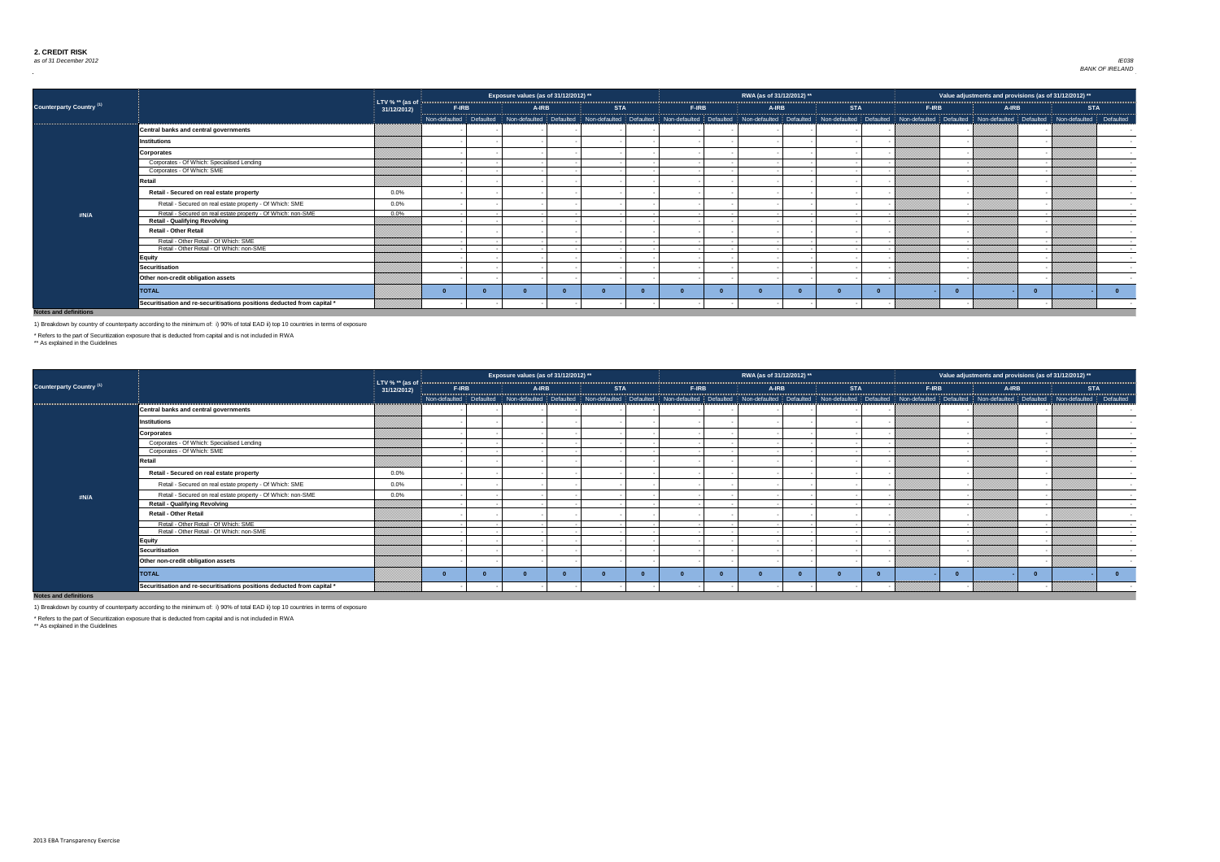## 2. CREDIT RISK

*as of 31 December 2012*

*IE038*
*BANK OF IRELAND*

| Counterparty Country [1] | | LTV % ** (as of 31/12/2012) | Exposure values (as of 31/12/2012) ** | | | | | | RWA (as of 31/12/2012) ** | | | | | | Value adjustments and provisions (as of 31/12/2012) ** | | | | | |
|---|---|---|---|---|---|---|---|---|---|---|---|---|---|---|---|---|---|---|---|---|
| | | | F-IRB | | A-IRB | | STA | | F-IRB | | A-IRB | | STA | | F-IRB | | A-IRB | | STA | |
| | | | Non-defaulted | Defaulted | Non-defaulted | Defaulted | Non-defaulted | Defaulted | Non-defaulted | Defaulted | Non-defaulted | Defaulted | Non-defaulted | Defaulted | Non-defaulted | Defaulted | Non-defaulted | Defaulted | Non-defaulted | Defaulted |
| #N/A | Central banks and central governments | | - | - | - | - | - | - | - | - | - | - | - | - | | - | | - | | - |
| | Institutions | | - | - | - | - | - | - | - | - | - | - | - | - | | - | | - | | - |
| | Corporates | | - | - | - | - | - | - | - | - | - | - | - | - | | - | | - | | - |
| | Corporates - Of Which: Specialised Lending | | - | - | - | - | - | - | - | - | - | - | - | - | | - | | - | | - |
| | Corporates - Of Which: SME | | - | - | - | - | - | - | - | - | - | - | - | - | | - | | - | | - |
| | Retail | | - | - | - | - | - | - | - | - | - | - | - | - | | - | | - | | - |
| | Retail - Secured on real estate property | 0.0% | - | - | - | - | - | - | - | - | - | - | - | - | | - | | - | | - |
| | Retail - Secured on real estate property - Of Which: SME | 0.0% | - | - | - | - | - | - | - | - | - | - | - | - | | - | | - | | - |
| | Retail - Secured on real estate property - Of Which: non-SME | 0.0% | - | - | - | - | - | - | - | - | - | - | - | - | | - | | - | | - |
| | Retail - Qualifying Revolving | | - | - | - | - | - | - | - | - | - | - | - | - | | - | | - | | - |
| | Retail - Other Retail | | - | - | - | - | - | - | - | - | - | - | - | - | | - | | - | | - |
| | Retail - Other Retail - Of Which: SME | | - | - | - | - | - | - | - | - | - | - | - | - | | - | | - | | - |
| | Retail - Other Retail - Of Which: non-SME | | - | - | - | - | - | - | - | - | - | - | - | - | | - | | - | | - |
| | Equity | | - | - | - | - | - | - | - | - | - | - | - | - | | - | | - | | - |
| | Securitisation | | - | - | - | - | - | - | - | - | - | - | - | - | | - | | - | | - |
| | Other non-credit obligation assets | | - | - | - | - | - | - | - | - | - | - | - | - | | - | | - | | - |
| | TOTAL | | 0 | 0 | 0 | 0 | 0 | 0 | 0 | 0 | 0 | 0 | 0 | 0 | - | 0 | - | 0 | - | 0 |
| | Securitisation and re-securitisations positions deducted from capital * | | - | - | - | - | - | - | - | - | - | - | - | - | | - | | - | | - |

**Notes and definitions**

1) Breakdown by country of counterparty according to the minimum of: i) 90% of total EAD ii) top 10 countries in terms of exposure

* Refers to the part of Securitization exposure that is deducted from capital and is not included in RWA
** As explained in the Guidelines

| Counterparty Country [1] | | LTV % ** (as of 31/12/2012) | Exposure values (as of 31/12/2012) ** | | | | | | RWA (as of 31/12/2012) ** | | | | | | Value adjustments and provisions (as of 31/12/2012) ** | | | | | |
|---|---|---|---|---|---|---|---|---|---|---|---|---|---|---|---|---|---|---|---|---|
| | | | F-IRB | | A-IRB | | STA | | F-IRB | | A-IRB | | STA | | F-IRB | | A-IRB | | STA | |
| | | | Non-defaulted | Defaulted | Non-defaulted | Defaulted | Non-defaulted | Defaulted | Non-defaulted | Defaulted | Non-defaulted | Defaulted | Non-defaulted | Defaulted | Non-defaulted | Defaulted | Non-defaulted | Defaulted | Non-defaulted | Defaulted |
| #N/A | Central banks and central governments | | - | - | - | - | - | - | - | - | - | - | - | - | | - | | - | | - |
| | Institutions | | - | - | - | - | - | - | - | - | - | - | - | - | | - | | - | | - |
| | Corporates | | - | - | - | - | - | - | - | - | - | - | - | - | | - | | - | | - |
| | Corporates - Of Which: Specialised Lending | | - | - | - | - | - | - | - | - | - | - | - | - | | - | | - | | - |
| | Corporates - Of Which: SME | | - | - | - | - | - | - | - | - | - | - | - | - | | - | | - | | - |
| | Retail | | - | - | - | - | - | - | - | - | - | - | - | - | | - | | - | | - |
| | Retail - Secured on real estate property | 0.0% | - | - | - | - | - | - | - | - | - | - | - | - | | - | | - | | - |
| | Retail - Secured on real estate property - Of Which: SME | 0.0% | - | - | - | - | - | - | - | - | - | - | - | - | | - | | - | | - |
| | Retail - Secured on real estate property - Of Which: non-SME | 0.0% | - | - | - | - | - | - | - | - | - | - | - | - | | - | | - | | - |
| | Retail - Qualifying Revolving | | - | - | - | - | - | - | - | - | - | - | - | - | | - | | - | | - |
| | Retail - Other Retail | | - | - | - | - | - | - | - | - | - | - | - | - | | - | | - | | - |
| | Retail - Other Retail - Of Which: SME | | - | - | - | - | - | - | - | - | - | - | - | - | | - | | - | | - |
| | Retail - Other Retail - Of Which: non-SME | | - | - | - | - | - | - | - | - | - | - | - | - | | - | | - | | - |
| | Equity | | - | - | - | - | - | - | - | - | - | - | - | - | | - | | - | | - |
| | Securitisation | | - | - | - | - | - | - | - | - | - | - | - | - | | - | | - | | - |
| | Other non-credit obligation assets | | - | - | - | - | - | - | - | - | - | - | - | - | | - | | - | | - |
| | TOTAL | | 0 | 0 | 0 | 0 | 0 | 0 | 0 | 0 | 0 | 0 | 0 | 0 | - | 0 | - | 0 | - | 0 |
| | Securitisation and re-securitisations positions deducted from capital * | | - | - | - | - | - | - | - | - | - | - | - | - | | - | | - | | - |

**Notes and definitions**

1) Breakdown by country of counterparty according to the minimum of: i) 90% of total EAD ii) top 10 countries in terms of exposure

* Refers to the part of Securitization exposure that is deducted from capital and is not included in RWA
** As explained in the Guidelines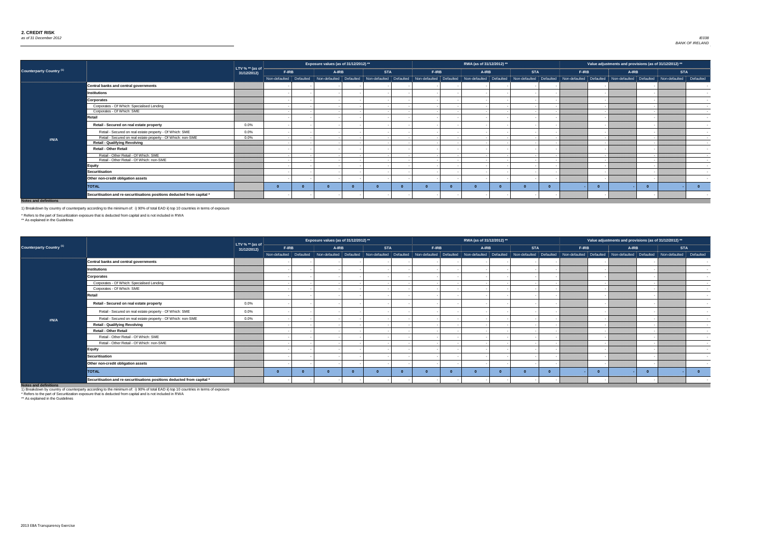## 2. CREDIT RISK

*as of 31 December 2012*

*IE038*
*BANK OF IRELAND*

| Counterparty Country [(1)] | | LTV % ** (as of 31/12/2012) | Exposure values (as of 31/12/2012) ** | | | | | | RWA (as of 31/12/2012) ** | | | | | | Value adjustments and provisions (as of 31/12/2012) ** | | | | | |
|---|---|---|---|---|---|---|---|---|---|---|---|---|---|---|---|---|---|---|---|---|
| | | | F-IRB | | A-IRB | | STA | | F-IRB | | A-IRB | | STA | | F-IRB | | A-IRB | | STA | |
| | | | Non-defaulted | Defaulted | Non-defaulted | Defaulted | Non-defaulted | Defaulted | Non-defaulted | Defaulted | Non-defaulted | Defaulted | Non-defaulted | Defaulted | Non-defaulted | Defaulted | Non-defaulted | Defaulted | Non-defaulted | Defaulted |
| #N/A | **Central banks and central governments** | | - | - | - | - | - | - | - | - | - | - | - | - | | - | | - | | - |
| | **Institutions** | | - | - | - | - | - | - | - | - | - | - | - | - | | - | | - | | - |
| | **Corporates** | | - | - | - | - | - | - | - | - | - | - | - | - | | - | | - | | - |
| | Corporates - Of Which: Specialised Lending | | - | - | - | - | - | - | - | - | - | - | - | - | | - | | - | | - |
| | Corporates - Of Which: SME | | - | - | - | - | - | - | - | - | - | - | - | - | | - | | - | | - |
| | **Retail** | | - | - | - | - | - | - | - | - | - | - | - | - | | - | | - | | - |
| | **Retail - Secured on real estate property** | 0.0% | - | - | - | - | - | - | - | - | - | - | - | - | | - | | - | | - |
| | Retail - Secured on real estate property - Of Which: SME | 0.0% | - | - | - | - | - | - | - | - | - | - | - | - | | - | | - | | - |
| | Retail - Secured on real estate property - Of Which: non-SME | 0.0% | - | - | - | - | - | - | - | - | - | - | - | - | | - | | - | | - |
| | **Retail - Qualifying Revolving** | | - | - | - | - | - | - | - | - | - | - | - | - | | - | | - | | - |
| | **Retail - Other Retail** | | - | - | - | - | - | - | - | - | - | - | - | - | | - | | - | | - |
| | Retail - Other Retail - Of Which: SME | | - | - | - | - | - | - | - | - | - | - | - | - | | - | | - | | - |
| | Retail - Other Retail - Of Which: non-SME | | - | - | - | - | - | - | - | - | - | - | - | - | | - | | - | | - |
| | **Equity** | | - | - | - | - | - | - | - | - | - | - | - | - | | - | | - | | - |
| | **Securitisation** | | - | - | - | - | - | - | - | - | - | - | - | - | | - | | - | | - |
| | **Other non-credit obligation assets** | | - | - | - | - | - | - | - | - | - | - | - | - | | - | | - | | - |
| | **TOTAL** | | 0 | 0 | 0 | 0 | 0 | 0 | 0 | 0 | 0 | 0 | 0 | 0 | - | 0 | - | 0 | - | 0 |
| | **Securitisation and re-securitisations positions deducted from capital *** | | - | - | - | - | - | - | - | - | - | - | - | - | | - | | - | | - |

**Notes and definitions**

1) Breakdown by country of counterparty according to the minimum of: i) 90% of total EAD ii) top 10 countries in terms of exposure

* Refers to the part of Securitization exposure that is deducted from capital and is not included in RWA

** As explained in the Guidelines

| Counterparty Country [(1)] | | LTV % ** (as of 31/12/2012) | Exposure values (as of 31/12/2012) ** | | | | | | RWA (as of 31/12/2012) ** | | | | | | Value adjustments and provisions (as of 31/12/2012) ** | | | | | |
|---|---|---|---|---|---|---|---|---|---|---|---|---|---|---|---|---|---|---|---|---|
| | | | F-IRB | | A-IRB | | STA | | F-IRB | | A-IRB | | STA | | F-IRB | | A-IRB | | STA | |
| | | | Non-defaulted | Defaulted | Non-defaulted | Defaulted | Non-defaulted | Defaulted | Non-defaulted | Defaulted | Non-defaulted | Defaulted | Non-defaulted | Defaulted | Non-defaulted | Defaulted | Non-defaulted | Defaulted | Non-defaulted | Defaulted |
| #N/A | **Central banks and central governments** | | - | - | - | - | - | - | - | - | - | - | - | - | | - | | - | | - |
| | **Institutions** | | - | - | - | - | - | - | - | - | - | - | - | - | | - | | - | | - |
| | **Corporates** | | - | - | - | - | - | - | - | - | - | - | - | - | | - | | - | | - |
| | Corporates - Of Which: Specialised Lending | | - | - | - | - | - | - | - | - | - | - | - | - | | - | | - | | - |
| | Corporates - Of Which: SME | | - | - | - | - | - | - | - | - | - | - | - | - | | - | | - | | - |
| | **Retail** | | - | - | - | - | - | - | - | - | - | - | - | - | | - | | - | | - |
| | **Retail - Secured on real estate property** | 0.0% | - | - | - | - | - | - | - | - | - | - | - | - | | - | | - | | - |
| | Retail - Secured on real estate property - Of Which: SME | 0.0% | - | - | - | - | - | - | - | - | - | - | - | - | | - | | - | | - |
| | Retail - Secured on real estate property - Of Which: non-SME | 0.0% | - | - | - | - | - | - | - | - | - | - | - | - | | - | | - | | - |
| | **Retail - Qualifying Revolving** | | - | - | - | - | - | - | - | - | - | - | - | - | | - | | - | | - |
| | **Retail - Other Retail** | | - | - | - | - | - | - | - | - | - | - | - | - | | - | | - | | - |
| | Retail - Other Retail - Of Which: SME | | - | - | - | - | - | - | - | - | - | - | - | - | | - | | - | | - |
| | Retail - Other Retail - Of Which: non-SME | | - | - | - | - | - | - | - | - | - | - | - | - | | - | | - | | - |
| | **Equity** | | - | - | - | - | - | - | - | - | - | - | - | - | | - | | - | | - |
| | **Securitisation** | | - | - | - | - | - | - | - | - | - | - | - | - | | - | | - | | - |
| | **Other non-credit obligation assets** | | - | - | - | - | - | - | - | - | - | - | - | - | | - | | - | | - |
| | **TOTAL** | | 0 | 0 | 0 | 0 | 0 | 0 | 0 | 0 | 0 | 0 | 0 | 0 | - | 0 | - | 0 | - | 0 |
| | **Securitisation and re-securitisations positions deducted from capital *** | | - | - | - | - | - | - | - | - | - | - | - | - | | - | | - | | - |

**Notes and definitions**

1) Breakdown by country of counterparty according to the minimum of: i) 90% of total EAD ii) top 10 countries in terms of exposure

* Refers to the part of Securitization exposure that is deducted from capital and is not included in RWA

** As explained in the Guidelines

2013 EBA Transparency Exercise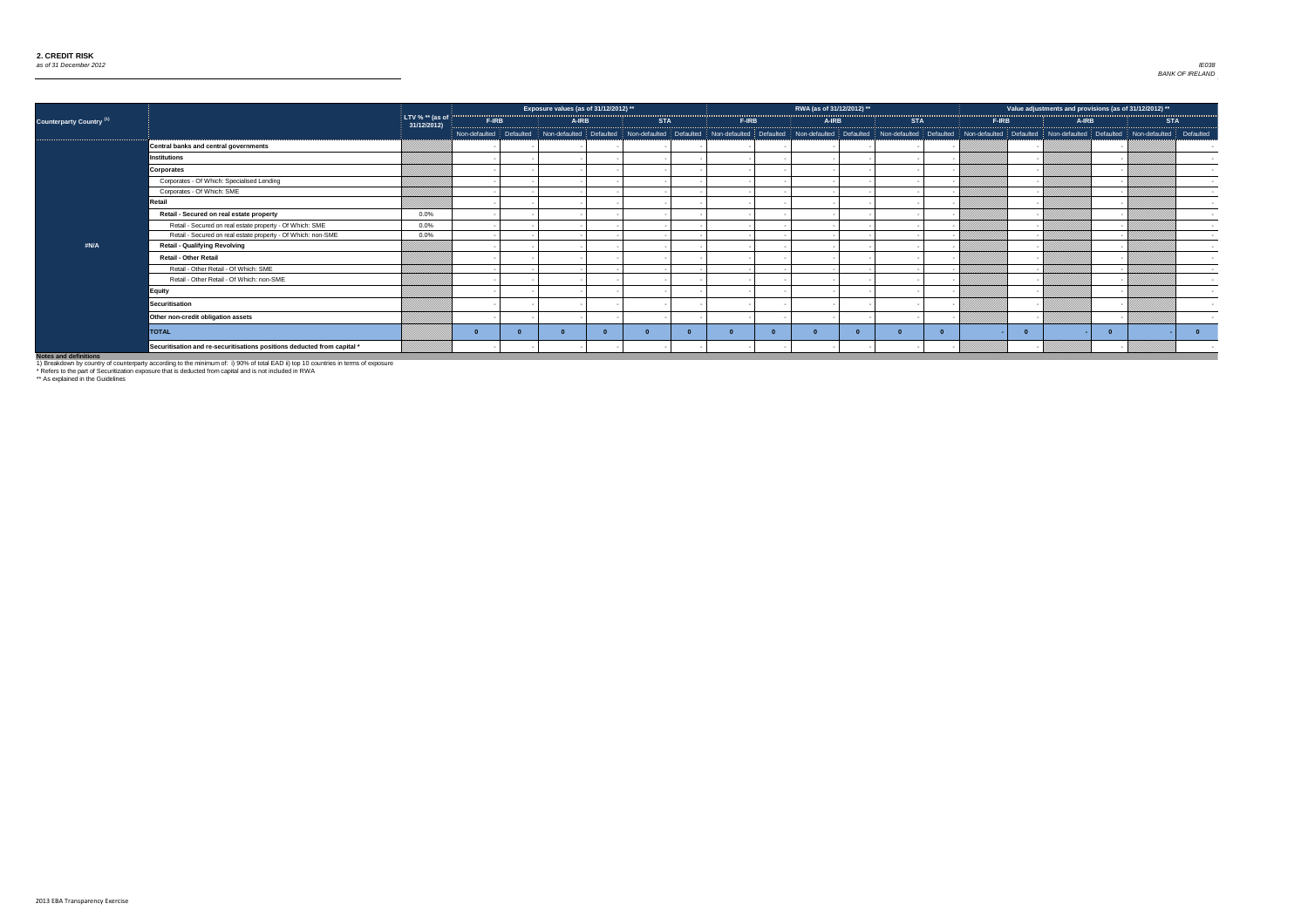## 2. CREDIT RISK

*as of 31 December 2012*

*IE038*
*BANK OF IRELAND*

| Counterparty Country [1] | | LTV % ** (as of 31/12/2012) | Exposure values (as of 31/12/2012) ** | | | | | | RWA (as of 31/12/2012) ** | | | | | | Value adjustments and provisions (as of 31/12/2012) ** | | | | | |
|---|---|---|---|---|---|---|---|---|---|---|---|---|---|---|---|---|---|---|---|---|
| | | | F-IRB | | A-IRB | | STA | | F-IRB | | A-IRB | | STA | | F-IRB | | A-IRB | | STA | |
| | | | Non-defaulted | Defaulted | Non-defaulted | Defaulted | Non-defaulted | Defaulted | Non-defaulted | Defaulted | Non-defaulted | Defaulted | Non-defaulted | Defaulted | Non-defaulted | Defaulted | Non-defaulted | Defaulted | Non-defaulted | Defaulted |
| #N/A | **Central banks and central governments** | | - | - | - | - | - | - | - | - | - | - | - | - | | - | | - | | - |
| | **Institutions** | | - | - | - | - | - | - | - | - | - | - | - | - | | - | | - | | - |
| | **Corporates** | | - | - | - | - | - | - | - | - | - | - | - | - | | - | | - | | - |
| | Corporates - Of Which: Specialised Lending | | - | - | - | - | - | - | - | - | - | - | - | - | | - | | - | | - |
| | Corporates - Of Which: SME | | - | - | - | - | - | - | - | - | - | - | - | - | | - | | - | | - |
| | **Retail** | | - | - | - | - | - | - | - | - | - | - | - | - | | - | | - | | - |
| | **Retail - Secured on real estate property** | 0.0% | - | - | - | - | - | - | - | - | - | - | - | - | | - | | - | | - |
| | Retail - Secured on real estate property - Of Which: SME | 0.0% | - | - | - | - | - | - | - | - | - | - | - | - | | - | | - | | - |
| | Retail - Secured on real estate property - Of Which: non-SME | 0.0% | - | - | - | - | - | - | - | - | - | - | - | - | | - | | - | | - |
| | **Retail - Qualifying Revolving** | | - | - | - | - | - | - | - | - | - | - | - | - | | - | | - | | - |
| | **Retail - Other Retail** | | - | - | - | - | - | - | - | - | - | - | - | - | | - | | - | | - |
| | Retail - Other Retail - Of Which: SME | | - | - | - | - | - | - | - | - | - | - | - | - | | - | | - | | - |
| | Retail - Other Retail - Of Which: non-SME | | - | - | - | - | - | - | - | - | - | - | - | - | | - | | - | | - |
| | **Equity** | | - | - | - | - | - | - | - | - | - | - | - | - | | - | | - | | - |
| | **Securitisation** | | - | - | - | - | - | - | - | - | - | - | - | - | | - | | - | | - |
| | **Other non-credit obligation assets** | | - | - | - | - | - | - | - | - | - | - | - | - | | - | | - | | - |
| | **TOTAL** | | 0 | 0 | 0 | 0 | 0 | 0 | 0 | 0 | 0 | 0 | 0 | 0 | - | 0 | - | 0 | - | 0 |
| | **Securitisation and re-securitisations positions deducted from capital *** | | - | - | - | - | - | - | - | - | - | - | - | - | | - | | - | | - |

**Notes and definitions**

1) Breakdown by country of counterparty according to the minimum of: i) 90% of total EAD ii) top 10 countries in terms of exposure

* Refers to the part of Securitization exposure that is deducted from capital and is not included in RWA

** As explained in the Guidelines

2013 EBA Transparency Exercise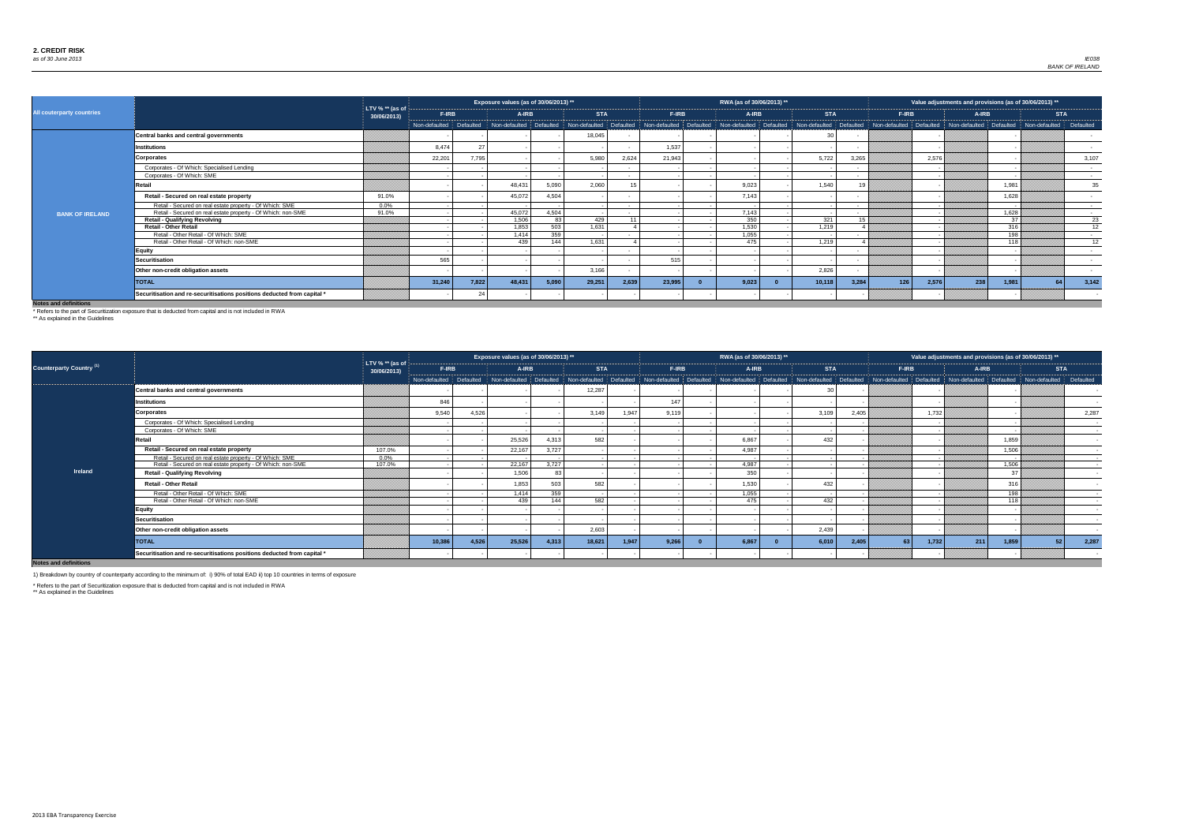## 2. CREDIT RISK

*as of 30 June 2013*

IE038
BANK OF IRELAND

| All couterparty countries | | LTV % ** (as of 30/06/2013) | Exposure values (as of 30/06/2013) ** | | | | | | RWA (as of 30/06/2013) ** | | | | | | Value adjustments and provisions (as of 30/06/2013) ** | | | | | |
|---|---|---|---|---|---|---|---|---|---|---|---|---|---|---|---|---|---|---|---|---|
| | | | F-IRB | | A-IRB | | STA | | F-IRB | | A-IRB | | STA | | F-IRB | | A-IRB | | STA | |
| | | | Non-defaulted | Defaulted | Non-defaulted | Defaulted | Non-defaulted | Defaulted | Non-defaulted | Defaulted | Non-defaulted | Defaulted | Non-defaulted | Defaulted | Non-defaulted | Defaulted | Non-defaulted | Defaulted | Non-defaulted | Defaulted |
| BANK OF IRELAND | Central banks and central governments | | - | - | - | - | 18,045 | - | - | - | - | - | 30 | - | | - | | - | | - |
| | Institutions | | 8,474 | 27 | - | - | - | - | 1,537 | - | - | - | - | - | | - | | - | | - |
| | Corporates | | 22,201 | 7,795 | - | - | 5,980 | 2,624 | 21,943 | - | - | - | 5,722 | 3,265 | | 2,576 | | - | | 3,107 |
| | Corporates - Of Which: Specialised Lending | | - | - | - | - | - | - | - | - | - | - | - | - | | - | | - | | - |
| | Corporates - Of Which: SME | | - | - | - | - | - | - | - | - | - | - | - | - | | - | | - | | - |
| | Retail | | - | - | 48,431 | 5,090 | 2,060 | 15 | - | - | 9,023 | - | 1,540 | 19 | | - | | 1,981 | | 35 |
| | Retail - Secured on real estate property | 91.0% | - | - | 45,072 | 4,504 | - | - | - | - | 7,143 | - | - | - | | - | | 1,628 | | - |
| | Retail - Secured on real estate property - Of Which: SME | 0.0% | - | - | - | - | - | - | - | - | - | - | - | - | | - | | - | | - |
| | Retail - Secured on real estate property - Of Which: non-SME | 91.0% | - | - | 45,072 | 4,504 | - | - | - | - | 7,143 | - | - | - | | - | | 1,628 | | - |
| | Retail - Qualifying Revolving | | - | - | 1,506 | 83 | 429 | 11 | - | - | 350 | - | 321 | 15 | | - | | 37 | | 23 |
| | Retail - Other Retail | | - | - | 1,853 | 503 | 1,631 | 4 | - | - | 1,530 | - | 1,219 | 4 | | - | | 316 | | 12 |
| | Retail - Other Retail - Of Which: SME | | - | - | 1,414 | 359 | - | - | - | - | 1,055 | - | - | - | | - | | 198 | | - |
| | Retail - Other Retail - Of Which: non-SME | | - | - | 439 | 144 | 1,631 | 4 | - | - | 475 | - | 1,219 | 4 | | - | | 118 | | 12 |
| | Equity | | - | - | - | - | - | - | - | - | - | - | - | - | | - | | - | | - |
| | Securitisation | | 565 | - | - | - | - | - | 515 | - | - | - | - | - | | - | | - | | - |
| | Other non-credit obligation assets | | - | - | - | - | 3,166 | - | - | - | - | - | 2,826 | - | | - | | - | | - |
| | TOTAL | | 31,240 | 7,822 | 48,431 | 5,090 | 29,251 | 2,639 | 23,995 | 0 | 9,023 | 0 | 10,118 | 3,284 | 126 | 2,576 | 238 | 1,981 | 64 | 3,142 |
| | Securitisation and re-securitisations positions deducted from capital * | | - | 24 | - | - | - | - | - | - | - | - | - | - | | - | | - | | - |

**Notes and definitions**

* Refers to the part of Securitization exposure that is deducted from capital and is not included in RWA

** As explained in the Guidelines

| Counterparty Country [1] | | LTV % ** (as of 30/06/2013) | Exposure values (as of 30/06/2013) ** | | | | | | RWA (as of 30/06/2013) ** | | | | | | Value adjustments and provisions (as of 30/06/2013) ** | | | | | |
|---|---|---|---|---|---|---|---|---|---|---|---|---|---|---|---|---|---|---|---|---|
| | | | F-IRB | | A-IRB | | STA | | F-IRB | | A-IRB | | STA | | F-IRB | | A-IRB | | STA | |
| | | | Non-defaulted | Defaulted | Non-defaulted | Defaulted | Non-defaulted | Defaulted | Non-defaulted | Defaulted | Non-defaulted | Defaulted | Non-defaulted | Defaulted | Non-defaulted | Defaulted | Non-defaulted | Defaulted | Non-defaulted | Defaulted |
| Ireland | Central banks and central governments | | - | - | - | - | 12,287 | - | - | - | - | - | 30 | - | | - | | - | | - |
| | Institutions | | 846 | - | - | - | - | - | 147 | - | - | - | - | - | | - | | - | | - |
| | Corporates | | 9,540 | 4,526 | - | - | 3,149 | 1,947 | 9,119 | - | - | - | 3,109 | 2,405 | | 1,732 | | - | | 2,287 |
| | Corporates - Of Which: Specialised Lending | | - | - | - | - | - | - | - | - | - | - | - | - | | - | | - | | - |
| | Corporates - Of Which: SME | | - | - | - | - | - | - | - | - | - | - | - | - | | - | | - | | - |
| | Retail | | - | - | 25,526 | 4,313 | 582 | - | - | - | 6,867 | - | 432 | - | | - | | 1,859 | | - |
| | Retail - Secured on real estate property | 107.0% | - | - | 22,167 | 3,727 | - | - | - | - | 4,987 | - | - | - | | - | | 1,506 | | - |
| | Retail - Secured on real estate property - Of Which: SME | 0.0% | - | - | - | - | - | - | - | - | - | - | - | - | | - | | - | | - |
| | Retail - Secured on real estate property - Of Which: non-SME | 107.0% | - | - | 22,167 | 3,727 | - | - | - | - | 4,987 | - | - | - | | - | | 1,506 | | - |
| | Retail - Qualifying Revolving | | - | - | 1,506 | 83 | - | - | - | - | 350 | - | - | - | | - | | 37 | | - |
| | Retail - Other Retail | | - | - | 1,853 | 503 | 582 | - | - | - | 1,530 | - | 432 | - | | - | | 316 | | - |
| | Retail - Other Retail - Of Which: SME | | - | - | 1,414 | 359 | - | - | - | - | 1,055 | - | - | - | | - | | 198 | | - |
| | Retail - Other Retail - Of Which: non-SME | | - | - | 439 | 144 | 582 | - | - | - | 475 | - | 432 | - | | - | | 118 | | - |
| | Equity | | - | - | - | - | - | - | - | - | - | - | - | - | | - | | - | | - |
| | Securitisation | | - | - | - | - | - | - | - | - | - | - | - | - | | - | | - | | - |
| | Other non-credit obligation assets | | - | - | - | - | 2,603 | - | - | - | - | - | 2,439 | - | | - | | - | | - |
| | TOTAL | | 10,386 | 4,526 | 25,526 | 4,313 | 18,621 | 1,947 | 9,266 | 0 | 6,867 | 0 | 6,010 | 2,405 | 63 | 1,732 | 211 | 1,859 | 52 | 2,287 |
| | Securitisation and re-securitisations positions deducted from capital * | | - | - | - | - | - | - | - | - | - | - | - | - | | - | | - | | - |

**Notes and definitions**

1) Breakdown by country of counterparty according to the minimum of: i) 90% of total EAD ii) top 10 countries in terms of exposure

* Refers to the part of Securitization exposure that is deducted from capital and is not included in RWA

** As explained in the Guidelines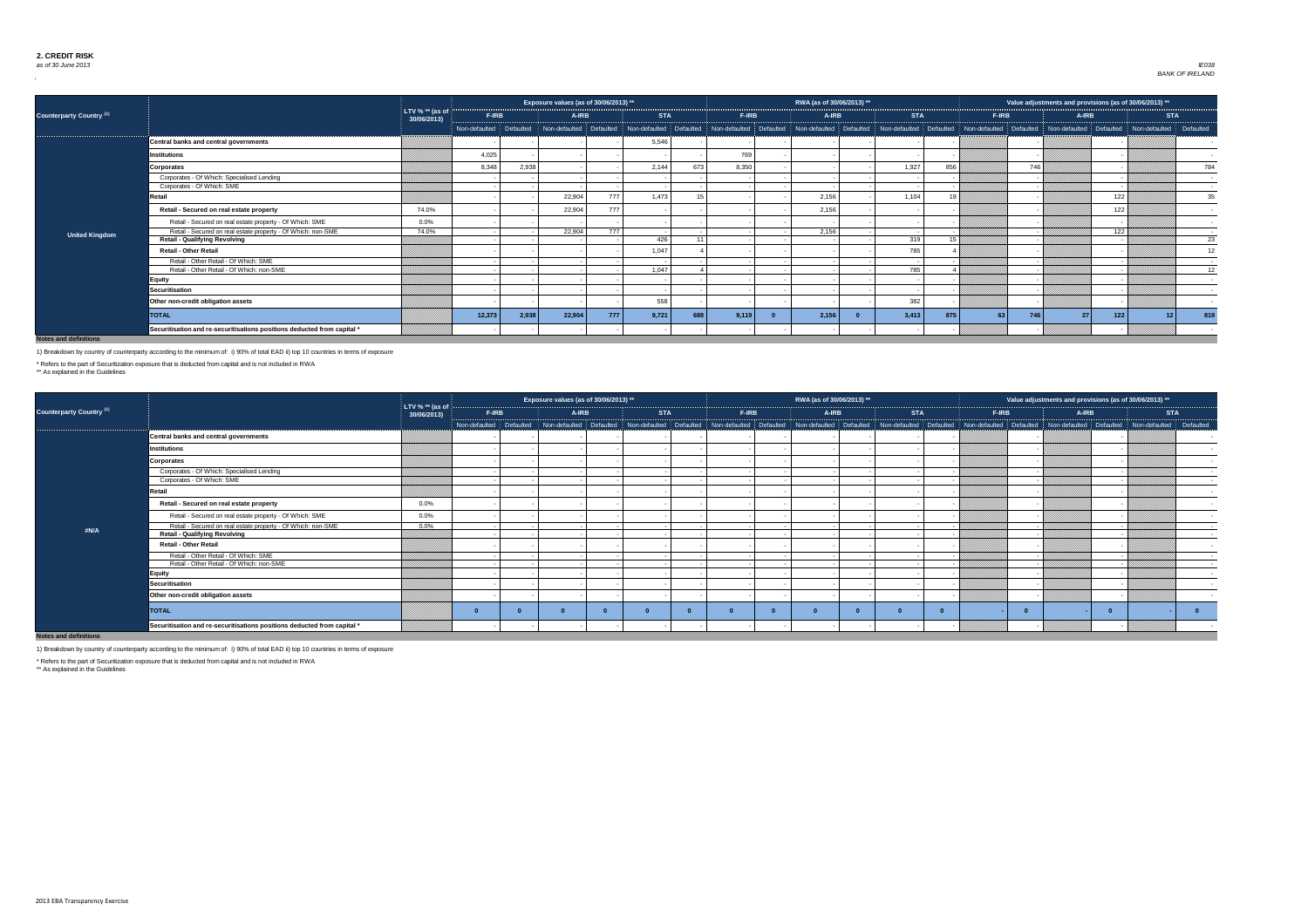## 2. CREDIT RISK

*as of 30 June 2013*

*IE038*
*BANK OF IRELAND*

| Counterparty Country (1) | | LTV % ** (as of 30/06/2013) | Exposure values (as of 30/06/2013) ** | | | | | | RWA (as of 30/06/2013) ** | | | | | | Value adjustments and provisions (as of 30/06/2013) ** | | | | | |
|---|---|---|---|---|---|---|---|---|---|---|---|---|---|---|---|---|---|---|---|---|
| | | | F-IRB | | A-IRB | | STA | | F-IRB | | A-IRB | | STA | | F-IRB | | A-IRB | | STA | |
| | | | Non-defaulted | Defaulted | Non-defaulted | Defaulted | Non-defaulted | Defaulted | Non-defaulted | Defaulted | Non-defaulted | Defaulted | Non-defaulted | Defaulted | Non-defaulted | Defaulted | Non-defaulted | Defaulted | Non-defaulted | Defaulted |
| United Kingdom | Central banks and central governments | | - | - | - | - | 5,546 | - | - | - | - | - | - | - | | - | | - | | - |
| | Institutions | | 4,025 | - | - | - | - | - | 769 | - | - | - | - | - | | - | | - | | - |
| | Corporates | | 8,348 | 2,938 | - | - | 2,144 | 673 | 8,350 | - | - | - | 1,927 | 856 | | 746 | | - | | 784 |
| | Corporates - Of Which: Specialised Lending | | - | - | - | - | - | - | - | - | - | - | - | - | | - | | - | | - |
| | Corporates - Of Which: SME | | - | - | - | - | - | - | - | - | - | - | - | - | | - | | - | | - |
| | Retail | | - | - | 22,904 | 777 | 1,473 | 15 | - | - | 2,156 | - | 1,104 | 19 | | - | | 122 | | 35 |
| | Retail - Secured on real estate property | 74.0% | - | - | 22,904 | 777 | - | - | - | - | 2,156 | - | - | - | | - | | 122 | | - |
| | Retail - Secured on real estate property - Of Which: SME | 0.0% | - | - | - | - | - | - | - | - | - | - | - | - | | - | | - | | - |
| | Retail - Secured on real estate property - Of Which: non-SME | 74.0% | - | - | 22,904 | 777 | - | - | - | - | 2,156 | - | - | - | | - | | 122 | | - |
| | Retail - Qualifying Revolving | | - | - | - | - | 426 | 11 | - | - | - | - | 319 | 15 | | - | | - | | 23 |
| | Retail - Other Retail | | - | - | - | - | 1,047 | 4 | - | - | - | - | 785 | 4 | | - | | - | | 12 |
| | Retail - Other Retail - Of Which: SME | | - | - | - | - | - | - | - | - | - | - | - | - | | - | | - | | - |
| | Retail - Other Retail - Of Which: non-SME | | - | - | - | - | 1,047 | 4 | - | - | - | - | 785 | 4 | | - | | - | | 12 |
| | Equity | | - | - | - | - | - | - | - | - | - | - | - | - | | - | | - | | - |
| | Securitisation | | - | - | - | - | - | - | - | - | - | - | - | - | | - | | - | | - |
| | Other non-credit obligation assets | | - | - | - | - | 558 | - | - | - | - | - | 382 | - | | - | | - | | - |
| | TOTAL | | 12,373 | 2,938 | 22,904 | 777 | 9,721 | 688 | 9,119 | 0 | 2,156 | 0 | 3,413 | 875 | 63 | 746 | 27 | 122 | 12 | 819 |
| | Securitisation and re-securitisations positions deducted from capital * | | - | - | - | - | - | - | - | - | - | - | - | - | | - | | - | | - |

**Notes and definitions**

1) Breakdown by country of counterparty according to the minimum of: i) 90% of total EAD ii) top 10 countries in terms of exposure

\* Refers to the part of Securitization exposure that is deducted from capital and is not included in RWA

** As explained in the Guidelines

| Counterparty Country (1) | | LTV % ** (as of 30/06/2013) | Exposure values (as of 30/06/2013) ** | | | | | | RWA (as of 30/06/2013) ** | | | | | | Value adjustments and provisions (as of 30/06/2013) ** | | | | | |
|---|---|---|---|---|---|---|---|---|---|---|---|---|---|---|---|---|---|---|---|---|
| | | | F-IRB | | A-IRB | | STA | | F-IRB | | A-IRB | | STA | | F-IRB | | A-IRB | | STA | |
| | | | Non-defaulted | Defaulted | Non-defaulted | Defaulted | Non-defaulted | Defaulted | Non-defaulted | Defaulted | Non-defaulted | Defaulted | Non-defaulted | Defaulted | Non-defaulted | Defaulted | Non-defaulted | Defaulted | Non-defaulted | Defaulted |
| #N/A | Central banks and central governments | | - | - | - | - | - | - | - | - | - | - | - | - | | - | | - | | - |
| | Institutions | | - | - | - | - | - | - | - | - | - | - | - | - | | - | | - | | - |
| | Corporates | | - | - | - | - | - | - | - | - | - | - | - | - | | - | | - | | - |
| | Corporates - Of Which: Specialised Lending | | - | - | - | - | - | - | - | - | - | - | - | - | | - | | - | | - |
| | Corporates - Of Which: SME | | - | - | - | - | - | - | - | - | - | - | - | - | | - | | - | | - |
| | Retail | | - | - | - | - | - | - | - | - | - | - | - | - | | - | | - | | - |
| | Retail - Secured on real estate property | 0.0% | - | - | - | - | - | - | - | - | - | - | - | - | | - | | - | | - |
| | Retail - Secured on real estate property - Of Which: SME | 0.0% | - | - | - | - | - | - | - | - | - | - | - | - | | - | | - | | - |
| | Retail - Secured on real estate property - Of Which: non-SME | 0.0% | - | - | - | - | - | - | - | - | - | - | - | - | | - | | - | | - |
| | Retail - Qualifying Revolving | | - | - | - | - | - | - | - | - | - | - | - | - | | - | | - | | - |
| | Retail - Other Retail | | - | - | - | - | - | - | - | - | - | - | - | - | | - | | - | | - |
| | Retail - Other Retail - Of Which: SME | | - | - | - | - | - | - | - | - | - | - | - | - | | - | | - | | - |
| | Retail - Other Retail - Of Which: non-SME | | - | - | - | - | - | - | - | - | - | - | - | - | | - | | - | | - |
| | Equity | | - | - | - | - | - | - | - | - | - | - | - | - | | - | | - | | - |
| | Securitisation | | - | - | - | - | - | - | - | - | - | - | - | - | | - | | - | | - |
| | Other non-credit obligation assets | | - | - | - | - | - | - | - | - | - | - | - | - | | - | | - | | - |
| | TOTAL | | 0 | 0 | 0 | 0 | 0 | 0 | 0 | 0 | 0 | 0 | 0 | 0 | - | 0 | - | 0 | - | 0 |
| | Securitisation and re-securitisations positions deducted from capital * | | - | - | - | - | - | - | - | - | - | - | - | - | | - | | - | | - |

**Notes and definitions**

1) Breakdown by country of counterparty according to the minimum of: i) 90% of total EAD ii) top 10 countries in terms of exposure

\* Refers to the part of Securitization exposure that is deducted from capital and is not included in RWA

** As explained in the Guidelines

2013 EBA Transparency Exercise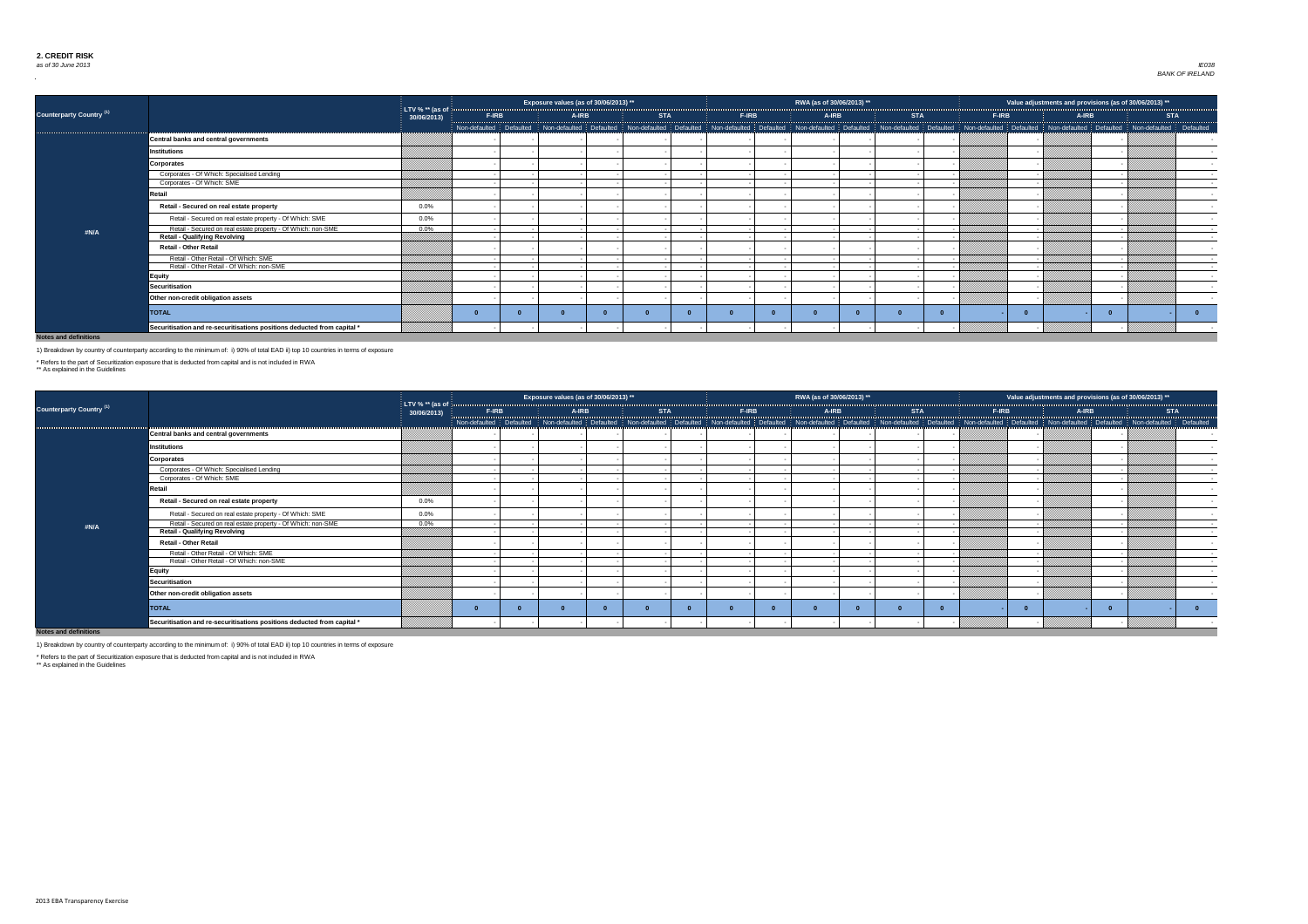## 2. CREDIT RISK

*as of 30 June 2013*

*IE038*
*BANK OF IRELAND*

| Counterparty Country [1] | | LTV % ** (as of 30/06/2013) | Exposure values (as of 30/06/2013) ** | | | | | | RWA (as of 30/06/2013) ** | | | | | | Value adjustments and provisions (as of 30/06/2013) ** | | | | | |
|---|---|---|---|---|---|---|---|---|---|---|---|---|---|---|---|---|---|---|---|---|
| | | | F-IRB | | A-IRB | | STA | | F-IRB | | A-IRB | | STA | | F-IRB | | A-IRB | | STA | |
| | | | Non-defaulted | Defaulted | Non-defaulted | Defaulted | Non-defaulted | Defaulted | Non-defaulted | Defaulted | Non-defaulted | Defaulted | Non-defaulted | Defaulted | Non-defaulted | Defaulted | Non-defaulted | Defaulted | Non-defaulted | Defaulted |
| #N/A | Central banks and central governments | | - | - | - | - | - | - | - | - | - | - | - | - | | - | | - | | - |
| | Institutions | | - | - | - | - | - | - | - | - | - | - | - | - | | - | | - | | - |
| | Corporates | | - | - | - | - | - | - | - | - | - | - | - | - | | - | | - | | - |
| | Corporates - Of Which: Specialised Lending | | - | - | - | - | - | - | - | - | - | - | - | - | | - | | - | | - |
| | Corporates - Of Which: SME | | - | - | - | - | - | - | - | - | - | - | - | - | | - | | - | | - |
| | Retail | | - | - | - | - | - | - | - | - | - | - | - | - | | - | | - | | - |
| | Retail - Secured on real estate property | 0.0% | - | - | - | - | - | - | - | - | - | - | - | - | | - | | - | | - |
| | Retail - Secured on real estate property - Of Which: SME | 0.0% | - | - | - | - | - | - | - | - | - | - | - | - | | - | | - | | - |
| | Retail - Secured on real estate property - Of Which: non-SME | 0.0% | - | - | - | - | - | - | - | - | - | - | - | - | | - | | - | | - |
| | Retail - Qualifying Revolving | | - | - | - | - | - | - | - | - | - | - | - | - | | - | | - | | - |
| | Retail - Other Retail | | - | - | - | - | - | - | - | - | - | - | - | - | | - | | - | | - |
| | Retail - Other Retail - Of Which: SME | | - | - | - | - | - | - | - | - | - | - | - | - | | - | | - | | - |
| | Retail - Other Retail - Of Which: non-SME | | - | - | - | - | - | - | - | - | - | - | - | - | | - | | - | | - |
| | Equity | | - | - | - | - | - | - | - | - | - | - | - | - | | - | | - | | - |
| | Securitisation | | - | - | - | - | - | - | - | - | - | - | - | - | | - | | - | | - |
| | Other non-credit obligation assets | | - | - | - | - | - | - | - | - | - | - | - | - | | - | | - | | - |
| | TOTAL | | 0 | 0 | 0 | 0 | 0 | 0 | 0 | 0 | 0 | 0 | 0 | 0 | - | 0 | - | 0 | - | 0 |
| | Securitisation and re-securitisations positions deducted from capital * | | - | - | - | - | - | - | - | - | - | - | - | - | | - | | - | | - |

**Notes and definitions**

1) Breakdown by country of counterparty according to the minimum of: i) 90% of total EAD ii) top 10 countries in terms of exposure

* Refers to the part of Securitization exposure that is deducted from capital and is not included in RWA
** As explained in the Guidelines

| Counterparty Country [1] | | LTV % ** (as of 30/06/2013) | Exposure values (as of 30/06/2013) ** | | | | | | RWA (as of 30/06/2013) ** | | | | | | Value adjustments and provisions (as of 30/06/2013) ** | | | | | |
|---|---|---|---|---|---|---|---|---|---|---|---|---|---|---|---|---|---|---|---|---|
| | | | F-IRB | | A-IRB | | STA | | F-IRB | | A-IRB | | STA | | F-IRB | | A-IRB | | STA | |
| | | | Non-defaulted | Defaulted | Non-defaulted | Defaulted | Non-defaulted | Defaulted | Non-defaulted | Defaulted | Non-defaulted | Defaulted | Non-defaulted | Defaulted | Non-defaulted | Defaulted | Non-defaulted | Defaulted | Non-defaulted | Defaulted |
| #N/A | Central banks and central governments | | - | - | - | - | - | - | - | - | - | - | - | - | | - | | - | | - |
| | Institutions | | - | - | - | - | - | - | - | - | - | - | - | - | | - | | - | | - |
| | Corporates | | - | - | - | - | - | - | - | - | - | - | - | - | | - | | - | | - |
| | Corporates - Of Which: Specialised Lending | | - | - | - | - | - | - | - | - | - | - | - | - | | - | | - | | - |
| | Corporates - Of Which: SME | | - | - | - | - | - | - | - | - | - | - | - | - | | - | | - | | - |
| | Retail | | - | - | - | - | - | - | - | - | - | - | - | - | | - | | - | | - |
| | Retail - Secured on real estate property | 0.0% | - | - | - | - | - | - | - | - | - | - | - | - | | - | | - | | - |
| | Retail - Secured on real estate property - Of Which: SME | 0.0% | - | - | - | - | - | - | - | - | - | - | - | - | | - | | - | | - |
| | Retail - Secured on real estate property - Of Which: non-SME | 0.0% | - | - | - | - | - | - | - | - | - | - | - | - | | - | | - | | - |
| | Retail - Qualifying Revolving | | - | - | - | - | - | - | - | - | - | - | - | - | | - | | - | | - |
| | Retail - Other Retail | | - | - | - | - | - | - | - | - | - | - | - | - | | - | | - | | - |
| | Retail - Other Retail - Of Which: SME | | - | - | - | - | - | - | - | - | - | - | - | - | | - | | - | | - |
| | Retail - Other Retail - Of Which: non-SME | | - | - | - | - | - | - | - | - | - | - | - | - | | - | | - | | - |
| | Equity | | - | - | - | - | - | - | - | - | - | - | - | - | | - | | - | | - |
| | Securitisation | | - | - | - | - | - | - | - | - | - | - | - | - | | - | | - | | - |
| | Other non-credit obligation assets | | - | - | - | - | - | - | - | - | - | - | - | - | | - | | - | | - |
| | TOTAL | | 0 | 0 | 0 | 0 | 0 | 0 | 0 | 0 | 0 | 0 | 0 | 0 | - | 0 | - | 0 | - | 0 |
| | Securitisation and re-securitisations positions deducted from capital * | | - | - | - | - | - | - | - | - | - | - | - | - | | - | | - | | - |

**Notes and definitions**

1) Breakdown by country of counterparty according to the minimum of: i) 90% of total EAD ii) top 10 countries in terms of exposure

* Refers to the part of Securitization exposure that is deducted from capital and is not included in RWA
** As explained in the Guidelines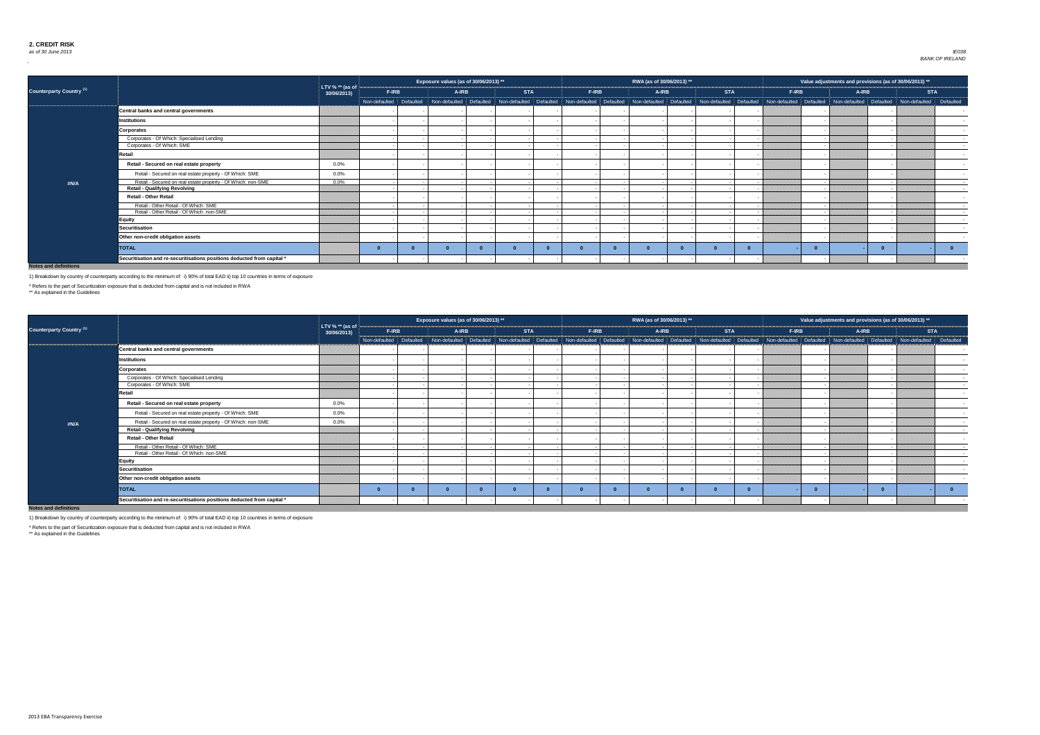## 2. CREDIT RISK

*as of 30 June 2013*

*IE038*
*BANK OF IRELAND*

| Counterparty Country [(1)] | | LTV % ** (as of 30/06/2013) | Exposure values (as of 30/06/2013) ** | | | | | | RWA (as of 30/06/2013) ** | | | | | | Value adjustments and provisions (as of 30/06/2013) ** | | | | | |
|---|---|---|---|---|---|---|---|---|---|---|---|---|---|---|---|---|---|---|---|---|
| | | | F-IRB | | A-IRB | | STA | | F-IRB | | A-IRB | | STA | | F-IRB | | A-IRB | | STA | |
| | | | Non-defaulted | Defaulted | Non-defaulted | Defaulted | Non-defaulted | Defaulted | Non-defaulted | Defaulted | Non-defaulted | Defaulted | Non-defaulted | Defaulted | Non-defaulted | Defaulted | Non-defaulted | Defaulted | Non-defaulted | Defaulted |
| #N/A | **Central banks and central governments** | | - | - | - | - | - | - | - | - | - | - | - | - | | - | | - | | - |
| | **Institutions** | | - | - | - | - | - | - | - | - | - | - | - | - | | - | | - | | - |
| | **Corporates** | | - | - | - | - | - | - | - | - | - | - | - | - | | - | | - | | - |
| | Corporates - Of Which: Specialised Lending | | - | - | - | - | - | - | - | - | - | - | - | - | | - | | - | | - |
| | Corporates - Of Which: SME | | - | - | - | - | - | - | - | - | - | - | - | - | | - | | - | | - |
| | **Retail** | | - | - | - | - | - | - | - | - | - | - | - | - | | - | | - | | - |
| | **Retail - Secured on real estate property** | 0.0% | - | - | - | - | - | - | - | - | - | - | - | - | | - | | - | | - |
| | Retail - Secured on real estate property - Of Which: SME | 0.0% | - | - | - | - | - | - | - | - | - | - | - | - | | - | | - | | - |
| | Retail - Secured on real estate property - Of Which: non-SME | 0.0% | - | - | - | - | - | - | - | - | - | - | - | - | | - | | - | | - |
| | **Retail - Qualifying Revolving** | | - | - | - | - | - | - | - | - | - | - | - | - | | - | | - | | - |
| | **Retail - Other Retail** | | - | - | - | - | - | - | - | - | - | - | - | - | | - | | - | | - |
| | Retail - Other Retail - Of Which: SME | | - | - | - | - | - | - | - | - | - | - | - | - | | - | | - | | - |
| | Retail - Other Retail - Of Which: non-SME | | - | - | - | - | - | - | - | - | - | - | - | - | | - | | - | | - |
| | **Equity** | | - | - | - | - | - | - | - | - | - | - | - | - | | - | | - | | - |
| | **Securitisation** | | - | - | - | - | - | - | - | - | - | - | - | - | | - | | - | | - |
| | **Other non-credit obligation assets** | | - | - | - | - | - | - | - | - | - | - | - | - | | - | | - | | - |
| | **TOTAL** | | 0 | 0 | 0 | 0 | 0 | 0 | 0 | 0 | 0 | 0 | 0 | 0 | - | 0 | - | 0 | - | 0 |
| | **Securitisation and re-securitisations positions deducted from capital *** | | - | - | - | - | - | - | - | - | - | - | - | - | | - | | - | | - |

**Notes and definitions**

1) Breakdown by country of counterparty according to the minimum of: i) 90% of total EAD ii) top 10 countries in terms of exposure

\* Refers to the part of Securitization exposure that is deducted from capital and is not included in RWA

\** As explained in the Guidelines

| Counterparty Country [(1)] | | LTV % ** (as of 30/06/2013) | Exposure values (as of 30/06/2013) ** | | | | | | RWA (as of 30/06/2013) ** | | | | | | Value adjustments and provisions (as of 30/06/2013) ** | | | | | |
|---|---|---|---|---|---|---|---|---|---|---|---|---|---|---|---|---|---|---|---|---|
| | | | F-IRB | | A-IRB | | STA | | F-IRB | | A-IRB | | STA | | F-IRB | | A-IRB | | STA | |
| | | | Non-defaulted | Defaulted | Non-defaulted | Defaulted | Non-defaulted | Defaulted | Non-defaulted | Defaulted | Non-defaulted | Defaulted | Non-defaulted | Defaulted | Non-defaulted | Defaulted | Non-defaulted | Defaulted | Non-defaulted | Defaulted |
| #N/A | **Central banks and central governments** | | - | - | - | - | - | - | - | - | - | - | - | - | | - | | - | | - |
| | **Institutions** | | - | - | - | - | - | - | - | - | - | - | - | - | | - | | - | | - |
| | **Corporates** | | - | - | - | - | - | - | - | - | - | - | - | - | | - | | - | | - |
| | Corporates - Of Which: Specialised Lending | | - | - | - | - | - | - | - | - | - | - | - | - | | - | | - | | - |
| | Corporates - Of Which: SME | | - | - | - | - | - | - | - | - | - | - | - | - | | - | | - | | - |
| | **Retail** | | - | - | - | - | - | - | - | - | - | - | - | - | | - | | - | | - |
| | **Retail - Secured on real estate property** | 0.0% | - | - | - | - | - | - | - | - | - | - | - | - | | - | | - | | - |
| | Retail - Secured on real estate property - Of Which: SME | 0.0% | - | - | - | - | - | - | - | - | - | - | - | - | | - | | - | | - |
| | Retail - Secured on real estate property - Of Which: non-SME | 0.0% | - | - | - | - | - | - | - | - | - | - | - | - | | - | | - | | - |
| | **Retail - Qualifying Revolving** | | - | - | - | - | - | - | - | - | - | - | - | - | | - | | - | | - |
| | **Retail - Other Retail** | | - | - | - | - | - | - | - | - | - | - | - | - | | - | | - | | - |
| | Retail - Other Retail - Of Which: SME | | - | - | - | - | - | - | - | - | - | - | - | - | | - | | - | | - |
| | Retail - Other Retail - Of Which: non-SME | | - | - | - | - | - | - | - | - | - | - | - | - | | - | | - | | - |
| | **Equity** | | - | - | - | - | - | - | - | - | - | - | - | - | | - | | - | | - |
| | **Securitisation** | | - | - | - | - | - | - | - | - | - | - | - | - | | - | | - | | - |
| | **Other non-credit obligation assets** | | - | - | - | - | - | - | - | - | - | - | - | - | | - | | - | | - |
| | **TOTAL** | | 0 | 0 | 0 | 0 | 0 | 0 | 0 | 0 | 0 | 0 | 0 | 0 | - | 0 | - | 0 | - | 0 |
| | **Securitisation and re-securitisations positions deducted from capital *** | | - | - | - | - | - | - | - | - | - | - | - | - | | - | | - | | - |

**Notes and definitions**

1) Breakdown by country of counterparty according to the minimum of: i) 90% of total EAD ii) top 10 countries in terms of exposure

\* Refers to the part of Securitization exposure that is deducted from capital and is not included in RWA

\** As explained in the Guidelines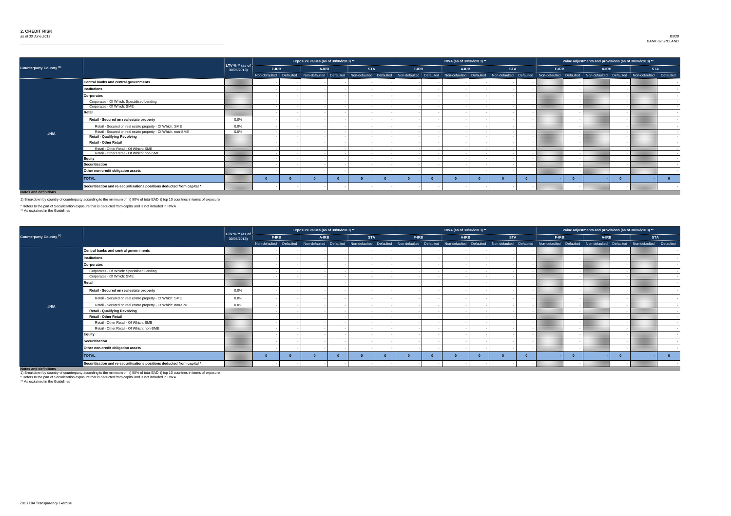# 2. CREDIT RISK

*as of 30 June 2013*

*IE038*
*BANK OF IRELAND*

| Counterparty Country [(1)] | | LTV % ** (as of 30/06/2013) | Exposure values (as of 30/06/2013) ** | | | | | | RWA (as of 30/06/2013) ** | | | | | | Value adjustments and provisions (as of 30/06/2013) ** | | | | | |
|---|---|---|---|---|---|---|---|---|---|---|---|---|---|---|---|---|---|---|---|---|
| | | | F-IRB | | A-IRB | | STA | | F-IRB | | A-IRB | | STA | | F-IRB | | A-IRB | | STA | |
| | | | Non-defaulted | Defaulted | Non-defaulted | Defaulted | Non-defaulted | Defaulted | Non-defaulted | Defaulted | Non-defaulted | Defaulted | Non-defaulted | Defaulted | Non-defaulted | Defaulted | Non-defaulted | Defaulted | Non-defaulted | Defaulted |
| #N/A | Central banks and central governments | | - | - | - | - | - | - | - | - | - | - | - | - | | - | | - | | - |
| | Institutions | | - | - | - | - | - | - | - | - | - | - | - | - | | - | | - | | - |
| | Corporates | | - | - | - | - | - | - | - | - | - | - | - | - | | - | | - | | - |
| | Corporates - Of Which: Specialised Lending | | - | - | - | - | - | - | - | - | - | - | - | - | | - | | - | | - |
| | Corporates - Of Which: SME | | - | - | - | - | - | - | - | - | - | - | - | - | | - | | - | | - |
| | Retail | | - | - | - | - | - | - | - | - | - | - | - | - | | - | | - | | - |
| | Retail - Secured on real estate property | 0.0% | - | - | - | - | - | - | - | - | - | - | - | - | | - | | - | | - |
| | Retail - Secured on real estate property - Of Which: SME | 0.0% | - | - | - | - | - | - | - | - | - | - | - | - | | - | | - | | - |
| | Retail - Secured on real estate property - Of Which: non-SME | 0.0% | - | - | - | - | - | - | - | - | - | - | - | - | | - | | - | | - |
| | Retail - Qualifying Revolving | | - | - | - | - | - | - | - | - | - | - | - | - | | - | | - | | - |
| | Retail - Other Retail | | - | - | - | - | - | - | - | - | - | - | - | - | | - | | - | | - |
| | Retail - Other Retail - Of Which: SME | | - | - | - | - | - | - | - | - | - | - | - | - | | - | | - | | - |
| | Retail - Other Retail - Of Which: non-SME | | - | - | - | - | - | - | - | - | - | - | - | - | | - | | - | | - |
| | Equity | | - | - | - | - | - | - | - | - | - | - | - | - | | - | | - | | - |
| | Securitisation | | - | - | - | - | - | - | - | - | - | - | - | - | | - | | - | | - |
| | Other non-credit obligation assets | | - | - | - | - | - | - | - | - | - | - | - | - | | - | | - | | - |
| | TOTAL | | 0 | 0 | 0 | 0 | 0 | 0 | 0 | 0 | 0 | 0 | 0 | 0 | - | 0 | - | 0 | - | 0 |
| | Securitisation and re-securitisations positions deducted from capital * | | - | - | - | - | - | - | - | - | - | - | - | - | | - | | - | | - |

**Notes and definitions**

1) Breakdown by country of counterparty according to the minimum of: i) 90% of total EAD ii) top 10 countries in terms of exposure

* Refers to the part of Securitization exposure that is deducted from capital and is not included in RWA

** As explained in the Guidelines

| Counterparty Country [(1)] | | LTV % ** (as of 30/06/2013) | Exposure values (as of 30/06/2013) ** | | | | | | RWA (as of 30/06/2013) ** | | | | | | Value adjustments and provisions (as of 30/06/2013) ** | | | | | |
|---|---|---|---|---|---|---|---|---|---|---|---|---|---|---|---|---|---|---|---|---|
| | | | F-IRB | | A-IRB | | STA | | F-IRB | | A-IRB | | STA | | F-IRB | | A-IRB | | STA | |
| | | | Non-defaulted | Defaulted | Non-defaulted | Defaulted | Non-defaulted | Defaulted | Non-defaulted | Defaulted | Non-defaulted | Defaulted | Non-defaulted | Defaulted | Non-defaulted | Defaulted | Non-defaulted | Defaulted | Non-defaulted | Defaulted |
| #N/A | Central banks and central governments | | - | - | - | - | - | - | - | - | - | - | - | - | | - | | - | | - |
| | Institutions | | - | - | - | - | - | - | - | - | - | - | - | - | | - | | - | | - |
| | Corporates | | - | - | - | - | - | - | - | - | - | - | - | - | | - | | - | | - |
| | Corporates - Of Which: Specialised Lending | | - | - | - | - | - | - | - | - | - | - | - | - | | - | | - | | - |
| | Corporates - Of Which: SME | | - | - | - | - | - | - | - | - | - | - | - | - | | - | | - | | - |
| | Retail | | - | - | - | - | - | - | - | - | - | - | - | - | | - | | - | | - |
| | Retail - Secured on real estate property | 0.0% | - | - | - | - | - | - | - | - | - | - | - | - | | - | | - | | - |
| | Retail - Secured on real estate property - Of Which: SME | 0.0% | - | - | - | - | - | - | - | - | - | - | - | - | | - | | - | | - |
| | Retail - Secured on real estate property - Of Which: non-SME | 0.0% | - | - | - | - | - | - | - | - | - | - | - | - | | - | | - | | - |
| | Retail - Qualifying Revolving | | - | - | - | - | - | - | - | - | - | - | - | - | | - | | - | | - |
| | Retail - Other Retail | | - | - | - | - | - | - | - | - | - | - | - | - | | - | | - | | - |
| | Retail - Other Retail - Of Which: SME | | - | - | - | - | - | - | - | - | - | - | - | - | | - | | - | | - |
| | Retail - Other Retail - Of Which: non-SME | | - | - | - | - | - | - | - | - | - | - | - | - | | - | | - | | - |
| | Equity | | - | - | - | - | - | - | - | - | - | - | - | - | | - | | - | | - |
| | Securitisation | | - | - | - | - | - | - | - | - | - | - | - | - | | - | | - | | - |
| | Other non-credit obligation assets | | - | - | - | - | - | - | - | - | - | - | - | - | | - | | - | | - |
| | TOTAL | | 0 | 0 | 0 | 0 | 0 | 0 | 0 | 0 | 0 | 0 | 0 | 0 | - | 0 | - | 0 | - | 0 |
| | Securitisation and re-securitisations positions deducted from capital * | | - | - | - | - | - | - | - | - | - | - | - | - | | - | | - | | - |

**Notes and definitions**

1) Breakdown by country of counterparty according to the minimum of: i) 90% of total EAD ii) top 10 countries in terms of exposure

* Refers to the part of Securitization exposure that is deducted from capital and is not included in RWA

** As explained in the Guidelines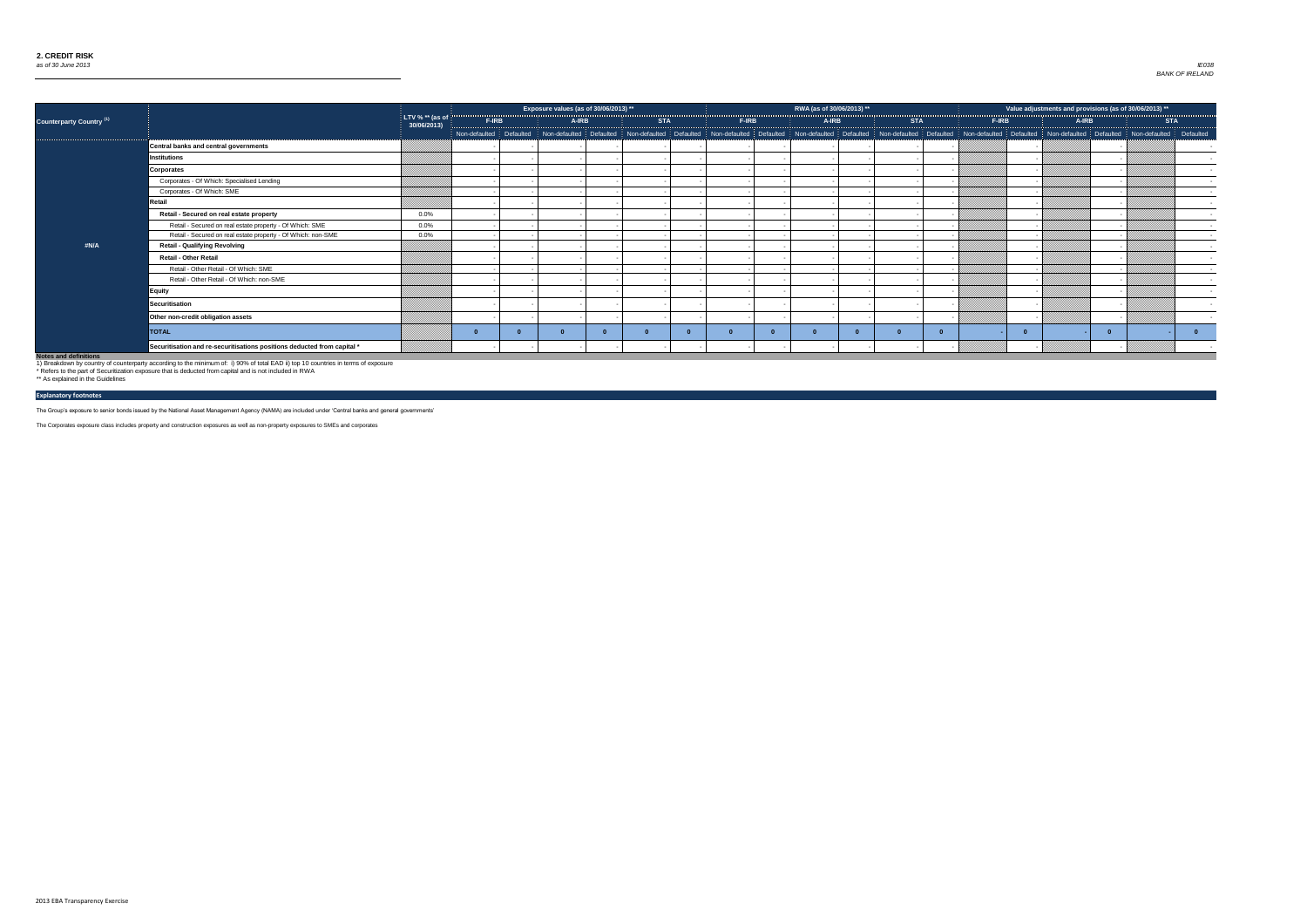## 2. CREDIT RISK

*as of 30 June 2013*

*IE038*
*BANK OF IRELAND*

| Counterparty Country [1] | | LTV % ** (as of 30/06/2013) | Exposure values (as of 30/06/2013) ** | | | | | | RWA (as of 30/06/2013) ** | | | | | | Value adjustments and provisions (as of 30/06/2013) ** | | | | | |
|---|---|---|---|---|---|---|---|---|---|---|---|---|---|---|---|---|---|---|---|---|
| | | | F-IRB | | A-IRB | | STA | | F-IRB | | A-IRB | | STA | | F-IRB | | A-IRB | | STA | |
| | | | Non-defaulted | Defaulted | Non-defaulted | Defaulted | Non-defaulted | Defaulted | Non-defaulted | Defaulted | Non-defaulted | Defaulted | Non-defaulted | Defaulted | Non-defaulted | Defaulted | Non-defaulted | Defaulted | Non-defaulted | Defaulted |
| #N/A | Central banks and central governments | | - | - | - | - | - | - | - | - | - | - | - | - | | - | | - | | - |
| | Institutions | | - | - | - | - | - | - | - | - | - | - | - | - | | - | | - | | - |
| | Corporates | | - | - | - | - | - | - | - | - | - | - | - | - | | - | | - | | - |
| | Corporates - Of Which: Specialised Lending | | - | - | - | - | - | - | - | - | - | - | - | - | | - | | - | | - |
| | Corporates - Of Which: SME | | - | - | - | - | - | - | - | - | - | - | - | - | | - | | - | | - |
| | Retail | | - | - | - | - | - | - | - | - | - | - | - | - | | - | | - | | - |
| | Retail - Secured on real estate property | 0.0% | - | - | - | - | - | - | - | - | - | - | - | - | | - | | - | | - |
| | Retail - Secured on real estate property - Of Which: SME | 0.0% | - | - | - | - | - | - | - | - | - | - | - | - | | - | | - | | - |
| | Retail - Secured on real estate property - Of Which: non-SME | 0.0% | - | - | - | - | - | - | - | - | - | - | - | - | | - | | - | | - |
| | Retail - Qualifying Revolving | | - | - | - | - | - | - | - | - | - | - | - | - | | - | | - | | - |
| | Retail - Other Retail | | - | - | - | - | - | - | - | - | - | - | - | - | | - | | - | | - |
| | Retail - Other Retail - Of Which: SME | | - | - | - | - | - | - | - | - | - | - | - | - | | - | | - | | - |
| | Retail - Other Retail - Of Which: non-SME | | - | - | - | - | - | - | - | - | - | - | - | - | | - | | - | | - |
| | Equity | | - | - | - | - | - | - | - | - | - | - | - | - | | - | | - | | - |
| | Securitisation | | - | - | - | - | - | - | - | - | - | - | - | - | | - | | - | | - |
| | Other non-credit obligation assets | | - | - | - | - | - | - | - | - | - | - | - | - | | - | | - | | - |
| | TOTAL | | 0 | 0 | 0 | 0 | 0 | 0 | 0 | 0 | 0 | 0 | 0 | 0 | - | 0 | - | 0 | - | 0 |
| | Securitisation and re-securitisations positions deducted from capital * | | - | - | - | - | - | - | - | - | - | - | - | - | | - | | - | | - |

**Notes and definitions**

1) Breakdown by country of counterparty according to the minimum of: i) 90% of total EAD ii) top 10 countries in terms of exposure

\* Refers to the part of Securitization exposure that is deducted from capital and is not included in RWA

\*\* As explained in the Guidelines

**Explanatory footnotes**

The Group's exposure to senior bonds issued by the National Asset Management Agency (NAMA) are included under 'Central banks and general governments'

The Corporates exposure class includes property and construction exposures as well as non-property exposures to SMEs and corporates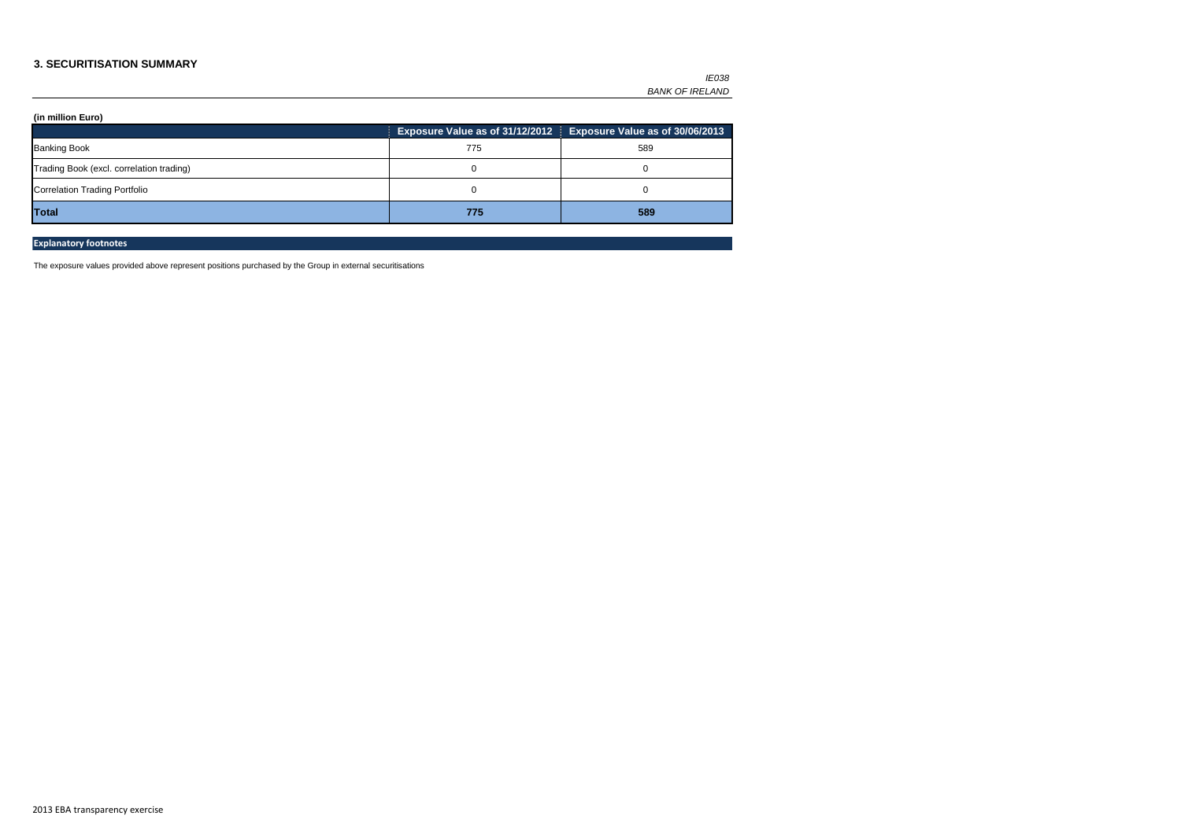## 3. SECURITISATION SUMMARY

*IE038*
*BANK OF IRELAND*

**(in million Euro)**

| | Exposure Value as of 31/12/2012 | Exposure Value as of 30/06/2013 |
|---|---|---|
| Banking Book | 775 | 589 |
| Trading Book (excl. correlation trading) | 0 | 0 |
| Correlation Trading Portfolio | 0 | 0 |
| **Total** | **775** | **589** |

**Explanatory footnotes**

The exposure values provided above represent positions purchased by the Group in external securitisations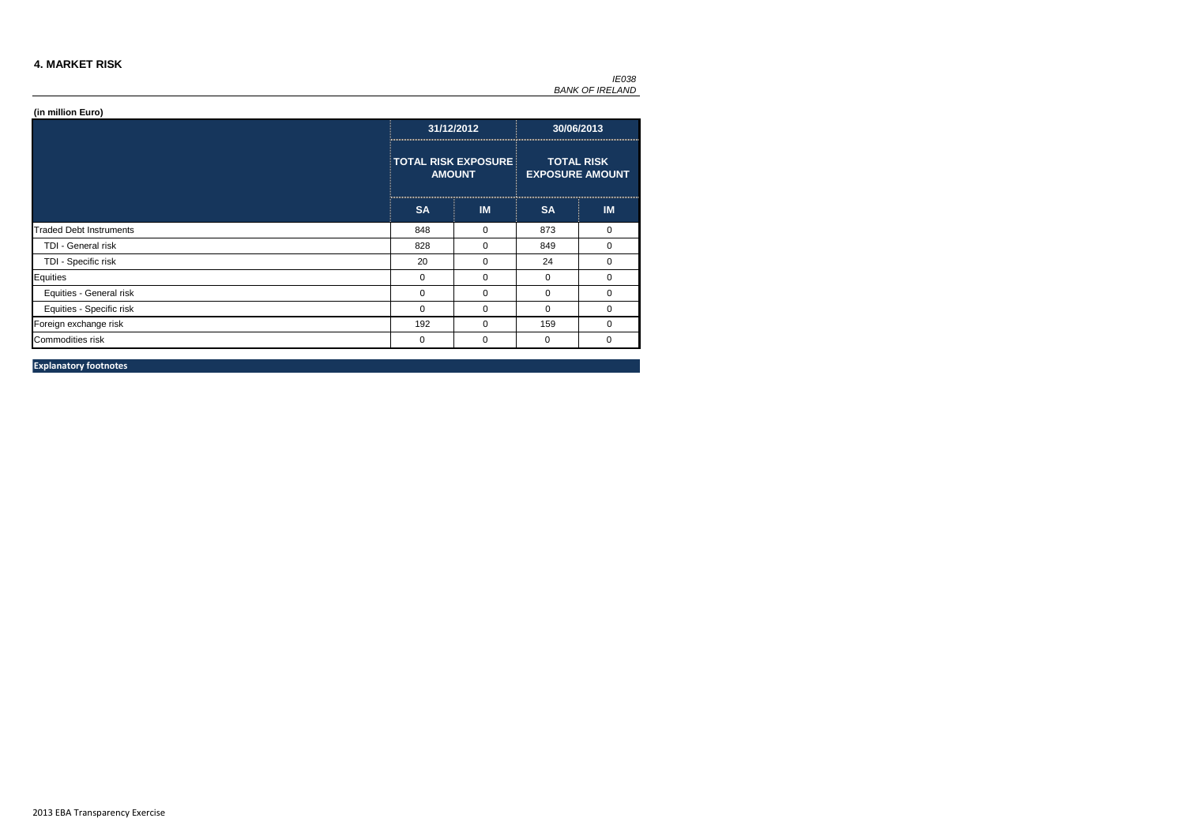## 4. MARKET RISK

*IE038*
*BANK OF IRELAND*

**(in million Euro)**

| | 31/12/2012 | | 30/06/2013 | |
|---|---|---|---|---|
| | TOTAL RISK EXPOSURE AMOUNT | | TOTAL RISK EXPOSURE AMOUNT | |
| | SA | IM | SA | IM |
| Traded Debt Instruments | 848 | 0 | 873 | 0 |
| TDI - General risk | 828 | 0 | 849 | 0 |
| TDI - Specific risk | 20 | 0 | 24 | 0 |
| Equities | 0 | 0 | 0 | 0 |
| Equities - General risk | 0 | 0 | 0 | 0 |
| Equities - Specific risk | 0 | 0 | 0 | 0 |
| Foreign exchange risk | 192 | 0 | 159 | 0 |
| Commodities risk | 0 | 0 | 0 | 0 |

**Explanatory footnotes**

2013 EBA Transparency Exercise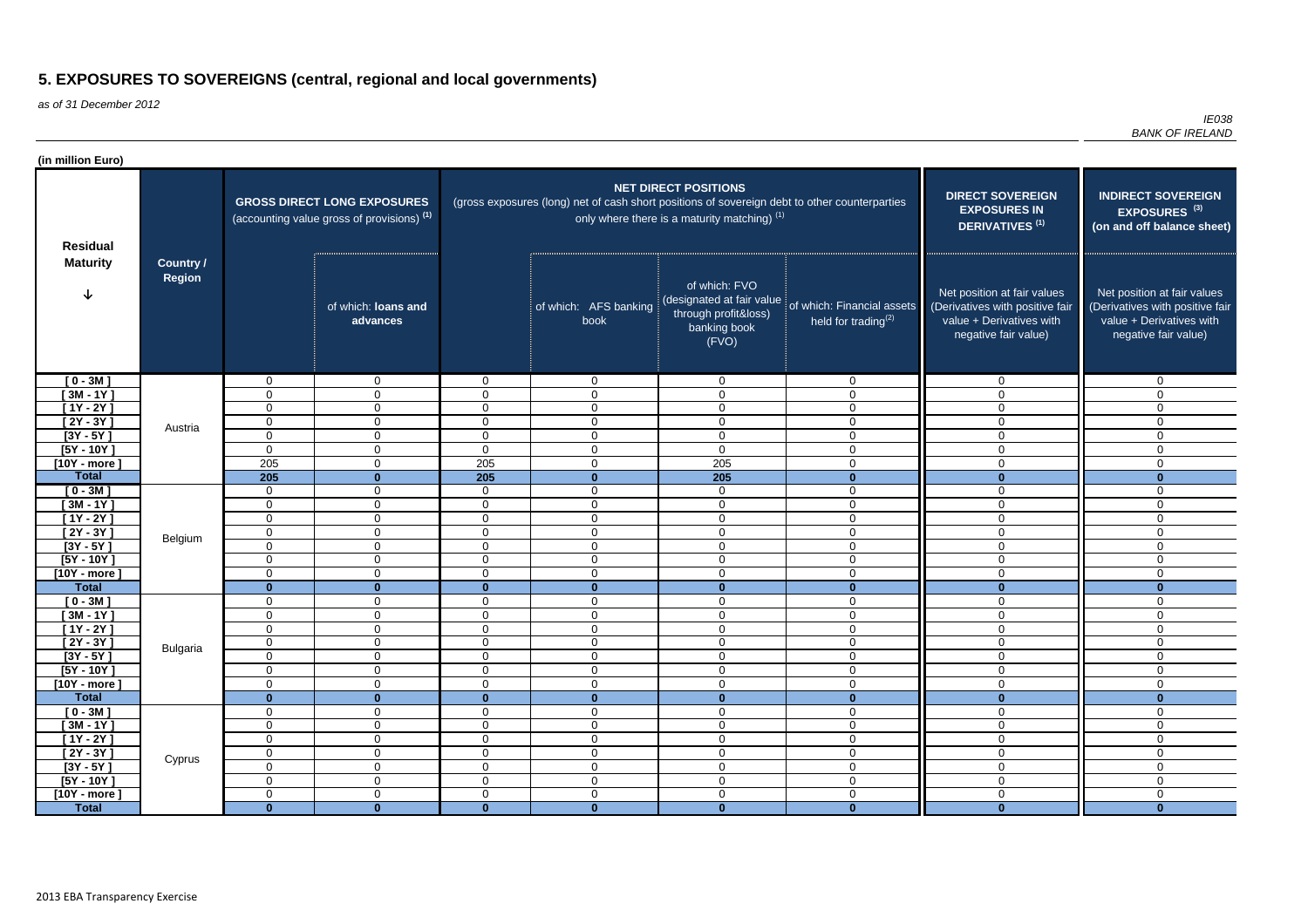# 5. EXPOSURES TO SOVEREIGNS (central, regional and local governments)

*as of 31 December 2012*

*IE038*
*BANK OF IRELAND*

**(in million Euro)**

| Residual Maturity | Country / Region | GROSS DIRECT LONG EXPOSURES (accounting value gross of provisions) [1] | | NET DIRECT POSITIONS (gross exposures (long) net of cash short positions of sovereign debt to other counterparties only where there is a maturity matching) [1] | | | | DIRECT SOVEREIGN EXPOSURES IN DERIVATIVES [1] | INDIRECT SOVEREIGN EXPOSURES [3] (on and off balance sheet) |
|---|---|---|---|---|---|---|---|---|---|
| | | | of which: **loans and advances** | | of which: AFS banking book | of which: FVO (designated at fair value through profit&loss) banking book (FVO) | of which: Financial assets held for trading[2] | Net position at fair values (Derivatives with positive fair value + Derivatives with negative fair value) | Net position at fair values (Derivatives with positive fair value + Derivatives with negative fair value) |
| [ 0 - 3M ] | Austria | 0 | 0 | 0 | 0 | 0 | 0 | 0 | 0 |
| [ 3M - 1Y ] | | 0 | 0 | 0 | 0 | 0 | 0 | 0 | 0 |
| [ 1Y - 2Y ] | | 0 | 0 | 0 | 0 | 0 | 0 | 0 | 0 |
| [ 2Y - 3Y ] | | 0 | 0 | 0 | 0 | 0 | 0 | 0 | 0 |
| [3Y - 5Y ] | | 0 | 0 | 0 | 0 | 0 | 0 | 0 | 0 |
| [5Y - 10Y ] | | 0 | 0 | 0 | 0 | 0 | 0 | 0 | 0 |
| [10Y - more ] | | 205 | 0 | 205 | 0 | 205 | 0 | 0 | 0 |
| **Total** | | **205** | **0** | **205** | **0** | **205** | **0** | **0** | **0** |
| [ 0 - 3M ] | Belgium | 0 | 0 | 0 | 0 | 0 | 0 | 0 | 0 |
| [ 3M - 1Y ] | | 0 | 0 | 0 | 0 | 0 | 0 | 0 | 0 |
| [ 1Y - 2Y ] | | 0 | 0 | 0 | 0 | 0 | 0 | 0 | 0 |
| [ 2Y - 3Y ] | | 0 | 0 | 0 | 0 | 0 | 0 | 0 | 0 |
| [3Y - 5Y ] | | 0 | 0 | 0 | 0 | 0 | 0 | 0 | 0 |
| [5Y - 10Y ] | | 0 | 0 | 0 | 0 | 0 | 0 | 0 | 0 |
| [10Y - more ] | | 0 | 0 | 0 | 0 | 0 | 0 | 0 | 0 |
| **Total** | | **0** | **0** | **0** | **0** | **0** | **0** | **0** | **0** |
| [ 0 - 3M ] | Bulgaria | 0 | 0 | 0 | 0 | 0 | 0 | 0 | 0 |
| [ 3M - 1Y ] | | 0 | 0 | 0 | 0 | 0 | 0 | 0 | 0 |
| [ 1Y - 2Y ] | | 0 | 0 | 0 | 0 | 0 | 0 | 0 | 0 |
| [ 2Y - 3Y ] | | 0 | 0 | 0 | 0 | 0 | 0 | 0 | 0 |
| [3Y - 5Y ] | | 0 | 0 | 0 | 0 | 0 | 0 | 0 | 0 |
| [5Y - 10Y ] | | 0 | 0 | 0 | 0 | 0 | 0 | 0 | 0 |
| [10Y - more ] | | 0 | 0 | 0 | 0 | 0 | 0 | 0 | 0 |
| **Total** | | **0** | **0** | **0** | **0** | **0** | **0** | **0** | **0** |
| [ 0 - 3M ] | Cyprus | 0 | 0 | 0 | 0 | 0 | 0 | 0 | 0 |
| [ 3M - 1Y ] | | 0 | 0 | 0 | 0 | 0 | 0 | 0 | 0 |
| [ 1Y - 2Y ] | | 0 | 0 | 0 | 0 | 0 | 0 | 0 | 0 |
| [ 2Y - 3Y ] | | 0 | 0 | 0 | 0 | 0 | 0 | 0 | 0 |
| [3Y - 5Y ] | | 0 | 0 | 0 | 0 | 0 | 0 | 0 | 0 |
| [5Y - 10Y ] | | 0 | 0 | 0 | 0 | 0 | 0 | 0 | 0 |
| [10Y - more ] | | 0 | 0 | 0 | 0 | 0 | 0 | 0 | 0 |
| **Total** | | **0** | **0** | **0** | **0** | **0** | **0** | **0** | **0** |

2013 EBA Transparency Exercise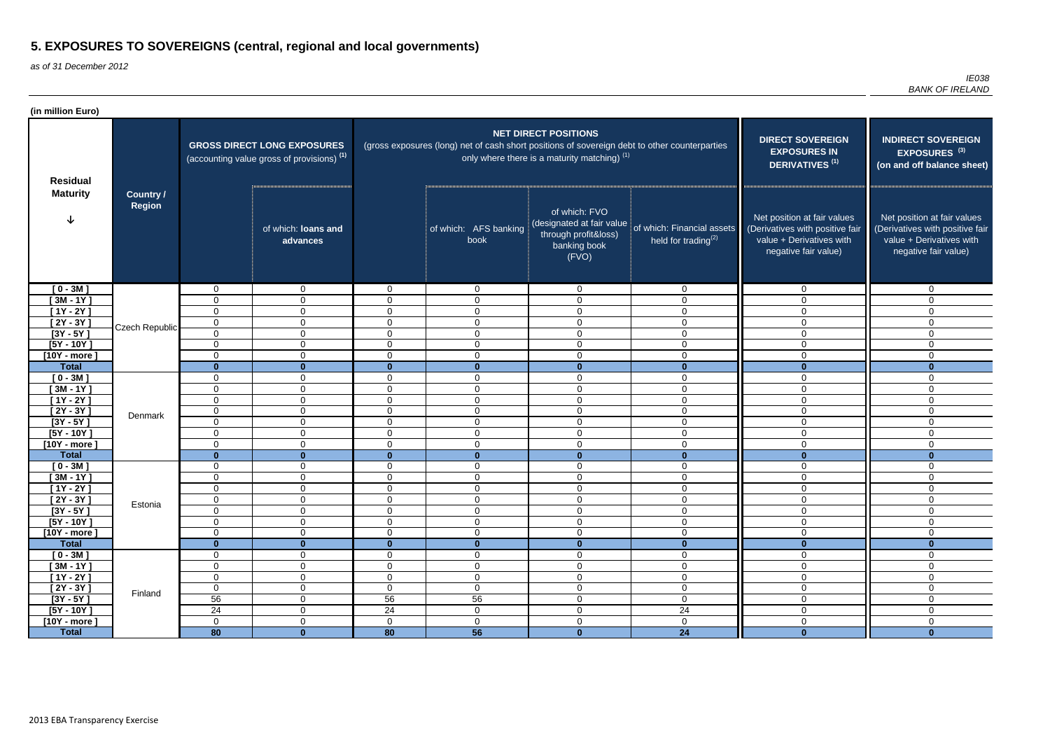# 5. EXPOSURES TO SOVEREIGNS (central, regional and local governments)

*as of 31 December 2012*

*IE038*
*BANK OF IRELAND*

**(in million Euro)**

| Residual Maturity | Country / Region | GROSS DIRECT LONG EXPOSURES (accounting value gross of provisions) (1) | | NET DIRECT POSITIONS (gross exposures (long) net of cash short positions of sovereign debt to other counterparties only where there is a maturity matching) (1) | | | | DIRECT SOVEREIGN EXPOSURES IN DERIVATIVES (1) | INDIRECT SOVEREIGN EXPOSURES (3) (on and off balance sheet) |
|---|---|---|---|---|---|---|---|---|---|
| | | | of which: loans and advances | | of which: AFS banking book | of which: FVO (designated at fair value through profit&loss) banking book (FVO) | of which: Financial assets held for trading(2) | Net position at fair values (Derivatives with positive fair value + Derivatives with negative fair value) | Net position at fair values (Derivatives with positive fair value + Derivatives with negative fair value) |
| [ 0 - 3M ] | Czech Republic | 0 | 0 | 0 | 0 | 0 | 0 | 0 | 0 |
| [ 3M - 1Y ] | | 0 | 0 | 0 | 0 | 0 | 0 | 0 | 0 |
| [ 1Y - 2Y ] | | 0 | 0 | 0 | 0 | 0 | 0 | 0 | 0 |
| [ 2Y - 3Y ] | | 0 | 0 | 0 | 0 | 0 | 0 | 0 | 0 |
| [3Y - 5Y ] | | 0 | 0 | 0 | 0 | 0 | 0 | 0 | 0 |
| [5Y - 10Y ] | | 0 | 0 | 0 | 0 | 0 | 0 | 0 | 0 |
| [10Y - more ] | | 0 | 0 | 0 | 0 | 0 | 0 | 0 | 0 |
| **Total** | | **0** | **0** | **0** | **0** | **0** | **0** | **0** | **0** |
| [ 0 - 3M ] | Denmark | 0 | 0 | 0 | 0 | 0 | 0 | 0 | 0 |
| [ 3M - 1Y ] | | 0 | 0 | 0 | 0 | 0 | 0 | 0 | 0 |
| [ 1Y - 2Y ] | | 0 | 0 | 0 | 0 | 0 | 0 | 0 | 0 |
| [ 2Y - 3Y ] | | 0 | 0 | 0 | 0 | 0 | 0 | 0 | 0 |
| [3Y - 5Y ] | | 0 | 0 | 0 | 0 | 0 | 0 | 0 | 0 |
| [5Y - 10Y ] | | 0 | 0 | 0 | 0 | 0 | 0 | 0 | 0 |
| [10Y - more ] | | 0 | 0 | 0 | 0 | 0 | 0 | 0 | 0 |
| **Total** | | **0** | **0** | **0** | **0** | **0** | **0** | **0** | **0** |
| [ 0 - 3M ] | Estonia | 0 | 0 | 0 | 0 | 0 | 0 | 0 | 0 |
| [ 3M - 1Y ] | | 0 | 0 | 0 | 0 | 0 | 0 | 0 | 0 |
| [ 1Y - 2Y ] | | 0 | 0 | 0 | 0 | 0 | 0 | 0 | 0 |
| [ 2Y - 3Y ] | | 0 | 0 | 0 | 0 | 0 | 0 | 0 | 0 |
| [3Y - 5Y ] | | 0 | 0 | 0 | 0 | 0 | 0 | 0 | 0 |
| [5Y - 10Y ] | | 0 | 0 | 0 | 0 | 0 | 0 | 0 | 0 |
| [10Y - more ] | | 0 | 0 | 0 | 0 | 0 | 0 | 0 | 0 |
| **Total** | | **0** | **0** | **0** | **0** | **0** | **0** | **0** | **0** |
| [ 0 - 3M ] | Finland | 0 | 0 | 0 | 0 | 0 | 0 | 0 | 0 |
| [ 3M - 1Y ] | | 0 | 0 | 0 | 0 | 0 | 0 | 0 | 0 |
| [ 1Y - 2Y ] | | 0 | 0 | 0 | 0 | 0 | 0 | 0 | 0 |
| [ 2Y - 3Y ] | | 0 | 0 | 0 | 0 | 0 | 0 | 0 | 0 |
| [3Y - 5Y ] | | 56 | 0 | 56 | 56 | 0 | 0 | 0 | 0 |
| [5Y - 10Y ] | | 24 | 0 | 24 | 0 | 0 | 24 | 0 | 0 |
| [10Y - more ] | | 0 | 0 | 0 | 0 | 0 | 0 | 0 | 0 |
| **Total** | | **80** | **0** | **80** | **56** | **0** | **24** | **0** | **0** |

2013 EBA Transparency Exercise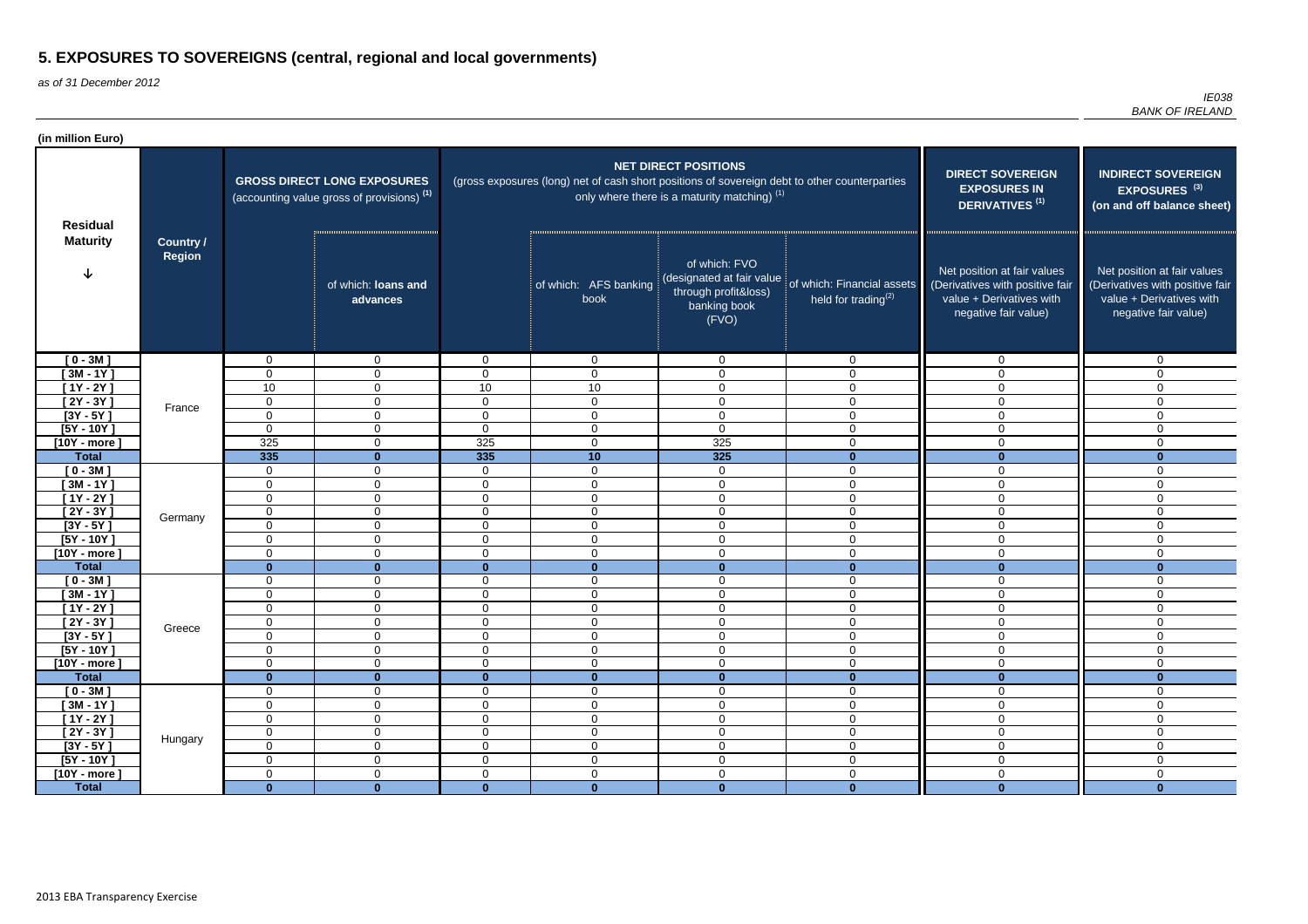# 5. EXPOSURES TO SOVEREIGNS (central, regional and local governments)

*as of 31 December 2012*

*IE038*
*BANK OF IRELAND*

**(in million Euro)**

| Residual Maturity | Country / Region | GROSS DIRECT LONG EXPOSURES (accounting value gross of provisions) (1) | | NET DIRECT POSITIONS (gross exposures (long) net of cash short positions of sovereign debt to other counterparties only where there is a maturity matching) (1) | | | | DIRECT SOVEREIGN EXPOSURES IN DERIVATIVES (1) | INDIRECT SOVEREIGN EXPOSURES (3) (on and off balance sheet) |
|---|---|---|---|---|---|---|---|---|---|
| | | | of which: loans and advances | | of which: AFS banking book | of which: FVO (designated at fair value through profit&loss) banking book (FVO) | of which: Financial assets held for trading(2) | Net position at fair values (Derivatives with positive fair value + Derivatives with negative fair value) | Net position at fair values (Derivatives with positive fair value + Derivatives with negative fair value) |
| [ 0 - 3M ] | France | 0 | 0 | 0 | 0 | 0 | 0 | 0 | 0 |
| [ 3M - 1Y ] | | 0 | 0 | 0 | 0 | 0 | 0 | 0 | 0 |
| [ 1Y - 2Y ] | | 10 | 0 | 10 | 10 | 0 | 0 | 0 | 0 |
| [ 2Y - 3Y ] | | 0 | 0 | 0 | 0 | 0 | 0 | 0 | 0 |
| [3Y - 5Y ] | | 0 | 0 | 0 | 0 | 0 | 0 | 0 | 0 |
| [5Y - 10Y ] | | 0 | 0 | 0 | 0 | 0 | 0 | 0 | 0 |
| [10Y - more ] | | 325 | 0 | 325 | 0 | 325 | 0 | 0 | 0 |
| **Total** | | **335** | **0** | **335** | **10** | **325** | **0** | **0** | **0** |
| [ 0 - 3M ] | Germany | 0 | 0 | 0 | 0 | 0 | 0 | 0 | 0 |
| [ 3M - 1Y ] | | 0 | 0 | 0 | 0 | 0 | 0 | 0 | 0 |
| [ 1Y - 2Y ] | | 0 | 0 | 0 | 0 | 0 | 0 | 0 | 0 |
| [ 2Y - 3Y ] | | 0 | 0 | 0 | 0 | 0 | 0 | 0 | 0 |
| [3Y - 5Y ] | | 0 | 0 | 0 | 0 | 0 | 0 | 0 | 0 |
| [5Y - 10Y ] | | 0 | 0 | 0 | 0 | 0 | 0 | 0 | 0 |
| [10Y - more ] | | 0 | 0 | 0 | 0 | 0 | 0 | 0 | 0 |
| **Total** | | **0** | **0** | **0** | **0** | **0** | **0** | **0** | **0** |
| [ 0 - 3M ] | Greece | 0 | 0 | 0 | 0 | 0 | 0 | 0 | 0 |
| [ 3M - 1Y ] | | 0 | 0 | 0 | 0 | 0 | 0 | 0 | 0 |
| [ 1Y - 2Y ] | | 0 | 0 | 0 | 0 | 0 | 0 | 0 | 0 |
| [ 2Y - 3Y ] | | 0 | 0 | 0 | 0 | 0 | 0 | 0 | 0 |
| [3Y - 5Y ] | | 0 | 0 | 0 | 0 | 0 | 0 | 0 | 0 |
| [5Y - 10Y ] | | 0 | 0 | 0 | 0 | 0 | 0 | 0 | 0 |
| [10Y - more ] | | 0 | 0 | 0 | 0 | 0 | 0 | 0 | 0 |
| **Total** | | **0** | **0** | **0** | **0** | **0** | **0** | **0** | **0** |
| [ 0 - 3M ] | Hungary | 0 | 0 | 0 | 0 | 0 | 0 | 0 | 0 |
| [ 3M - 1Y ] | | 0 | 0 | 0 | 0 | 0 | 0 | 0 | 0 |
| [ 1Y - 2Y ] | | 0 | 0 | 0 | 0 | 0 | 0 | 0 | 0 |
| [ 2Y - 3Y ] | | 0 | 0 | 0 | 0 | 0 | 0 | 0 | 0 |
| [3Y - 5Y ] | | 0 | 0 | 0 | 0 | 0 | 0 | 0 | 0 |
| [5Y - 10Y ] | | 0 | 0 | 0 | 0 | 0 | 0 | 0 | 0 |
| [10Y - more ] | | 0 | 0 | 0 | 0 | 0 | 0 | 0 | 0 |
| **Total** | | **0** | **0** | **0** | **0** | **0** | **0** | **0** | **0** |

2013 EBA Transparency Exercise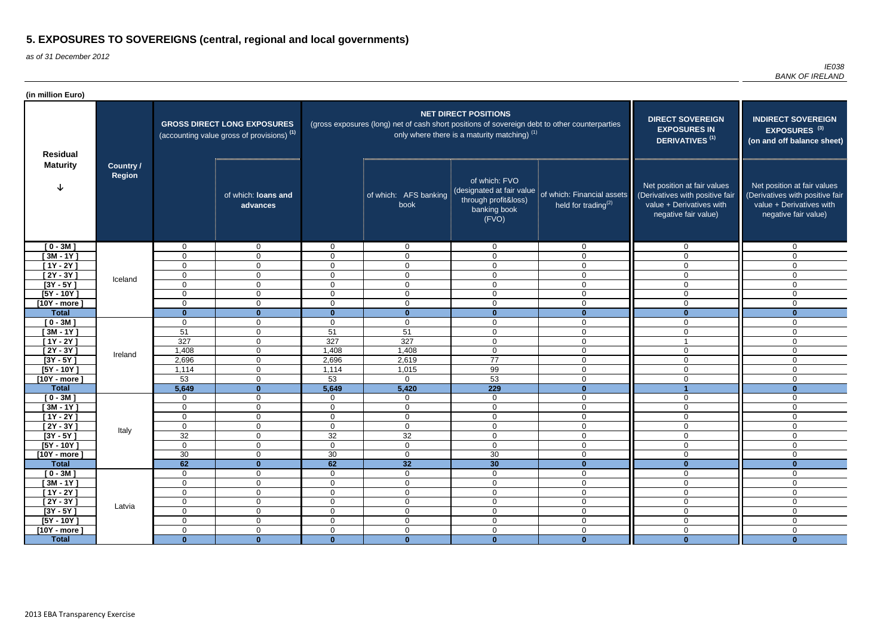# 5. EXPOSURES TO SOVEREIGNS (central, regional and local governments)

*as of 31 December 2012*

*IE038*
*BANK OF IRELAND*

**(in million Euro)**

| Residual Maturity | Country / Region | GROSS DIRECT LONG EXPOSURES (accounting value gross of provisions) (1) | | NET DIRECT POSITIONS (gross exposures (long) net of cash short positions of sovereign debt to other counterparties only where there is a maturity matching) (1) | | | | DIRECT SOVEREIGN EXPOSURES IN DERIVATIVES (1) | INDIRECT SOVEREIGN EXPOSURES (3) (on and off balance sheet) |
|---|---|---|---|---|---|---|---|---|---|
| | | | of which: loans and advances | | of which: AFS banking book | of which: FVO (designated at fair value through profit&loss) banking book (FVO) | of which: Financial assets held for trading(2) | Net position at fair values (Derivatives with positive fair value + Derivatives with negative fair value) | Net position at fair values (Derivatives with positive fair value + Derivatives with negative fair value) |
| [ 0 - 3M ] | Iceland | 0 | 0 | 0 | 0 | 0 | 0 | 0 | 0 |
| [ 3M - 1Y ] | | 0 | 0 | 0 | 0 | 0 | 0 | 0 | 0 |
| [ 1Y - 2Y ] | | 0 | 0 | 0 | 0 | 0 | 0 | 0 | 0 |
| [ 2Y - 3Y ] | | 0 | 0 | 0 | 0 | 0 | 0 | 0 | 0 |
| [3Y - 5Y ] | | 0 | 0 | 0 | 0 | 0 | 0 | 0 | 0 |
| [5Y - 10Y ] | | 0 | 0 | 0 | 0 | 0 | 0 | 0 | 0 |
| [10Y - more ] | | 0 | 0 | 0 | 0 | 0 | 0 | 0 | 0 |
| **Total** | | **0** | **0** | **0** | **0** | **0** | **0** | **0** | **0** |
| [ 0 - 3M ] | Ireland | 0 | 0 | 0 | 0 | 0 | 0 | 0 | 0 |
| [ 3M - 1Y ] | | 51 | 0 | 51 | 51 | 0 | 0 | 0 | 0 |
| [ 1Y - 2Y ] | | 327 | 0 | 327 | 327 | 0 | 0 | 1 | 0 |
| [ 2Y - 3Y ] | | 1,408 | 0 | 1,408 | 1,408 | 0 | 0 | 0 | 0 |
| [3Y - 5Y ] | | 2,696 | 0 | 2,696 | 2,619 | 77 | 0 | 0 | 0 |
| [5Y - 10Y ] | | 1,114 | 0 | 1,114 | 1,015 | 99 | 0 | 0 | 0 |
| [10Y - more ] | | 53 | 0 | 53 | 0 | 53 | 0 | 0 | 0 |
| **Total** | | **5,649** | **0** | **5,649** | **5,420** | **229** | **0** | **1** | **0** |
| [ 0 - 3M ] | Italy | 0 | 0 | 0 | 0 | 0 | 0 | 0 | 0 |
| [ 3M - 1Y ] | | 0 | 0 | 0 | 0 | 0 | 0 | 0 | 0 |
| [ 1Y - 2Y ] | | 0 | 0 | 0 | 0 | 0 | 0 | 0 | 0 |
| [ 2Y - 3Y ] | | 0 | 0 | 0 | 0 | 0 | 0 | 0 | 0 |
| [3Y - 5Y ] | | 32 | 0 | 32 | 32 | 0 | 0 | 0 | 0 |
| [5Y - 10Y ] | | 0 | 0 | 0 | 0 | 0 | 0 | 0 | 0 |
| [10Y - more ] | | 30 | 0 | 30 | 0 | 30 | 0 | 0 | 0 |
| **Total** | | **62** | **0** | **62** | **32** | **30** | **0** | **0** | **0** |
| [ 0 - 3M ] | Latvia | 0 | 0 | 0 | 0 | 0 | 0 | 0 | 0 |
| [ 3M - 1Y ] | | 0 | 0 | 0 | 0 | 0 | 0 | 0 | 0 |
| [ 1Y - 2Y ] | | 0 | 0 | 0 | 0 | 0 | 0 | 0 | 0 |
| [ 2Y - 3Y ] | | 0 | 0 | 0 | 0 | 0 | 0 | 0 | 0 |
| [3Y - 5Y ] | | 0 | 0 | 0 | 0 | 0 | 0 | 0 | 0 |
| [5Y - 10Y ] | | 0 | 0 | 0 | 0 | 0 | 0 | 0 | 0 |
| [10Y - more ] | | 0 | 0 | 0 | 0 | 0 | 0 | 0 | 0 |
| **Total** | | **0** | **0** | **0** | **0** | **0** | **0** | **0** | **0** |

2013 EBA Transparency Exercise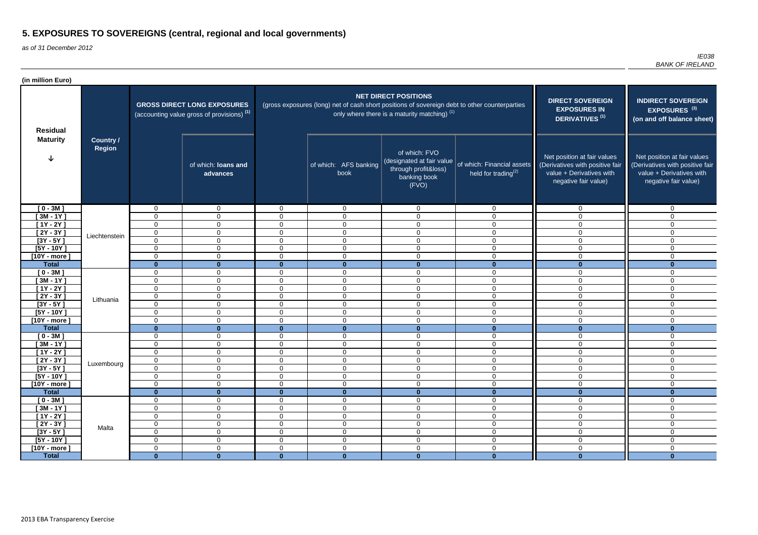# 5. EXPOSURES TO SOVEREIGNS (central, regional and local governments)

*as of 31 December 2012*

*IE038*
*BANK OF IRELAND*

**(in million Euro)**

| Residual Maturity | Country / Region | GROSS DIRECT LONG EXPOSURES (accounting value gross of provisions) (1) | | NET DIRECT POSITIONS (gross exposures (long) net of cash short positions of sovereign debt to other counterparties only where there is a maturity matching) (1) | | | | DIRECT SOVEREIGN EXPOSURES IN DERIVATIVES (1) | INDIRECT SOVEREIGN EXPOSURES (3) (on and off balance sheet) |
|---|---|---|---|---|---|---|---|---|---|
| | | | of which: loans and advances | | of which: AFS banking book | of which: FVO (designated at fair value through profit&loss) banking book (FVO) | of which: Financial assets held for trading(2) | Net position at fair values (Derivatives with positive fair value + Derivatives with negative fair value) | Net position at fair values (Derivatives with positive fair value + Derivatives with negative fair value) |
| [ 0 - 3M ] | Liechtenstein | 0 | 0 | 0 | 0 | 0 | 0 | 0 | 0 |
| [ 3M - 1Y ] | | 0 | 0 | 0 | 0 | 0 | 0 | 0 | 0 |
| [ 1Y - 2Y ] | | 0 | 0 | 0 | 0 | 0 | 0 | 0 | 0 |
| [ 2Y - 3Y ] | | 0 | 0 | 0 | 0 | 0 | 0 | 0 | 0 |
| [3Y - 5Y ] | | 0 | 0 | 0 | 0 | 0 | 0 | 0 | 0 |
| [5Y - 10Y ] | | 0 | 0 | 0 | 0 | 0 | 0 | 0 | 0 |
| [10Y - more ] | | 0 | 0 | 0 | 0 | 0 | 0 | 0 | 0 |
| **Total** | | **0** | **0** | **0** | **0** | **0** | **0** | **0** | **0** |
| [ 0 - 3M ] | Lithuania | 0 | 0 | 0 | 0 | 0 | 0 | 0 | 0 |
| [ 3M - 1Y ] | | 0 | 0 | 0 | 0 | 0 | 0 | 0 | 0 |
| [ 1Y - 2Y ] | | 0 | 0 | 0 | 0 | 0 | 0 | 0 | 0 |
| [ 2Y - 3Y ] | | 0 | 0 | 0 | 0 | 0 | 0 | 0 | 0 |
| [3Y - 5Y ] | | 0 | 0 | 0 | 0 | 0 | 0 | 0 | 0 |
| [5Y - 10Y ] | | 0 | 0 | 0 | 0 | 0 | 0 | 0 | 0 |
| [10Y - more ] | | 0 | 0 | 0 | 0 | 0 | 0 | 0 | 0 |
| **Total** | | **0** | **0** | **0** | **0** | **0** | **0** | **0** | **0** |
| [ 0 - 3M ] | Luxembourg | 0 | 0 | 0 | 0 | 0 | 0 | 0 | 0 |
| [ 3M - 1Y ] | | 0 | 0 | 0 | 0 | 0 | 0 | 0 | 0 |
| [ 1Y - 2Y ] | | 0 | 0 | 0 | 0 | 0 | 0 | 0 | 0 |
| [ 2Y - 3Y ] | | 0 | 0 | 0 | 0 | 0 | 0 | 0 | 0 |
| [3Y - 5Y ] | | 0 | 0 | 0 | 0 | 0 | 0 | 0 | 0 |
| [5Y - 10Y ] | | 0 | 0 | 0 | 0 | 0 | 0 | 0 | 0 |
| [10Y - more ] | | 0 | 0 | 0 | 0 | 0 | 0 | 0 | 0 |
| **Total** | | **0** | **0** | **0** | **0** | **0** | **0** | **0** | **0** |
| [ 0 - 3M ] | Malta | 0 | 0 | 0 | 0 | 0 | 0 | 0 | 0 |
| [ 3M - 1Y ] | | 0 | 0 | 0 | 0 | 0 | 0 | 0 | 0 |
| [ 1Y - 2Y ] | | 0 | 0 | 0 | 0 | 0 | 0 | 0 | 0 |
| [ 2Y - 3Y ] | | 0 | 0 | 0 | 0 | 0 | 0 | 0 | 0 |
| [3Y - 5Y ] | | 0 | 0 | 0 | 0 | 0 | 0 | 0 | 0 |
| [5Y - 10Y ] | | 0 | 0 | 0 | 0 | 0 | 0 | 0 | 0 |
| [10Y - more ] | | 0 | 0 | 0 | 0 | 0 | 0 | 0 | 0 |
| **Total** | | **0** | **0** | **0** | **0** | **0** | **0** | **0** | **0** |

2013 EBA Transparency Exercise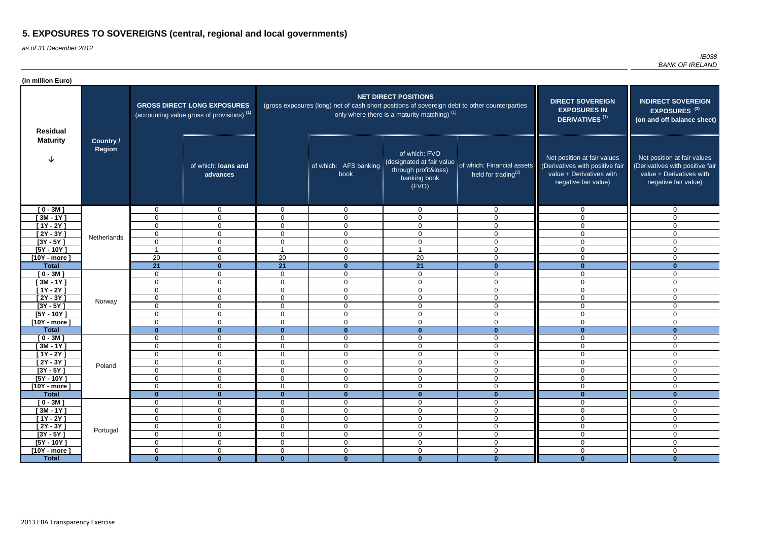# 5. EXPOSURES TO SOVEREIGNS (central, regional and local governments)

*as of 31 December 2012*

*IE038*
*BANK OF IRELAND*

**(in million Euro)**

| Residual Maturity | Country / Region | GROSS DIRECT LONG EXPOSURES (accounting value gross of provisions) [1] | | NET DIRECT POSITIONS (gross exposures (long) net of cash short positions of sovereign debt to other counterparties only where there is a maturity matching) [1] | | | | DIRECT SOVEREIGN EXPOSURES IN DERIVATIVES [1] | INDIRECT SOVEREIGN EXPOSURES [3] (on and off balance sheet) |
|---|---|---|---|---|---|---|---|---|---|
| | | | of which: **loans and advances** | | of which: AFS banking book | of which: FVO (designated at fair value through profit&loss) banking book (FVO) | of which: Financial assets held for trading[2] | Net position at fair values (Derivatives with positive fair value + Derivatives with negative fair value) | Net position at fair values (Derivatives with positive fair value + Derivatives with negative fair value) |
| [ 0 - 3M ] | Netherlands | 0 | 0 | 0 | 0 | 0 | 0 | 0 | 0 |
| [ 3M - 1Y ] | | 0 | 0 | 0 | 0 | 0 | 0 | 0 | 0 |
| [ 1Y - 2Y ] | | 0 | 0 | 0 | 0 | 0 | 0 | 0 | 0 |
| [ 2Y - 3Y ] | | 0 | 0 | 0 | 0 | 0 | 0 | 0 | 0 |
| [3Y - 5Y ] | | 0 | 0 | 0 | 0 | 0 | 0 | 0 | 0 |
| [5Y - 10Y ] | | 1 | 0 | 1 | 0 | 1 | 0 | 0 | 0 |
| [10Y - more ] | | 20 | 0 | 20 | 0 | 20 | 0 | 0 | 0 |
| **Total** | | **21** | **0** | **21** | **0** | **21** | **0** | **0** | **0** |
| [ 0 - 3M ] | Norway | 0 | 0 | 0 | 0 | 0 | 0 | 0 | 0 |
| [ 3M - 1Y ] | | 0 | 0 | 0 | 0 | 0 | 0 | 0 | 0 |
| [ 1Y - 2Y ] | | 0 | 0 | 0 | 0 | 0 | 0 | 0 | 0 |
| [ 2Y - 3Y ] | | 0 | 0 | 0 | 0 | 0 | 0 | 0 | 0 |
| [3Y - 5Y ] | | 0 | 0 | 0 | 0 | 0 | 0 | 0 | 0 |
| [5Y - 10Y ] | | 0 | 0 | 0 | 0 | 0 | 0 | 0 | 0 |
| [10Y - more ] | | 0 | 0 | 0 | 0 | 0 | 0 | 0 | 0 |
| **Total** | | **0** | **0** | **0** | **0** | **0** | **0** | **0** | **0** |
| [ 0 - 3M ] | Poland | 0 | 0 | 0 | 0 | 0 | 0 | 0 | 0 |
| [ 3M - 1Y ] | | 0 | 0 | 0 | 0 | 0 | 0 | 0 | 0 |
| [ 1Y - 2Y ] | | 0 | 0 | 0 | 0 | 0 | 0 | 0 | 0 |
| [ 2Y - 3Y ] | | 0 | 0 | 0 | 0 | 0 | 0 | 0 | 0 |
| [3Y - 5Y ] | | 0 | 0 | 0 | 0 | 0 | 0 | 0 | 0 |
| [5Y - 10Y ] | | 0 | 0 | 0 | 0 | 0 | 0 | 0 | 0 |
| [10Y - more ] | | 0 | 0 | 0 | 0 | 0 | 0 | 0 | 0 |
| **Total** | | **0** | **0** | **0** | **0** | **0** | **0** | **0** | **0** |
| [ 0 - 3M ] | Portugal | 0 | 0 | 0 | 0 | 0 | 0 | 0 | 0 |
| [ 3M - 1Y ] | | 0 | 0 | 0 | 0 | 0 | 0 | 0 | 0 |
| [ 1Y - 2Y ] | | 0 | 0 | 0 | 0 | 0 | 0 | 0 | 0 |
| [ 2Y - 3Y ] | | 0 | 0 | 0 | 0 | 0 | 0 | 0 | 0 |
| [3Y - 5Y ] | | 0 | 0 | 0 | 0 | 0 | 0 | 0 | 0 |
| [5Y - 10Y ] | | 0 | 0 | 0 | 0 | 0 | 0 | 0 | 0 |
| [10Y - more ] | | 0 | 0 | 0 | 0 | 0 | 0 | 0 | 0 |
| **Total** | | **0** | **0** | **0** | **0** | **0** | **0** | **0** | **0** |

2013 EBA Transparency Exercise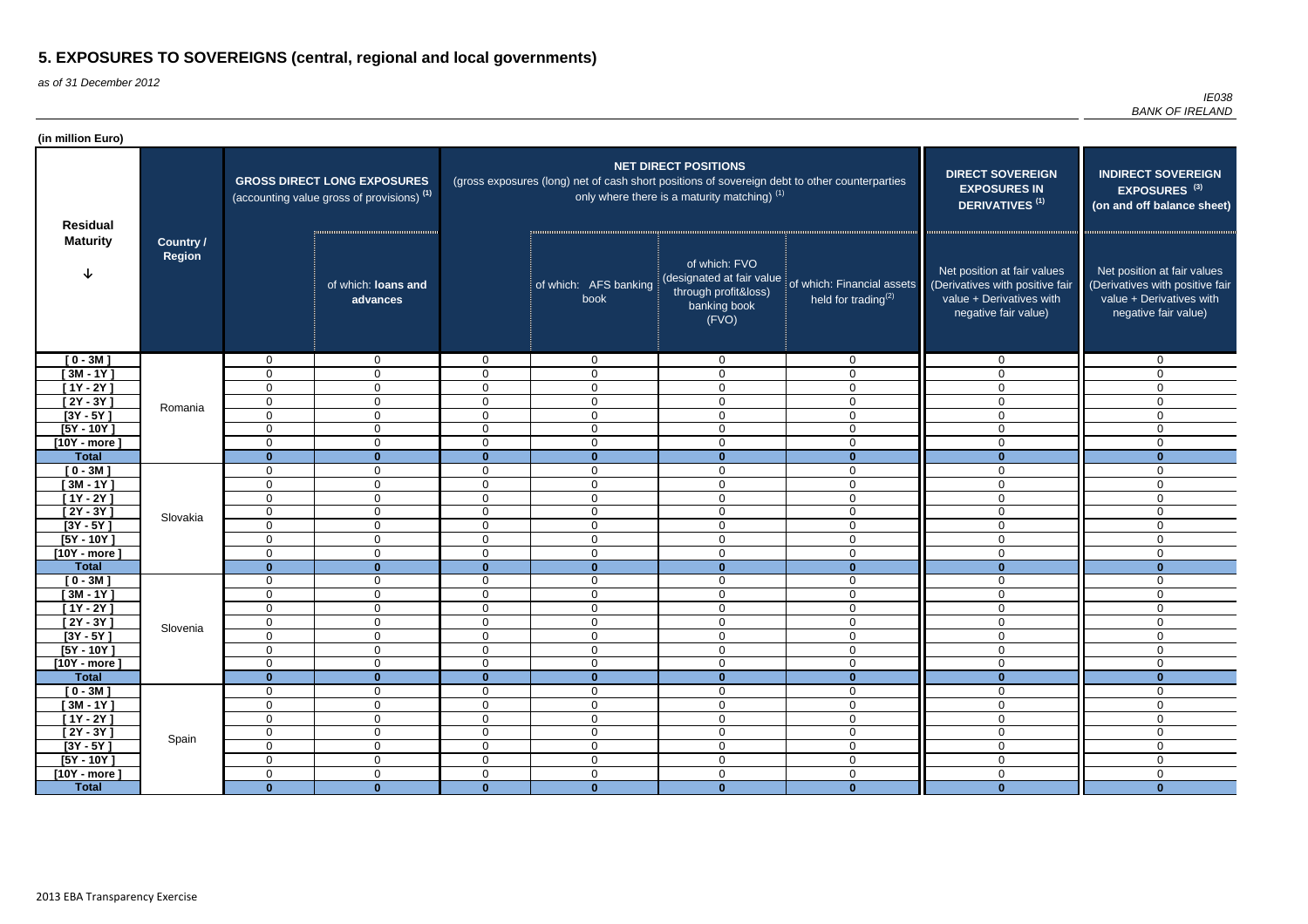# 5. EXPOSURES TO SOVEREIGNS (central, regional and local governments)

*as of 31 December 2012*

*IE038*
*BANK OF IRELAND*

**(in million Euro)**

| Residual Maturity | Country / Region | GROSS DIRECT LONG EXPOSURES (accounting value gross of provisions) (1) | | NET DIRECT POSITIONS (gross exposures (long) net of cash short positions of sovereign debt to other counterparties only where there is a maturity matching) (1) | | | | DIRECT SOVEREIGN EXPOSURES IN DERIVATIVES (1) | INDIRECT SOVEREIGN EXPOSURES (3) (on and off balance sheet) |
|---|---|---|---|---|---|---|---|---|---|
| | | | of which: loans and advances | | of which: AFS banking book | of which: FVO (designated at fair value through profit&loss) banking book (FVO) | of which: Financial assets held for trading(2) | Net position at fair values (Derivatives with positive fair value + Derivatives with negative fair value) | Net position at fair values (Derivatives with positive fair value + Derivatives with negative fair value) |
| [ 0 - 3M ] | Romania | 0 | 0 | 0 | 0 | 0 | 0 | 0 | 0 |
| [ 3M - 1Y ] | | 0 | 0 | 0 | 0 | 0 | 0 | 0 | 0 |
| [ 1Y - 2Y ] | | 0 | 0 | 0 | 0 | 0 | 0 | 0 | 0 |
| [ 2Y - 3Y ] | | 0 | 0 | 0 | 0 | 0 | 0 | 0 | 0 |
| [3Y - 5Y ] | | 0 | 0 | 0 | 0 | 0 | 0 | 0 | 0 |
| [5Y - 10Y ] | | 0 | 0 | 0 | 0 | 0 | 0 | 0 | 0 |
| [10Y - more ] | | 0 | 0 | 0 | 0 | 0 | 0 | 0 | 0 |
| **Total** | | **0** | **0** | **0** | **0** | **0** | **0** | **0** | **0** |
| [ 0 - 3M ] | Slovakia | 0 | 0 | 0 | 0 | 0 | 0 | 0 | 0 |
| [ 3M - 1Y ] | | 0 | 0 | 0 | 0 | 0 | 0 | 0 | 0 |
| [ 1Y - 2Y ] | | 0 | 0 | 0 | 0 | 0 | 0 | 0 | 0 |
| [ 2Y - 3Y ] | | 0 | 0 | 0 | 0 | 0 | 0 | 0 | 0 |
| [3Y - 5Y ] | | 0 | 0 | 0 | 0 | 0 | 0 | 0 | 0 |
| [5Y - 10Y ] | | 0 | 0 | 0 | 0 | 0 | 0 | 0 | 0 |
| [10Y - more ] | | 0 | 0 | 0 | 0 | 0 | 0 | 0 | 0 |
| **Total** | | **0** | **0** | **0** | **0** | **0** | **0** | **0** | **0** |
| [ 0 - 3M ] | Slovenia | 0 | 0 | 0 | 0 | 0 | 0 | 0 | 0 |
| [ 3M - 1Y ] | | 0 | 0 | 0 | 0 | 0 | 0 | 0 | 0 |
| [ 1Y - 2Y ] | | 0 | 0 | 0 | 0 | 0 | 0 | 0 | 0 |
| [ 2Y - 3Y ] | | 0 | 0 | 0 | 0 | 0 | 0 | 0 | 0 |
| [3Y - 5Y ] | | 0 | 0 | 0 | 0 | 0 | 0 | 0 | 0 |
| [5Y - 10Y ] | | 0 | 0 | 0 | 0 | 0 | 0 | 0 | 0 |
| [10Y - more ] | | 0 | 0 | 0 | 0 | 0 | 0 | 0 | 0 |
| **Total** | | **0** | **0** | **0** | **0** | **0** | **0** | **0** | **0** |
| [ 0 - 3M ] | Spain | 0 | 0 | 0 | 0 | 0 | 0 | 0 | 0 |
| [ 3M - 1Y ] | | 0 | 0 | 0 | 0 | 0 | 0 | 0 | 0 |
| [ 1Y - 2Y ] | | 0 | 0 | 0 | 0 | 0 | 0 | 0 | 0 |
| [ 2Y - 3Y ] | | 0 | 0 | 0 | 0 | 0 | 0 | 0 | 0 |
| [3Y - 5Y ] | | 0 | 0 | 0 | 0 | 0 | 0 | 0 | 0 |
| [5Y - 10Y ] | | 0 | 0 | 0 | 0 | 0 | 0 | 0 | 0 |
| [10Y - more ] | | 0 | 0 | 0 | 0 | 0 | 0 | 0 | 0 |
| **Total** | | **0** | **0** | **0** | **0** | **0** | **0** | **0** | **0** |

2013 EBA Transparency Exercise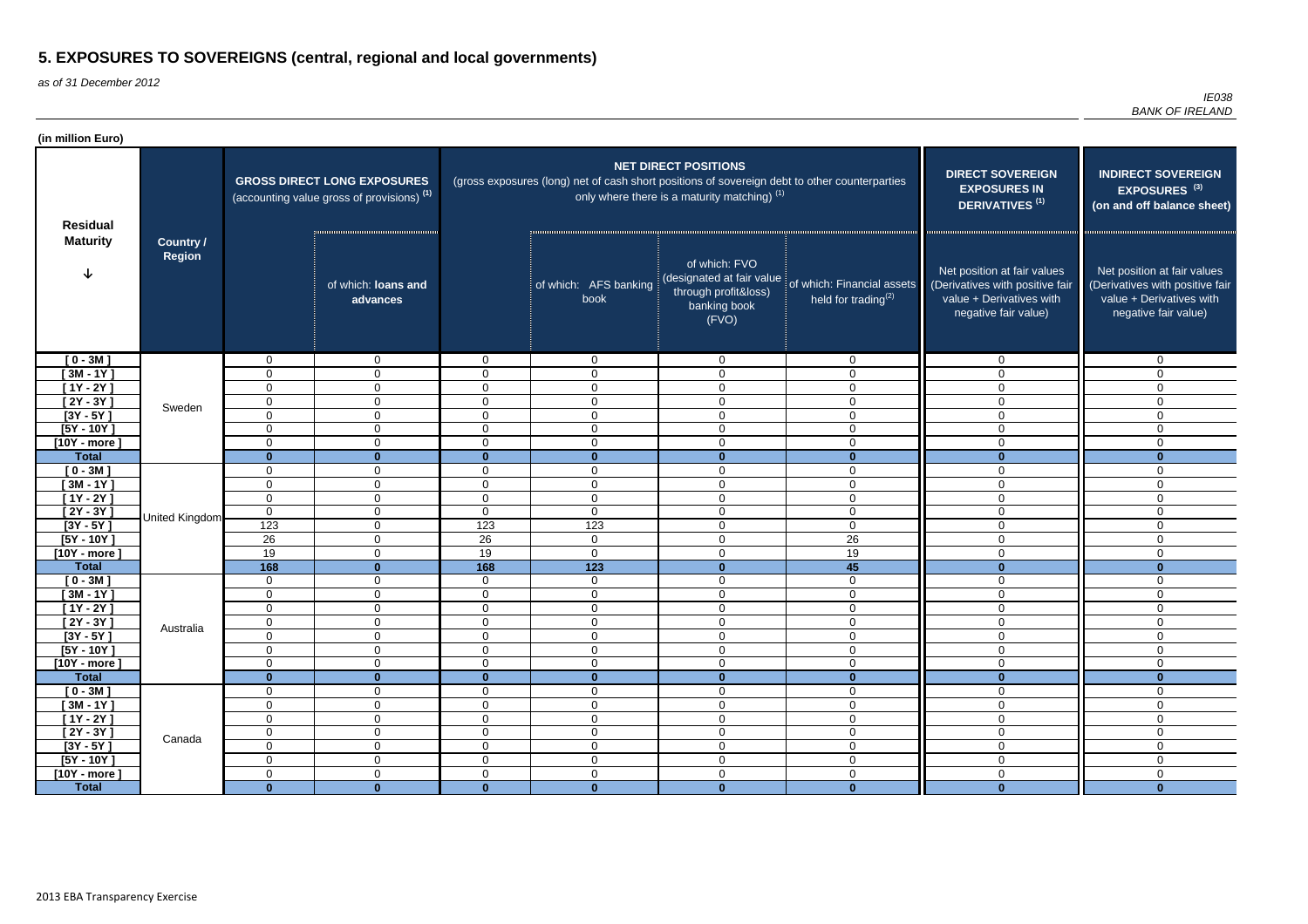# 5. EXPOSURES TO SOVEREIGNS (central, regional and local governments)

*as of 31 December 2012*

*IE038*
*BANK OF IRELAND*

**(in million Euro)**

| Residual Maturity | Country / Region | GROSS DIRECT LONG EXPOSURES (accounting value gross of provisions) (1) | | NET DIRECT POSITIONS (gross exposures (long) net of cash short positions of sovereign debt to other counterparties only where there is a maturity matching) (1) | | | | DIRECT SOVEREIGN EXPOSURES IN DERIVATIVES (1) | INDIRECT SOVEREIGN EXPOSURES (3) (on and off balance sheet) |
|---|---|---|---|---|---|---|---|---|---|
| | | | of which: loans and advances | | of which: AFS banking book | of which: FVO (designated at fair value through profit&loss) banking book (FVO) | of which: Financial assets held for trading(2) | Net position at fair values (Derivatives with positive fair value + Derivatives with negative fair value) | Net position at fair values (Derivatives with positive fair value + Derivatives with negative fair value) |
| [ 0 - 3M ] | Sweden | 0 | 0 | 0 | 0 | 0 | 0 | 0 | 0 |
| [ 3M - 1Y ] | | 0 | 0 | 0 | 0 | 0 | 0 | 0 | 0 |
| [ 1Y - 2Y ] | | 0 | 0 | 0 | 0 | 0 | 0 | 0 | 0 |
| [ 2Y - 3Y ] | | 0 | 0 | 0 | 0 | 0 | 0 | 0 | 0 |
| [3Y - 5Y ] | | 0 | 0 | 0 | 0 | 0 | 0 | 0 | 0 |
| [5Y - 10Y ] | | 0 | 0 | 0 | 0 | 0 | 0 | 0 | 0 |
| [10Y - more ] | | 0 | 0 | 0 | 0 | 0 | 0 | 0 | 0 |
| **Total** | | **0** | **0** | **0** | **0** | **0** | **0** | **0** | **0** |
| [ 0 - 3M ] | United Kingdom | 0 | 0 | 0 | 0 | 0 | 0 | 0 | 0 |
| [ 3M - 1Y ] | | 0 | 0 | 0 | 0 | 0 | 0 | 0 | 0 |
| [ 1Y - 2Y ] | | 0 | 0 | 0 | 0 | 0 | 0 | 0 | 0 |
| [ 2Y - 3Y ] | | 0 | 0 | 0 | 0 | 0 | 0 | 0 | 0 |
| [3Y - 5Y ] | | 123 | 0 | 123 | 123 | 0 | 0 | 0 | 0 |
| [5Y - 10Y ] | | 26 | 0 | 26 | 0 | 0 | 26 | 0 | 0 |
| [10Y - more ] | | 19 | 0 | 19 | 0 | 0 | 19 | 0 | 0 |
| **Total** | | **168** | **0** | **168** | **123** | **0** | **45** | **0** | **0** |
| [ 0 - 3M ] | Australia | 0 | 0 | 0 | 0 | 0 | 0 | 0 | 0 |
| [ 3M - 1Y ] | | 0 | 0 | 0 | 0 | 0 | 0 | 0 | 0 |
| [ 1Y - 2Y ] | | 0 | 0 | 0 | 0 | 0 | 0 | 0 | 0 |
| [ 2Y - 3Y ] | | 0 | 0 | 0 | 0 | 0 | 0 | 0 | 0 |
| [3Y - 5Y ] | | 0 | 0 | 0 | 0 | 0 | 0 | 0 | 0 |
| [5Y - 10Y ] | | 0 | 0 | 0 | 0 | 0 | 0 | 0 | 0 |
| [10Y - more ] | | 0 | 0 | 0 | 0 | 0 | 0 | 0 | 0 |
| **Total** | | **0** | **0** | **0** | **0** | **0** | **0** | **0** | **0** |
| [ 0 - 3M ] | Canada | 0 | 0 | 0 | 0 | 0 | 0 | 0 | 0 |
| [ 3M - 1Y ] | | 0 | 0 | 0 | 0 | 0 | 0 | 0 | 0 |
| [ 1Y - 2Y ] | | 0 | 0 | 0 | 0 | 0 | 0 | 0 | 0 |
| [ 2Y - 3Y ] | | 0 | 0 | 0 | 0 | 0 | 0 | 0 | 0 |
| [3Y - 5Y ] | | 0 | 0 | 0 | 0 | 0 | 0 | 0 | 0 |
| [5Y - 10Y ] | | 0 | 0 | 0 | 0 | 0 | 0 | 0 | 0 |
| [10Y - more ] | | 0 | 0 | 0 | 0 | 0 | 0 | 0 | 0 |
| **Total** | | **0** | **0** | **0** | **0** | **0** | **0** | **0** | **0** |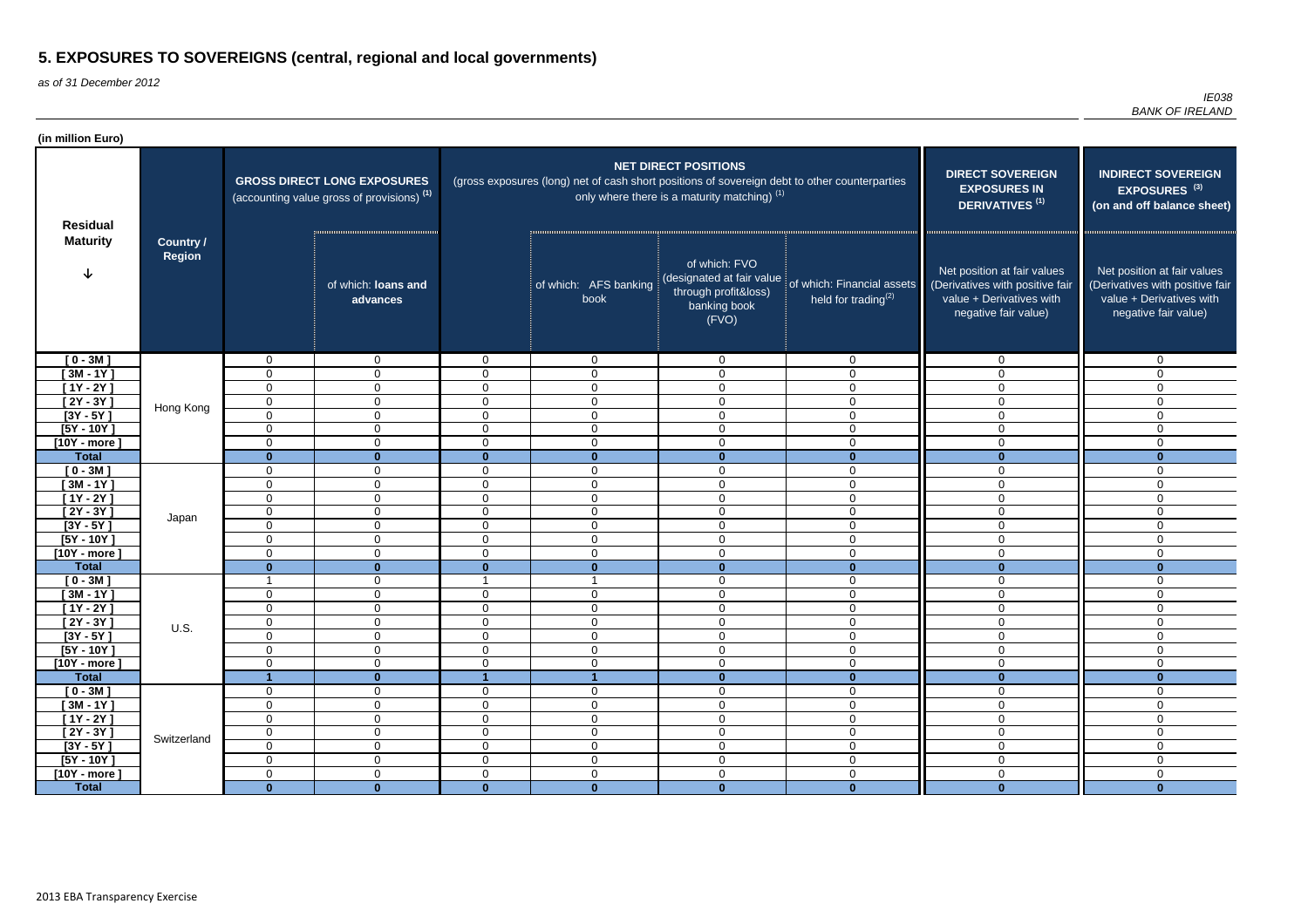# 5. EXPOSURES TO SOVEREIGNS (central, regional and local governments)

*as of 31 December 2012*

*IE038*
*BANK OF IRELAND*

**(in million Euro)**

| Residual Maturity | Country / Region | GROSS DIRECT LONG EXPOSURES (accounting value gross of provisions) (1) | | NET DIRECT POSITIONS (gross exposures (long) net of cash short positions of sovereign debt to other counterparties only where there is a maturity matching) (1) | | | | DIRECT SOVEREIGN EXPOSURES IN DERIVATIVES (1) | INDIRECT SOVEREIGN EXPOSURES (3) (on and off balance sheet) |
|---|---|---|---|---|---|---|---|---|---|
| | | | of which: loans and advances | | of which: AFS banking book | of which: FVO (designated at fair value through profit&loss) banking book (FVO) | of which: Financial assets held for trading(2) | Net position at fair values (Derivatives with positive fair value + Derivatives with negative fair value) | Net position at fair values (Derivatives with positive fair value + Derivatives with negative fair value) |
| [ 0 - 3M ] | Hong Kong | 0 | 0 | 0 | 0 | 0 | 0 | 0 | 0 |
| [ 3M - 1Y ] | | 0 | 0 | 0 | 0 | 0 | 0 | 0 | 0 |
| [ 1Y - 2Y ] | | 0 | 0 | 0 | 0 | 0 | 0 | 0 | 0 |
| [ 2Y - 3Y ] | | 0 | 0 | 0 | 0 | 0 | 0 | 0 | 0 |
| [3Y - 5Y ] | | 0 | 0 | 0 | 0 | 0 | 0 | 0 | 0 |
| [5Y - 10Y ] | | 0 | 0 | 0 | 0 | 0 | 0 | 0 | 0 |
| [10Y - more ] | | 0 | 0 | 0 | 0 | 0 | 0 | 0 | 0 |
| **Total** | | **0** | **0** | **0** | **0** | **0** | **0** | **0** | **0** |
| [ 0 - 3M ] | Japan | 0 | 0 | 0 | 0 | 0 | 0 | 0 | 0 |
| [ 3M - 1Y ] | | 0 | 0 | 0 | 0 | 0 | 0 | 0 | 0 |
| [ 1Y - 2Y ] | | 0 | 0 | 0 | 0 | 0 | 0 | 0 | 0 |
| [ 2Y - 3Y ] | | 0 | 0 | 0 | 0 | 0 | 0 | 0 | 0 |
| [3Y - 5Y ] | | 0 | 0 | 0 | 0 | 0 | 0 | 0 | 0 |
| [5Y - 10Y ] | | 0 | 0 | 0 | 0 | 0 | 0 | 0 | 0 |
| [10Y - more ] | | 0 | 0 | 0 | 0 | 0 | 0 | 0 | 0 |
| **Total** | | **0** | **0** | **0** | **0** | **0** | **0** | **0** | **0** |
| [ 0 - 3M ] | U.S. | 1 | 0 | 1 | 1 | 0 | 0 | 0 | 0 |
| [ 3M - 1Y ] | | 0 | 0 | 0 | 0 | 0 | 0 | 0 | 0 |
| [ 1Y - 2Y ] | | 0 | 0 | 0 | 0 | 0 | 0 | 0 | 0 |
| [ 2Y - 3Y ] | | 0 | 0 | 0 | 0 | 0 | 0 | 0 | 0 |
| [3Y - 5Y ] | | 0 | 0 | 0 | 0 | 0 | 0 | 0 | 0 |
| [5Y - 10Y ] | | 0 | 0 | 0 | 0 | 0 | 0 | 0 | 0 |
| [10Y - more ] | | 0 | 0 | 0 | 0 | 0 | 0 | 0 | 0 |
| **Total** | | **1** | **0** | **1** | **1** | **0** | **0** | **0** | **0** |
| [ 0 - 3M ] | Switzerland | 0 | 0 | 0 | 0 | 0 | 0 | 0 | 0 |
| [ 3M - 1Y ] | | 0 | 0 | 0 | 0 | 0 | 0 | 0 | 0 |
| [ 1Y - 2Y ] | | 0 | 0 | 0 | 0 | 0 | 0 | 0 | 0 |
| [ 2Y - 3Y ] | | 0 | 0 | 0 | 0 | 0 | 0 | 0 | 0 |
| [3Y - 5Y ] | | 0 | 0 | 0 | 0 | 0 | 0 | 0 | 0 |
| [5Y - 10Y ] | | 0 | 0 | 0 | 0 | 0 | 0 | 0 | 0 |
| [10Y - more ] | | 0 | 0 | 0 | 0 | 0 | 0 | 0 | 0 |
| **Total** | | **0** | **0** | **0** | **0** | **0** | **0** | **0** | **0** |

2013 EBA Transparency Exercise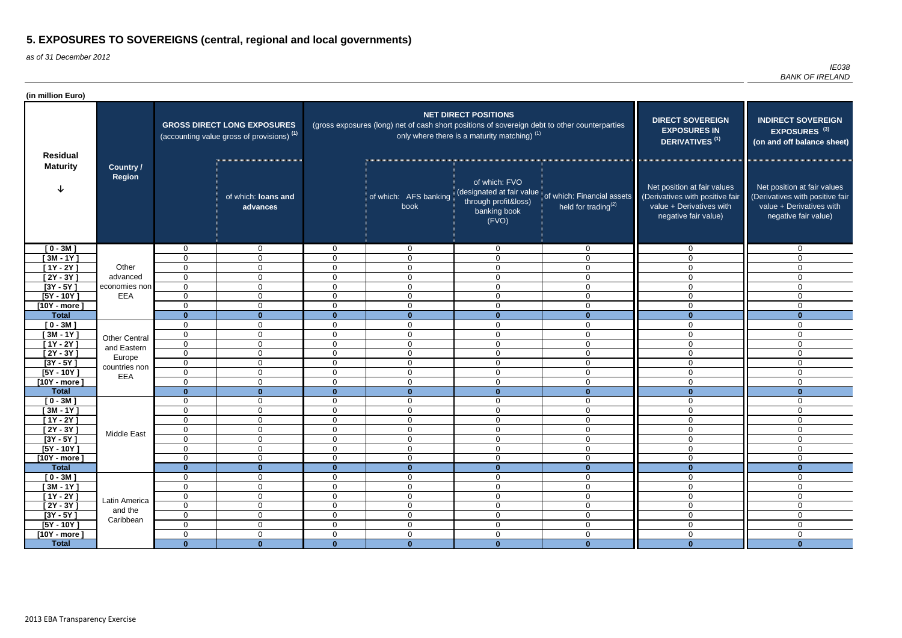# 5. EXPOSURES TO SOVEREIGNS (central, regional and local governments)

*as of 31 December 2012*

*IE038*
*BANK OF IRELAND*

**(in million Euro)**

| Residual Maturity | Country / Region | GROSS DIRECT LONG EXPOSURES (accounting value gross of provisions) (1) | | NET DIRECT POSITIONS (gross exposures (long) net of cash short positions of sovereign debt to other counterparties only where there is a maturity matching) (1) | | | | DIRECT SOVEREIGN EXPOSURES IN DERIVATIVES (1) | INDIRECT SOVEREIGN EXPOSURES (3) (on and off balance sheet) |
|---|---|---|---|---|---|---|---|---|---|
| | | | of which: loans and advances | | of which: AFS banking book | of which: FVO (designated at fair value through profit&loss) banking book (FVO) | of which: Financial assets held for trading(2) | Net position at fair values (Derivatives with positive fair value + Derivatives with negative fair value) | Net position at fair values (Derivatives with positive fair value + Derivatives with negative fair value) |
| [ 0 - 3M ] | Other advanced economies non EEA | 0 | 0 | 0 | 0 | 0 | 0 | 0 | 0 |
| [ 3M - 1Y ] | | 0 | 0 | 0 | 0 | 0 | 0 | 0 | 0 |
| [ 1Y - 2Y ] | | 0 | 0 | 0 | 0 | 0 | 0 | 0 | 0 |
| [ 2Y - 3Y ] | | 0 | 0 | 0 | 0 | 0 | 0 | 0 | 0 |
| [3Y - 5Y ] | | 0 | 0 | 0 | 0 | 0 | 0 | 0 | 0 |
| [5Y - 10Y ] | | 0 | 0 | 0 | 0 | 0 | 0 | 0 | 0 |
| [10Y - more ] | | 0 | 0 | 0 | 0 | 0 | 0 | 0 | 0 |
| **Total** | | **0** | **0** | **0** | **0** | **0** | **0** | **0** | **0** |
| [ 0 - 3M ] | Other Central and Eastern Europe countries non EEA | 0 | 0 | 0 | 0 | 0 | 0 | 0 | 0 |
| [ 3M - 1Y ] | | 0 | 0 | 0 | 0 | 0 | 0 | 0 | 0 |
| [ 1Y - 2Y ] | | 0 | 0 | 0 | 0 | 0 | 0 | 0 | 0 |
| [ 2Y - 3Y ] | | 0 | 0 | 0 | 0 | 0 | 0 | 0 | 0 |
| [3Y - 5Y ] | | 0 | 0 | 0 | 0 | 0 | 0 | 0 | 0 |
| [5Y - 10Y ] | | 0 | 0 | 0 | 0 | 0 | 0 | 0 | 0 |
| [10Y - more ] | | 0 | 0 | 0 | 0 | 0 | 0 | 0 | 0 |
| **Total** | | **0** | **0** | **0** | **0** | **0** | **0** | **0** | **0** |
| [ 0 - 3M ] | Middle East | 0 | 0 | 0 | 0 | 0 | 0 | 0 | 0 |
| [ 3M - 1Y ] | | 0 | 0 | 0 | 0 | 0 | 0 | 0 | 0 |
| [ 1Y - 2Y ] | | 0 | 0 | 0 | 0 | 0 | 0 | 0 | 0 |
| [ 2Y - 3Y ] | | 0 | 0 | 0 | 0 | 0 | 0 | 0 | 0 |
| [3Y - 5Y ] | | 0 | 0 | 0 | 0 | 0 | 0 | 0 | 0 |
| [5Y - 10Y ] | | 0 | 0 | 0 | 0 | 0 | 0 | 0 | 0 |
| [10Y - more ] | | 0 | 0 | 0 | 0 | 0 | 0 | 0 | 0 |
| **Total** | | **0** | **0** | **0** | **0** | **0** | **0** | **0** | **0** |
| [ 0 - 3M ] | Latin America and the Caribbean | 0 | 0 | 0 | 0 | 0 | 0 | 0 | 0 |
| [ 3M - 1Y ] | | 0 | 0 | 0 | 0 | 0 | 0 | 0 | 0 |
| [ 1Y - 2Y ] | | 0 | 0 | 0 | 0 | 0 | 0 | 0 | 0 |
| [ 2Y - 3Y ] | | 0 | 0 | 0 | 0 | 0 | 0 | 0 | 0 |
| [3Y - 5Y ] | | 0 | 0 | 0 | 0 | 0 | 0 | 0 | 0 |
| [5Y - 10Y ] | | 0 | 0 | 0 | 0 | 0 | 0 | 0 | 0 |
| [10Y - more ] | | 0 | 0 | 0 | 0 | 0 | 0 | 0 | 0 |
| **Total** | | **0** | **0** | **0** | **0** | **0** | **0** | **0** | **0** |

2013 EBA Transparency Exercise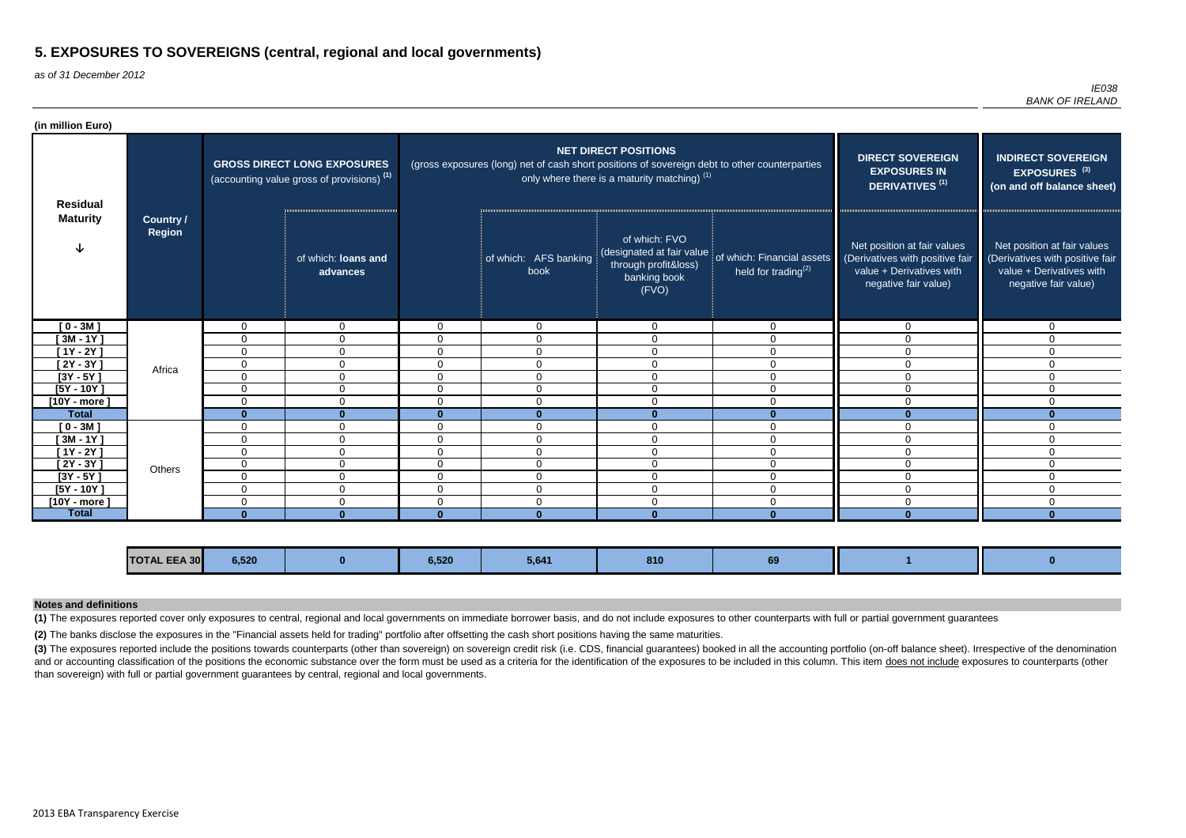# 5. EXPOSURES TO SOVEREIGNS (central, regional and local governments)

*as of 31 December 2012*

*IE038*
*BANK OF IRELAND*

**(in million Euro)**

| Residual Maturity | Country / Region | GROSS DIRECT LONG EXPOSURES (accounting value gross of provisions) (1) | | NET DIRECT POSITIONS (gross exposures (long) net of cash short positions of sovereign debt to other counterparties only where there is a maturity matching) (1) | | | | DIRECT SOVEREIGN EXPOSURES IN DERIVATIVES (1) | INDIRECT SOVEREIGN EXPOSURES (3) (on and off balance sheet) |
|---|---|---|---|---|---|---|---|---|---|
| | | | of which: loans and advances | | of which: AFS banking book | of which: FVO (designated at fair value through profit&loss) banking book (FVO) | of which: Financial assets held for trading(2) | Net position at fair values (Derivatives with positive fair value + Derivatives with negative fair value) | Net position at fair values (Derivatives with positive fair value + Derivatives with negative fair value) |
| [ 0 - 3M ] | Africa | 0 | 0 | 0 | 0 | 0 | 0 | 0 | 0 |
| [ 3M - 1Y ] | | 0 | 0 | 0 | 0 | 0 | 0 | 0 | 0 |
| [ 1Y - 2Y ] | | 0 | 0 | 0 | 0 | 0 | 0 | 0 | 0 |
| [ 2Y - 3Y ] | | 0 | 0 | 0 | 0 | 0 | 0 | 0 | 0 |
| [3Y - 5Y ] | | 0 | 0 | 0 | 0 | 0 | 0 | 0 | 0 |
| [5Y - 10Y ] | | 0 | 0 | 0 | 0 | 0 | 0 | 0 | 0 |
| [10Y - more ] | | 0 | 0 | 0 | 0 | 0 | 0 | 0 | 0 |
| **Total** | | **0** | **0** | **0** | **0** | **0** | **0** | **0** | **0** |
| [ 0 - 3M ] | Others | 0 | 0 | 0 | 0 | 0 | 0 | 0 | 0 |
| [ 3M - 1Y ] | | 0 | 0 | 0 | 0 | 0 | 0 | 0 | 0 |
| [ 1Y - 2Y ] | | 0 | 0 | 0 | 0 | 0 | 0 | 0 | 0 |
| [ 2Y - 3Y ] | | 0 | 0 | 0 | 0 | 0 | 0 | 0 | 0 |
| [3Y - 5Y ] | | 0 | 0 | 0 | 0 | 0 | 0 | 0 | 0 |
| [5Y - 10Y ] | | 0 | 0 | 0 | 0 | 0 | 0 | 0 | 0 |
| [10Y - more ] | | 0 | 0 | 0 | 0 | 0 | 0 | 0 | 0 |
| **Total** | | **0** | **0** | **0** | **0** | **0** | **0** | **0** | **0** |
| | **TOTAL EEA 30** | **6,520** | **0** | **6,520** | **5,641** | **810** | **69** | **1** | **0** |

**Notes and definitions**

**(1)** The exposures reported cover only exposures to central, regional and local governments on immediate borrower basis, and do not include exposures to other counterparts with full or partial government guarantees

**(2)** The banks disclose the exposures in the "Financial assets held for trading" portfolio after offsetting the cash short positions having the same maturities.

**(3)** The exposures reported include the positions towards counterparts (other than sovereign) on sovereign credit risk (i.e. CDS, financial guarantees) booked in all the accounting portfolio (on-off balance sheet). Irrespective of the denomination and or accounting classification of the positions the economic substance over the form must be used as a criteria for the identification of the exposures to be included in this column. This item does not include exposures to counterparts (other than sovereign) with full or partial government guarantees by central, regional and local governments.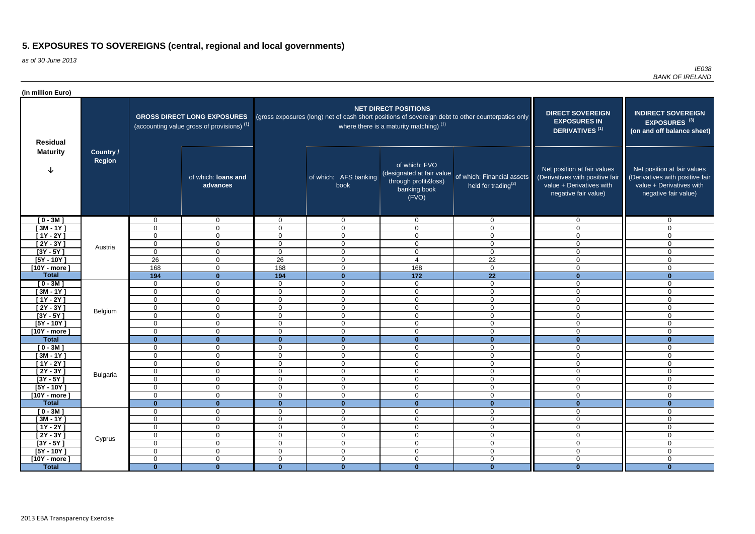# 5. EXPOSURES TO SOVEREIGNS (central, regional and local governments)

*as of 30 June 2013*

*IE038*
*BANK OF IRELAND*

**(in million Euro)**

| Residual Maturity | Country / Region | GROSS DIRECT LONG EXPOSURES (accounting value gross of provisions) (1) | | NET DIRECT POSITIONS (gross exposures (long) net of cash short positions of sovereign debt to other counterpaties only where there is a maturity matching) (1) | | | | DIRECT SOVEREIGN EXPOSURES IN DERIVATIVES (1) | INDIRECT SOVEREIGN EXPOSURES (3) (on and off balance sheet) |
|---|---|---|---|---|---|---|---|---|---|
| | | | of which: loans and advances | | of which: AFS banking book | of which: FVO (designated at fair value through profit&loss) banking book (FVO) | of which: Financial assets held for trading(2) | Net position at fair values (Derivatives with positive fair value + Derivatives with negative fair value) | Net position at fair values (Derivatives with positive fair value + Derivatives with negative fair value) |
| [ 0 - 3M ] | Austria | 0 | 0 | 0 | 0 | 0 | 0 | 0 | 0 |
| [ 3M - 1Y ] | | 0 | 0 | 0 | 0 | 0 | 0 | 0 | 0 |
| [ 1Y - 2Y ] | | 0 | 0 | 0 | 0 | 0 | 0 | 0 | 0 |
| [ 2Y - 3Y ] | | 0 | 0 | 0 | 0 | 0 | 0 | 0 | 0 |
| [3Y - 5Y ] | | 0 | 0 | 0 | 0 | 0 | 0 | 0 | 0 |
| [5Y - 10Y ] | | 26 | 0 | 26 | 0 | 4 | 22 | 0 | 0 |
| [10Y - more ] | | 168 | 0 | 168 | 0 | 168 | 0 | 0 | 0 |
| **Total** | | **194** | **0** | **194** | **0** | **172** | **22** | **0** | **0** |
| [ 0 - 3M ] | Belgium | 0 | 0 | 0 | 0 | 0 | 0 | 0 | 0 |
| [ 3M - 1Y ] | | 0 | 0 | 0 | 0 | 0 | 0 | 0 | 0 |
| [ 1Y - 2Y ] | | 0 | 0 | 0 | 0 | 0 | 0 | 0 | 0 |
| [ 2Y - 3Y ] | | 0 | 0 | 0 | 0 | 0 | 0 | 0 | 0 |
| [3Y - 5Y ] | | 0 | 0 | 0 | 0 | 0 | 0 | 0 | 0 |
| [5Y - 10Y ] | | 0 | 0 | 0 | 0 | 0 | 0 | 0 | 0 |
| [10Y - more ] | | 0 | 0 | 0 | 0 | 0 | 0 | 0 | 0 |
| **Total** | | **0** | **0** | **0** | **0** | **0** | **0** | **0** | **0** |
| [ 0 - 3M ] | Bulgaria | 0 | 0 | 0 | 0 | 0 | 0 | 0 | 0 |
| [ 3M - 1Y ] | | 0 | 0 | 0 | 0 | 0 | 0 | 0 | 0 |
| [ 1Y - 2Y ] | | 0 | 0 | 0 | 0 | 0 | 0 | 0 | 0 |
| [ 2Y - 3Y ] | | 0 | 0 | 0 | 0 | 0 | 0 | 0 | 0 |
| [3Y - 5Y ] | | 0 | 0 | 0 | 0 | 0 | 0 | 0 | 0 |
| [5Y - 10Y ] | | 0 | 0 | 0 | 0 | 0 | 0 | 0 | 0 |
| [10Y - more ] | | 0 | 0 | 0 | 0 | 0 | 0 | 0 | 0 |
| **Total** | | **0** | **0** | **0** | **0** | **0** | **0** | **0** | **0** |
| [ 0 - 3M ] | Cyprus | 0 | 0 | 0 | 0 | 0 | 0 | 0 | 0 |
| [ 3M - 1Y ] | | 0 | 0 | 0 | 0 | 0 | 0 | 0 | 0 |
| [ 1Y - 2Y ] | | 0 | 0 | 0 | 0 | 0 | 0 | 0 | 0 |
| [ 2Y - 3Y ] | | 0 | 0 | 0 | 0 | 0 | 0 | 0 | 0 |
| [3Y - 5Y ] | | 0 | 0 | 0 | 0 | 0 | 0 | 0 | 0 |
| [5Y - 10Y ] | | 0 | 0 | 0 | 0 | 0 | 0 | 0 | 0 |
| [10Y - more ] | | 0 | 0 | 0 | 0 | 0 | 0 | 0 | 0 |
| **Total** | | **0** | **0** | **0** | **0** | **0** | **0** | **0** | **0** |

2013 EBA Transparency Exercise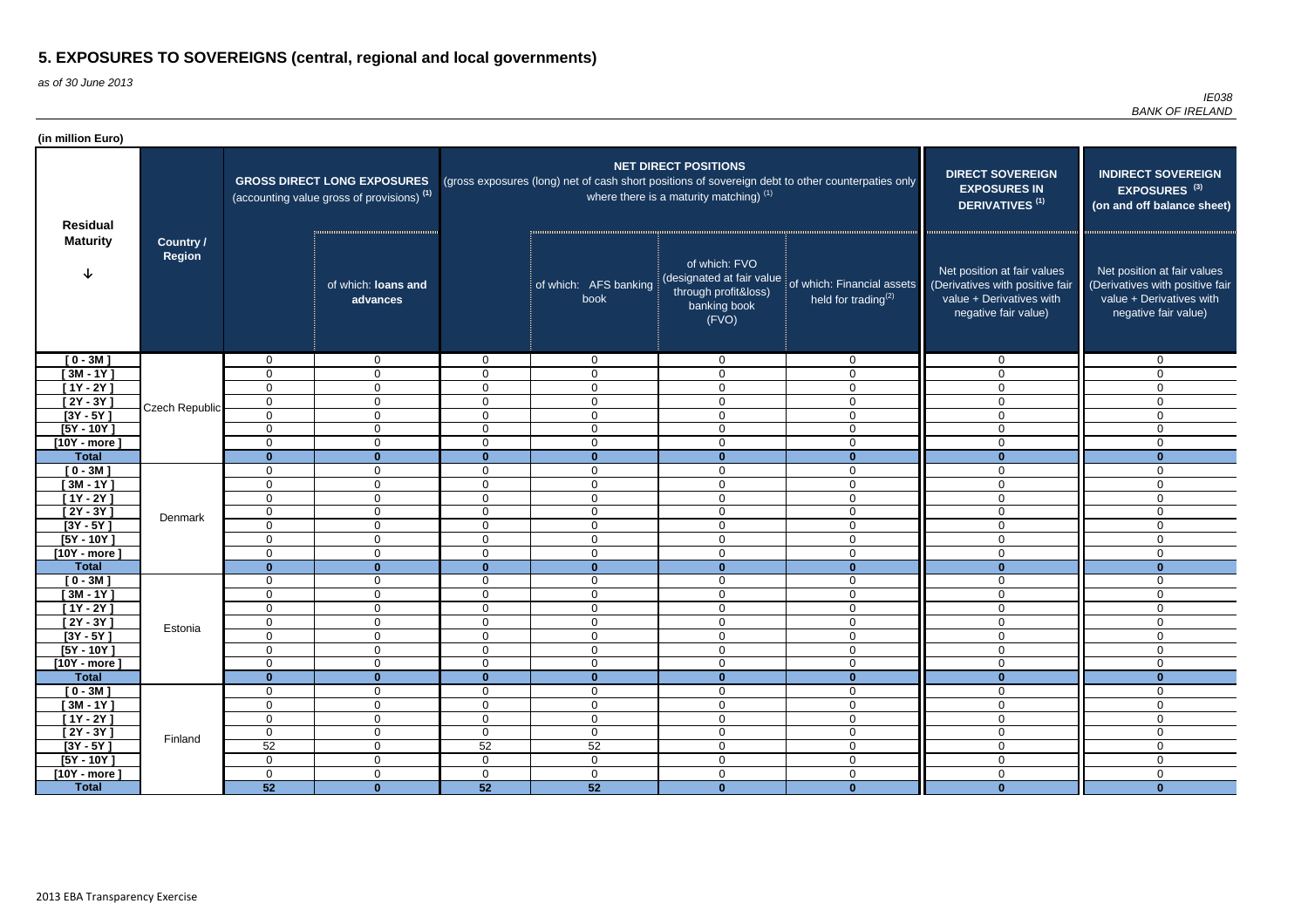# 5. EXPOSURES TO SOVEREIGNS (central, regional and local governments)

*as of 30 June 2013*

*IE038*
*BANK OF IRELAND*

**(in million Euro)**

| Residual Maturity | Country / Region | GROSS DIRECT LONG EXPOSURES (accounting value gross of provisions) (1) | | NET DIRECT POSITIONS (gross exposures (long) net of cash short positions of sovereign debt to other counterpaties only where there is a maturity matching) (1) | | | | DIRECT SOVEREIGN EXPOSURES IN DERIVATIVES (1) | INDIRECT SOVEREIGN EXPOSURES (3) (on and off balance sheet) |
|---|---|---|---|---|---|---|---|---|---|
| | | | of which: loans and advances | | of which: AFS banking book | of which: FVO (designated at fair value through profit&loss) banking book (FVO) | of which: Financial assets held for trading(2) | Net position at fair values (Derivatives with positive fair value + Derivatives with negative fair value) | Net position at fair values (Derivatives with positive fair value + Derivatives with negative fair value) |
| [ 0 - 3M ] | Czech Republic | 0 | 0 | 0 | 0 | 0 | 0 | 0 | 0 |
| [ 3M - 1Y ] | | 0 | 0 | 0 | 0 | 0 | 0 | 0 | 0 |
| [ 1Y - 2Y ] | | 0 | 0 | 0 | 0 | 0 | 0 | 0 | 0 |
| [ 2Y - 3Y ] | | 0 | 0 | 0 | 0 | 0 | 0 | 0 | 0 |
| [3Y - 5Y ] | | 0 | 0 | 0 | 0 | 0 | 0 | 0 | 0 |
| [5Y - 10Y ] | | 0 | 0 | 0 | 0 | 0 | 0 | 0 | 0 |
| [10Y - more ] | | 0 | 0 | 0 | 0 | 0 | 0 | 0 | 0 |
| **Total** | | **0** | **0** | **0** | **0** | **0** | **0** | **0** | **0** |
| [ 0 - 3M ] | Denmark | 0 | 0 | 0 | 0 | 0 | 0 | 0 | 0 |
| [ 3M - 1Y ] | | 0 | 0 | 0 | 0 | 0 | 0 | 0 | 0 |
| [ 1Y - 2Y ] | | 0 | 0 | 0 | 0 | 0 | 0 | 0 | 0 |
| [ 2Y - 3Y ] | | 0 | 0 | 0 | 0 | 0 | 0 | 0 | 0 |
| [3Y - 5Y ] | | 0 | 0 | 0 | 0 | 0 | 0 | 0 | 0 |
| [5Y - 10Y ] | | 0 | 0 | 0 | 0 | 0 | 0 | 0 | 0 |
| [10Y - more ] | | 0 | 0 | 0 | 0 | 0 | 0 | 0 | 0 |
| **Total** | | **0** | **0** | **0** | **0** | **0** | **0** | **0** | **0** |
| [ 0 - 3M ] | Estonia | 0 | 0 | 0 | 0 | 0 | 0 | 0 | 0 |
| [ 3M - 1Y ] | | 0 | 0 | 0 | 0 | 0 | 0 | 0 | 0 |
| [ 1Y - 2Y ] | | 0 | 0 | 0 | 0 | 0 | 0 | 0 | 0 |
| [ 2Y - 3Y ] | | 0 | 0 | 0 | 0 | 0 | 0 | 0 | 0 |
| [3Y - 5Y ] | | 0 | 0 | 0 | 0 | 0 | 0 | 0 | 0 |
| [5Y - 10Y ] | | 0 | 0 | 0 | 0 | 0 | 0 | 0 | 0 |
| [10Y - more ] | | 0 | 0 | 0 | 0 | 0 | 0 | 0 | 0 |
| **Total** | | **0** | **0** | **0** | **0** | **0** | **0** | **0** | **0** |
| [ 0 - 3M ] | Finland | 0 | 0 | 0 | 0 | 0 | 0 | 0 | 0 |
| [ 3M - 1Y ] | | 0 | 0 | 0 | 0 | 0 | 0 | 0 | 0 |
| [ 1Y - 2Y ] | | 0 | 0 | 0 | 0 | 0 | 0 | 0 | 0 |
| [ 2Y - 3Y ] | | 0 | 0 | 0 | 0 | 0 | 0 | 0 | 0 |
| [3Y - 5Y ] | | 52 | 0 | 52 | 52 | 0 | 0 | 0 | 0 |
| [5Y - 10Y ] | | 0 | 0 | 0 | 0 | 0 | 0 | 0 | 0 |
| [10Y - more ] | | 0 | 0 | 0 | 0 | 0 | 0 | 0 | 0 |
| **Total** | | **52** | **0** | **52** | **52** | **0** | **0** | **0** | **0** |

2013 EBA Transparency Exercise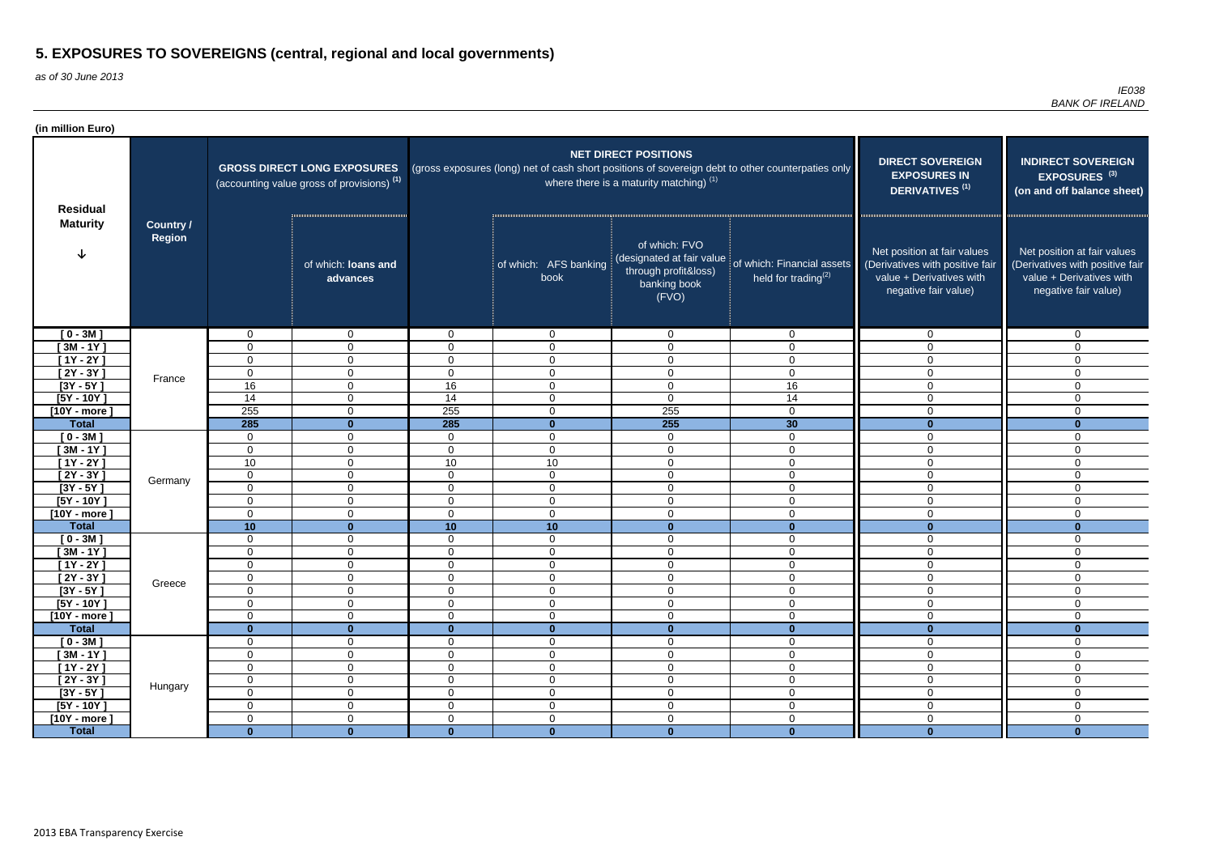# 5. EXPOSURES TO SOVEREIGNS (central, regional and local governments)

*as of 30 June 2013*

*IE038*
*BANK OF IRELAND*

**(in million Euro)**

| Residual Maturity | Country / Region | GROSS DIRECT LONG EXPOSURES (accounting value gross of provisions) (1) | | NET DIRECT POSITIONS (gross exposures (long) net of cash short positions of sovereign debt to other counterpaties only where there is a maturity matching) (1) | | | | DIRECT SOVEREIGN EXPOSURES IN DERIVATIVES (1) | INDIRECT SOVEREIGN EXPOSURES (3) (on and off balance sheet) |
|---|---|---|---|---|---|---|---|---|---|
| | | | of which: loans and advances | | of which: AFS banking book | of which: FVO (designated at fair value through profit&loss) banking book (FVO) | of which: Financial assets held for trading(2) | Net position at fair values (Derivatives with positive fair value + Derivatives with negative fair value) | Net position at fair values (Derivatives with positive fair value + Derivatives with negative fair value) |
| [ 0 - 3M ] | France | 0 | 0 | 0 | 0 | 0 | 0 | 0 | 0 |
| [ 3M - 1Y ] | | 0 | 0 | 0 | 0 | 0 | 0 | 0 | 0 |
| [ 1Y - 2Y ] | | 0 | 0 | 0 | 0 | 0 | 0 | 0 | 0 |
| [ 2Y - 3Y ] | | 0 | 0 | 0 | 0 | 0 | 0 | 0 | 0 |
| [3Y - 5Y ] | | 16 | 0 | 16 | 0 | 0 | 16 | 0 | 0 |
| [5Y - 10Y ] | | 14 | 0 | 14 | 0 | 0 | 14 | 0 | 0 |
| [10Y - more ] | | 255 | 0 | 255 | 0 | 255 | 0 | 0 | 0 |
| **Total** | | **285** | **0** | **285** | **0** | **255** | **30** | **0** | **0** |
| [ 0 - 3M ] | Germany | 0 | 0 | 0 | 0 | 0 | 0 | 0 | 0 |
| [ 3M - 1Y ] | | 0 | 0 | 0 | 0 | 0 | 0 | 0 | 0 |
| [ 1Y - 2Y ] | | 10 | 0 | 10 | 10 | 0 | 0 | 0 | 0 |
| [ 2Y - 3Y ] | | 0 | 0 | 0 | 0 | 0 | 0 | 0 | 0 |
| [3Y - 5Y ] | | 0 | 0 | 0 | 0 | 0 | 0 | 0 | 0 |
| [5Y - 10Y ] | | 0 | 0 | 0 | 0 | 0 | 0 | 0 | 0 |
| [10Y - more ] | | 0 | 0 | 0 | 0 | 0 | 0 | 0 | 0 |
| **Total** | | **10** | **0** | **10** | **10** | **0** | **0** | **0** | **0** |
| [ 0 - 3M ] | Greece | 0 | 0 | 0 | 0 | 0 | 0 | 0 | 0 |
| [ 3M - 1Y ] | | 0 | 0 | 0 | 0 | 0 | 0 | 0 | 0 |
| [ 1Y - 2Y ] | | 0 | 0 | 0 | 0 | 0 | 0 | 0 | 0 |
| [ 2Y - 3Y ] | | 0 | 0 | 0 | 0 | 0 | 0 | 0 | 0 |
| [3Y - 5Y ] | | 0 | 0 | 0 | 0 | 0 | 0 | 0 | 0 |
| [5Y - 10Y ] | | 0 | 0 | 0 | 0 | 0 | 0 | 0 | 0 |
| [10Y - more ] | | 0 | 0 | 0 | 0 | 0 | 0 | 0 | 0 |
| **Total** | | **0** | **0** | **0** | **0** | **0** | **0** | **0** | **0** |
| [ 0 - 3M ] | Hungary | 0 | 0 | 0 | 0 | 0 | 0 | 0 | 0 |
| [ 3M - 1Y ] | | 0 | 0 | 0 | 0 | 0 | 0 | 0 | 0 |
| [ 1Y - 2Y ] | | 0 | 0 | 0 | 0 | 0 | 0 | 0 | 0 |
| [ 2Y - 3Y ] | | 0 | 0 | 0 | 0 | 0 | 0 | 0 | 0 |
| [3Y - 5Y ] | | 0 | 0 | 0 | 0 | 0 | 0 | 0 | 0 |
| [5Y - 10Y ] | | 0 | 0 | 0 | 0 | 0 | 0 | 0 | 0 |
| [10Y - more ] | | 0 | 0 | 0 | 0 | 0 | 0 | 0 | 0 |
| **Total** | | **0** | **0** | **0** | **0** | **0** | **0** | **0** | **0** |

2013 EBA Transparency Exercise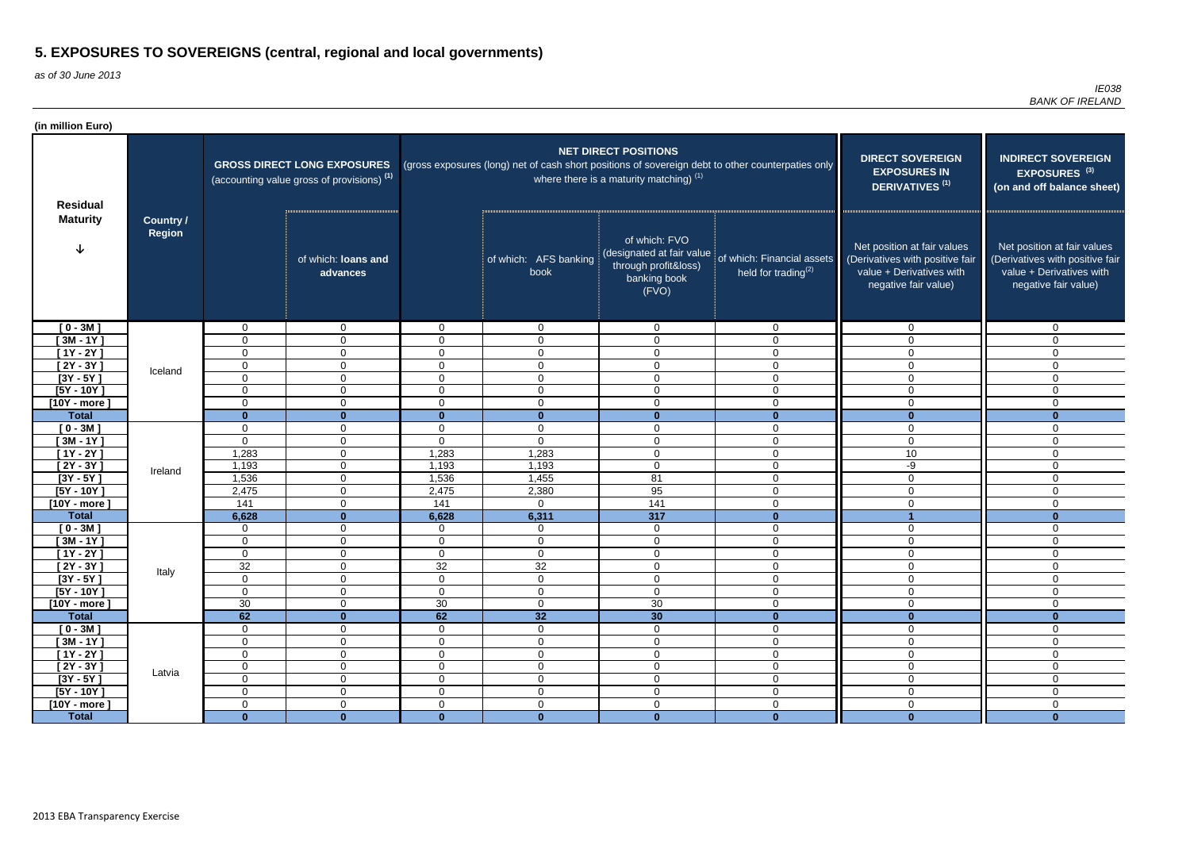# 5. EXPOSURES TO SOVEREIGNS (central, regional and local governments)

*as of 30 June 2013*

*IE038*
*BANK OF IRELAND*

**(in million Euro)**

| Residual Maturity | Country / Region | GROSS DIRECT LONG EXPOSURES (accounting value gross of provisions) [1] | | NET DIRECT POSITIONS (gross exposures (long) net of cash short positions of sovereign debt to other counterpaties only where there is a maturity matching) [1] | | | | DIRECT SOVEREIGN EXPOSURES IN DERIVATIVES [1] | INDIRECT SOVEREIGN EXPOSURES [3] (on and off balance sheet) |
|---|---|---|---|---|---|---|---|---|---|
| | | | of which: loans and advances | | of which: AFS banking book | of which: FVO (designated at fair value through profit&loss) banking book (FVO) | of which: Financial assets held for trading[2] | Net position at fair values (Derivatives with positive fair value + Derivatives with negative fair value) | Net position at fair values (Derivatives with positive fair value + Derivatives with negative fair value) |
| [ 0 - 3M ] | Iceland | 0 | 0 | 0 | 0 | 0 | 0 | 0 | 0 |
| [ 3M - 1Y ] | | 0 | 0 | 0 | 0 | 0 | 0 | 0 | 0 |
| [ 1Y - 2Y ] | | 0 | 0 | 0 | 0 | 0 | 0 | 0 | 0 |
| [ 2Y - 3Y ] | | 0 | 0 | 0 | 0 | 0 | 0 | 0 | 0 |
| [3Y - 5Y ] | | 0 | 0 | 0 | 0 | 0 | 0 | 0 | 0 |
| [5Y - 10Y ] | | 0 | 0 | 0 | 0 | 0 | 0 | 0 | 0 |
| [10Y - more ] | | 0 | 0 | 0 | 0 | 0 | 0 | 0 | 0 |
| **Total** | | **0** | **0** | **0** | **0** | **0** | **0** | **0** | **0** |
| [ 0 - 3M ] | Ireland | 0 | 0 | 0 | 0 | 0 | 0 | 0 | 0 |
| [ 3M - 1Y ] | | 0 | 0 | 0 | 0 | 0 | 0 | 0 | 0 |
| [ 1Y - 2Y ] | | 1,283 | 0 | 1,283 | 1,283 | 0 | 0 | 10 | 0 |
| [ 2Y - 3Y ] | | 1,193 | 0 | 1,193 | 1,193 | 0 | 0 | -9 | 0 |
| [3Y - 5Y ] | | 1,536 | 0 | 1,536 | 1,455 | 81 | 0 | 0 | 0 |
| [5Y - 10Y ] | | 2,475 | 0 | 2,475 | 2,380 | 95 | 0 | 0 | 0 |
| [10Y - more ] | | 141 | 0 | 141 | 0 | 141 | 0 | 0 | 0 |
| **Total** | | **6,628** | **0** | **6,628** | **6,311** | **317** | **0** | **1** | **0** |
| [ 0 - 3M ] | Italy | 0 | 0 | 0 | 0 | 0 | 0 | 0 | 0 |
| [ 3M - 1Y ] | | 0 | 0 | 0 | 0 | 0 | 0 | 0 | 0 |
| [ 1Y - 2Y ] | | 0 | 0 | 0 | 0 | 0 | 0 | 0 | 0 |
| [ 2Y - 3Y ] | | 32 | 0 | 32 | 32 | 0 | 0 | 0 | 0 |
| [3Y - 5Y ] | | 0 | 0 | 0 | 0 | 0 | 0 | 0 | 0 |
| [5Y - 10Y ] | | 0 | 0 | 0 | 0 | 0 | 0 | 0 | 0 |
| [10Y - more ] | | 30 | 0 | 30 | 0 | 30 | 0 | 0 | 0 |
| **Total** | | **62** | **0** | **62** | **32** | **30** | **0** | **0** | **0** |
| [ 0 - 3M ] | Latvia | 0 | 0 | 0 | 0 | 0 | 0 | 0 | 0 |
| [ 3M - 1Y ] | | 0 | 0 | 0 | 0 | 0 | 0 | 0 | 0 |
| [ 1Y - 2Y ] | | 0 | 0 | 0 | 0 | 0 | 0 | 0 | 0 |
| [ 2Y - 3Y ] | | 0 | 0 | 0 | 0 | 0 | 0 | 0 | 0 |
| [3Y - 5Y ] | | 0 | 0 | 0 | 0 | 0 | 0 | 0 | 0 |
| [5Y - 10Y ] | | 0 | 0 | 0 | 0 | 0 | 0 | 0 | 0 |
| [10Y - more ] | | 0 | 0 | 0 | 0 | 0 | 0 | 0 | 0 |
| **Total** | | **0** | **0** | **0** | **0** | **0** | **0** | **0** | **0** |

2013 EBA Transparency Exercise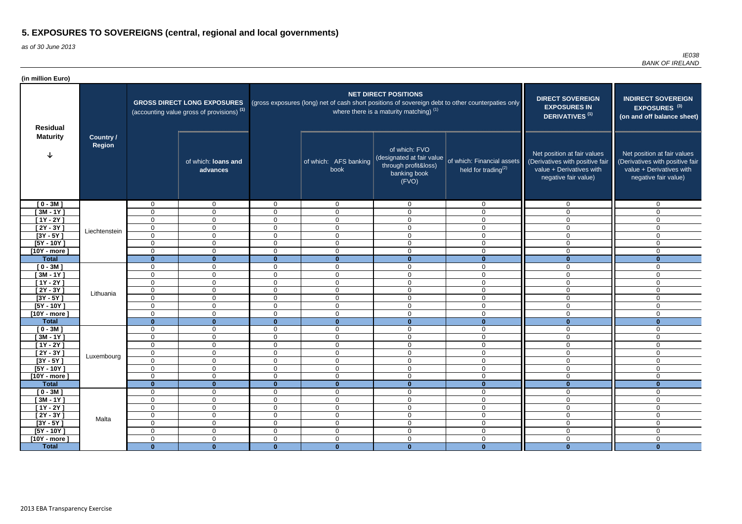# 5. EXPOSURES TO SOVEREIGNS (central, regional and local governments)

*as of 30 June 2013*

*IE038*
*BANK OF IRELAND*

**(in million Euro)**

| Residual Maturity | Country / Region | GROSS DIRECT LONG EXPOSURES (accounting value gross of provisions) [(1)] | | NET DIRECT POSITIONS (gross exposures (long) net of cash short positions of sovereign debt to other counterparties only where there is a maturity matching) [(1)] | | | | DIRECT SOVEREIGN EXPOSURES IN DERIVATIVES [(1)] | INDIRECT SOVEREIGN EXPOSURES [(3)] (on and off balance sheet) |
|---|---|---|---|---|---|---|---|---|---|
| | | | of which: **loans and advances** | | of which: AFS banking book | of which: FVO (designated at fair value through profit&loss) banking book (FVO) | of which: Financial assets held for trading[(2)] | Net position at fair values (Derivatives with positive fair value + Derivatives with negative fair value) | Net position at fair values (Derivatives with positive fair value + Derivatives with negative fair value) |
| [ 0 - 3M ] | Liechtenstein | 0 | 0 | 0 | 0 | 0 | 0 | 0 | 0 |
| [ 3M - 1Y ] | | 0 | 0 | 0 | 0 | 0 | 0 | 0 | 0 |
| [ 1Y - 2Y ] | | 0 | 0 | 0 | 0 | 0 | 0 | 0 | 0 |
| [ 2Y - 3Y ] | | 0 | 0 | 0 | 0 | 0 | 0 | 0 | 0 |
| [3Y - 5Y ] | | 0 | 0 | 0 | 0 | 0 | 0 | 0 | 0 |
| [5Y - 10Y ] | | 0 | 0 | 0 | 0 | 0 | 0 | 0 | 0 |
| [10Y - more ] | | 0 | 0 | 0 | 0 | 0 | 0 | 0 | 0 |
| **Total** | | **0** | **0** | **0** | **0** | **0** | **0** | **0** | **0** |
| [ 0 - 3M ] | Lithuania | 0 | 0 | 0 | 0 | 0 | 0 | 0 | 0 |
| [ 3M - 1Y ] | | 0 | 0 | 0 | 0 | 0 | 0 | 0 | 0 |
| [ 1Y - 2Y ] | | 0 | 0 | 0 | 0 | 0 | 0 | 0 | 0 |
| [ 2Y - 3Y ] | | 0 | 0 | 0 | 0 | 0 | 0 | 0 | 0 |
| [3Y - 5Y ] | | 0 | 0 | 0 | 0 | 0 | 0 | 0 | 0 |
| [5Y - 10Y ] | | 0 | 0 | 0 | 0 | 0 | 0 | 0 | 0 |
| [10Y - more ] | | 0 | 0 | 0 | 0 | 0 | 0 | 0 | 0 |
| **Total** | | **0** | **0** | **0** | **0** | **0** | **0** | **0** | **0** |
| [ 0 - 3M ] | Luxembourg | 0 | 0 | 0 | 0 | 0 | 0 | 0 | 0 |
| [ 3M - 1Y ] | | 0 | 0 | 0 | 0 | 0 | 0 | 0 | 0 |
| [ 1Y - 2Y ] | | 0 | 0 | 0 | 0 | 0 | 0 | 0 | 0 |
| [ 2Y - 3Y ] | | 0 | 0 | 0 | 0 | 0 | 0 | 0 | 0 |
| [3Y - 5Y ] | | 0 | 0 | 0 | 0 | 0 | 0 | 0 | 0 |
| [5Y - 10Y ] | | 0 | 0 | 0 | 0 | 0 | 0 | 0 | 0 |
| [10Y - more ] | | 0 | 0 | 0 | 0 | 0 | 0 | 0 | 0 |
| **Total** | | **0** | **0** | **0** | **0** | **0** | **0** | **0** | **0** |
| [ 0 - 3M ] | Malta | 0 | 0 | 0 | 0 | 0 | 0 | 0 | 0 |
| [ 3M - 1Y ] | | 0 | 0 | 0 | 0 | 0 | 0 | 0 | 0 |
| [ 1Y - 2Y ] | | 0 | 0 | 0 | 0 | 0 | 0 | 0 | 0 |
| [ 2Y - 3Y ] | | 0 | 0 | 0 | 0 | 0 | 0 | 0 | 0 |
| [3Y - 5Y ] | | 0 | 0 | 0 | 0 | 0 | 0 | 0 | 0 |
| [5Y - 10Y ] | | 0 | 0 | 0 | 0 | 0 | 0 | 0 | 0 |
| [10Y - more ] | | 0 | 0 | 0 | 0 | 0 | 0 | 0 | 0 |
| **Total** | | **0** | **0** | **0** | **0** | **0** | **0** | **0** | **0** |

2013 EBA Transparency Exercise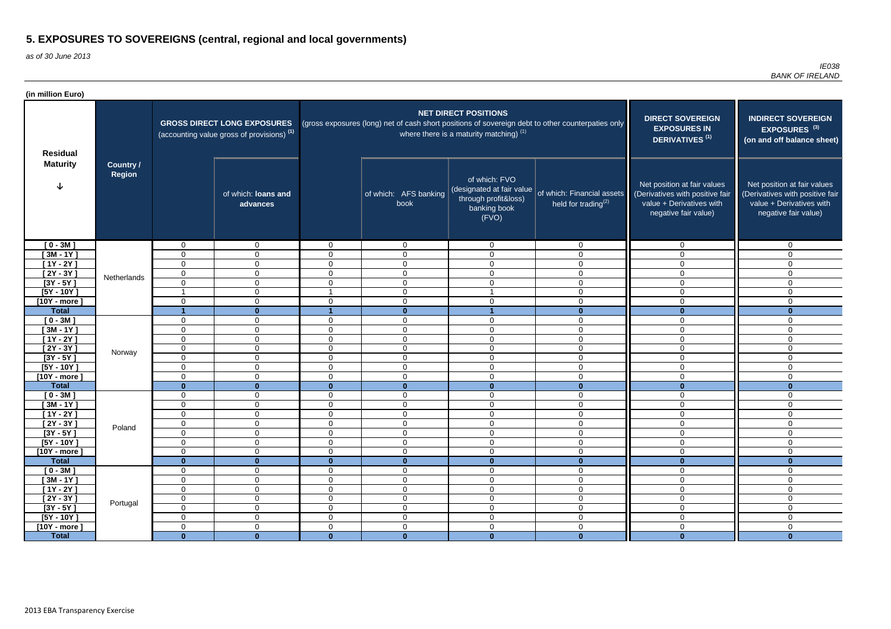# 5. EXPOSURES TO SOVEREIGNS (central, regional and local governments)

*as of 30 June 2013*

*IE038*
*BANK OF IRELAND*

**(in million Euro)**

| Residual Maturity | Country / Region | GROSS DIRECT LONG EXPOSURES (accounting value gross of provisions) [(1)] | | NET DIRECT POSITIONS (gross exposures (long) net of cash short positions of sovereign debt to other counterpaties only where there is a maturity matching) [(1)] | | | | DIRECT SOVEREIGN EXPOSURES IN DERIVATIVES [(1)] | INDIRECT SOVEREIGN EXPOSURES [(3)] (on and off balance sheet) |
|---|---|---|---|---|---|---|---|---|---|
| | | | of which: loans and advances | | of which: AFS banking book | of which: FVO (designated at fair value through profit&loss) banking book (FVO) | of which: Financial assets held for trading[(2)] | Net position at fair values (Derivatives with positive fair value + Derivatives with negative fair value) | Net position at fair values (Derivatives with positive fair value + Derivatives with negative fair value) |
| [ 0 - 3M ] | Netherlands | 0 | 0 | 0 | 0 | 0 | 0 | 0 | 0 |
| [ 3M - 1Y ] | | 0 | 0 | 0 | 0 | 0 | 0 | 0 | 0 |
| [ 1Y - 2Y ] | | 0 | 0 | 0 | 0 | 0 | 0 | 0 | 0 |
| [ 2Y - 3Y ] | | 0 | 0 | 0 | 0 | 0 | 0 | 0 | 0 |
| [3Y - 5Y ] | | 0 | 0 | 0 | 0 | 0 | 0 | 0 | 0 |
| [5Y - 10Y ] | | 1 | 0 | 1 | 0 | 1 | 0 | 0 | 0 |
| [10Y - more ] | | 0 | 0 | 0 | 0 | 0 | 0 | 0 | 0 |
| **Total** | | **1** | **0** | **1** | **0** | **1** | **0** | **0** | **0** |
| [ 0 - 3M ] | Norway | 0 | 0 | 0 | 0 | 0 | 0 | 0 | 0 |
| [ 3M - 1Y ] | | 0 | 0 | 0 | 0 | 0 | 0 | 0 | 0 |
| [ 1Y - 2Y ] | | 0 | 0 | 0 | 0 | 0 | 0 | 0 | 0 |
| [ 2Y - 3Y ] | | 0 | 0 | 0 | 0 | 0 | 0 | 0 | 0 |
| [3Y - 5Y ] | | 0 | 0 | 0 | 0 | 0 | 0 | 0 | 0 |
| [5Y - 10Y ] | | 0 | 0 | 0 | 0 | 0 | 0 | 0 | 0 |
| [10Y - more ] | | 0 | 0 | 0 | 0 | 0 | 0 | 0 | 0 |
| **Total** | | **0** | **0** | **0** | **0** | **0** | **0** | **0** | **0** |
| [ 0 - 3M ] | Poland | 0 | 0 | 0 | 0 | 0 | 0 | 0 | 0 |
| [ 3M - 1Y ] | | 0 | 0 | 0 | 0 | 0 | 0 | 0 | 0 |
| [ 1Y - 2Y ] | | 0 | 0 | 0 | 0 | 0 | 0 | 0 | 0 |
| [ 2Y - 3Y ] | | 0 | 0 | 0 | 0 | 0 | 0 | 0 | 0 |
| [3Y - 5Y ] | | 0 | 0 | 0 | 0 | 0 | 0 | 0 | 0 |
| [5Y - 10Y ] | | 0 | 0 | 0 | 0 | 0 | 0 | 0 | 0 |
| [10Y - more ] | | 0 | 0 | 0 | 0 | 0 | 0 | 0 | 0 |
| **Total** | | **0** | **0** | **0** | **0** | **0** | **0** | **0** | **0** |
| [ 0 - 3M ] | Portugal | 0 | 0 | 0 | 0 | 0 | 0 | 0 | 0 |
| [ 3M - 1Y ] | | 0 | 0 | 0 | 0 | 0 | 0 | 0 | 0 |
| [ 1Y - 2Y ] | | 0 | 0 | 0 | 0 | 0 | 0 | 0 | 0 |
| [ 2Y - 3Y ] | | 0 | 0 | 0 | 0 | 0 | 0 | 0 | 0 |
| [3Y - 5Y ] | | 0 | 0 | 0 | 0 | 0 | 0 | 0 | 0 |
| [5Y - 10Y ] | | 0 | 0 | 0 | 0 | 0 | 0 | 0 | 0 |
| [10Y - more ] | | 0 | 0 | 0 | 0 | 0 | 0 | 0 | 0 |
| **Total** | | **0** | **0** | **0** | **0** | **0** | **0** | **0** | **0** |

2013 EBA Transparency Exercise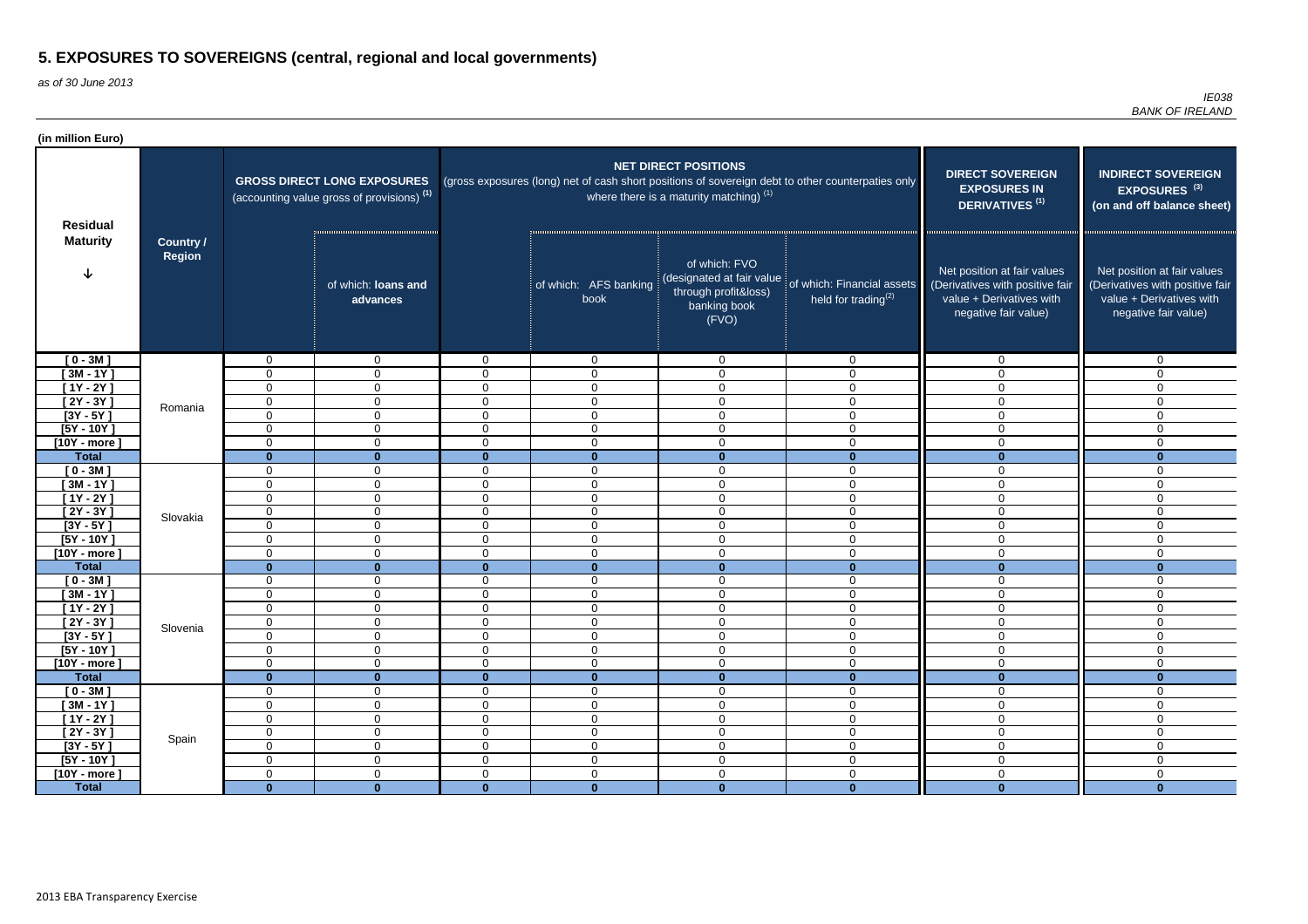# 5. EXPOSURES TO SOVEREIGNS (central, regional and local governments)

*as of 30 June 2013*

*IE038*
*BANK OF IRELAND*

**(in million Euro)**

| Residual Maturity | Country / Region | GROSS DIRECT LONG EXPOSURES (accounting value gross of provisions) (1) | | NET DIRECT POSITIONS (gross exposures (long) net of cash short positions of sovereign debt to other counterpaties only where there is a maturity matching) (1) | | | | DIRECT SOVEREIGN EXPOSURES IN DERIVATIVES (1) | INDIRECT SOVEREIGN EXPOSURES (3) (on and off balance sheet) |
|---|---|---|---|---|---|---|---|---|---|
| | | | of which: **loans and advances** | | of which: AFS banking book | of which: FVO (designated at fair value through profit&loss) banking book (FVO) | of which: Financial assets held for trading(2) | Net position at fair values (Derivatives with positive fair value + Derivatives with negative fair value) | Net position at fair values (Derivatives with positive fair value + Derivatives with negative fair value) |
| [ 0 - 3M ] | Romania | 0 | 0 | 0 | 0 | 0 | 0 | 0 | 0 |
| [ 3M - 1Y ] | | 0 | 0 | 0 | 0 | 0 | 0 | 0 | 0 |
| [ 1Y - 2Y ] | | 0 | 0 | 0 | 0 | 0 | 0 | 0 | 0 |
| [ 2Y - 3Y ] | | 0 | 0 | 0 | 0 | 0 | 0 | 0 | 0 |
| [3Y - 5Y ] | | 0 | 0 | 0 | 0 | 0 | 0 | 0 | 0 |
| [5Y - 10Y ] | | 0 | 0 | 0 | 0 | 0 | 0 | 0 | 0 |
| [10Y - more ] | | 0 | 0 | 0 | 0 | 0 | 0 | 0 | 0 |
| **Total** | | **0** | **0** | **0** | **0** | **0** | **0** | **0** | **0** |
| [ 0 - 3M ] | Slovakia | 0 | 0 | 0 | 0 | 0 | 0 | 0 | 0 |
| [ 3M - 1Y ] | | 0 | 0 | 0 | 0 | 0 | 0 | 0 | 0 |
| [ 1Y - 2Y ] | | 0 | 0 | 0 | 0 | 0 | 0 | 0 | 0 |
| [ 2Y - 3Y ] | | 0 | 0 | 0 | 0 | 0 | 0 | 0 | 0 |
| [3Y - 5Y ] | | 0 | 0 | 0 | 0 | 0 | 0 | 0 | 0 |
| [5Y - 10Y ] | | 0 | 0 | 0 | 0 | 0 | 0 | 0 | 0 |
| [10Y - more ] | | 0 | 0 | 0 | 0 | 0 | 0 | 0 | 0 |
| **Total** | | **0** | **0** | **0** | **0** | **0** | **0** | **0** | **0** |
| [ 0 - 3M ] | Slovenia | 0 | 0 | 0 | 0 | 0 | 0 | 0 | 0 |
| [ 3M - 1Y ] | | 0 | 0 | 0 | 0 | 0 | 0 | 0 | 0 |
| [ 1Y - 2Y ] | | 0 | 0 | 0 | 0 | 0 | 0 | 0 | 0 |
| [ 2Y - 3Y ] | | 0 | 0 | 0 | 0 | 0 | 0 | 0 | 0 |
| [3Y - 5Y ] | | 0 | 0 | 0 | 0 | 0 | 0 | 0 | 0 |
| [5Y - 10Y ] | | 0 | 0 | 0 | 0 | 0 | 0 | 0 | 0 |
| [10Y - more ] | | 0 | 0 | 0 | 0 | 0 | 0 | 0 | 0 |
| **Total** | | **0** | **0** | **0** | **0** | **0** | **0** | **0** | **0** |
| [ 0 - 3M ] | Spain | 0 | 0 | 0 | 0 | 0 | 0 | 0 | 0 |
| [ 3M - 1Y ] | | 0 | 0 | 0 | 0 | 0 | 0 | 0 | 0 |
| [ 1Y - 2Y ] | | 0 | 0 | 0 | 0 | 0 | 0 | 0 | 0 |
| [ 2Y - 3Y ] | | 0 | 0 | 0 | 0 | 0 | 0 | 0 | 0 |
| [3Y - 5Y ] | | 0 | 0 | 0 | 0 | 0 | 0 | 0 | 0 |
| [5Y - 10Y ] | | 0 | 0 | 0 | 0 | 0 | 0 | 0 | 0 |
| [10Y - more ] | | 0 | 0 | 0 | 0 | 0 | 0 | 0 | 0 |
| **Total** | | **0** | **0** | **0** | **0** | **0** | **0** | **0** | **0** |

2013 EBA Transparency Exercise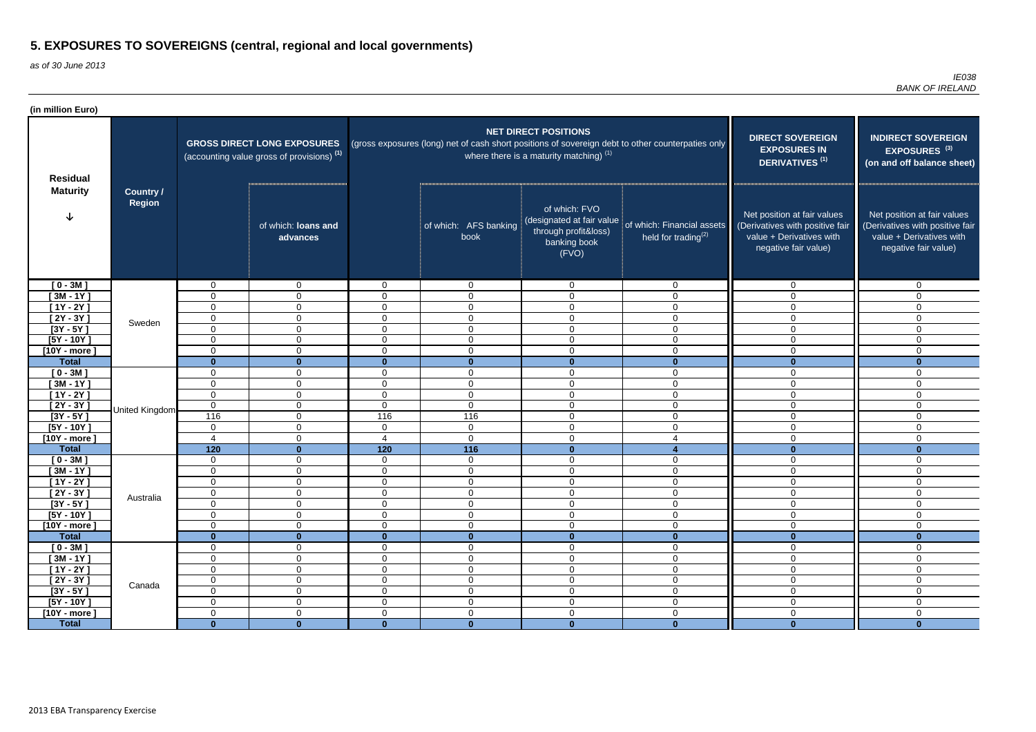# 5. EXPOSURES TO SOVEREIGNS (central, regional and local governments)

*as of 30 June 2013*

*IE038*
*BANK OF IRELAND*

**(in million Euro)**

| Residual Maturity | Country / Region | GROSS DIRECT LONG EXPOSURES (accounting value gross of provisions) (1) | | NET DIRECT POSITIONS (gross exposures (long) net of cash short positions of sovereign debt to other counterpaties only where there is a maturity matching) (1) | | | | DIRECT SOVEREIGN EXPOSURES IN DERIVATIVES (1) | INDIRECT SOVEREIGN EXPOSURES (3) (on and off balance sheet) |
|---|---|---|---|---|---|---|---|---|---|
| | | | of which: loans and advances | | of which: AFS banking book | of which: FVO (designated at fair value through profit&loss) banking book (FVO) | of which: Financial assets held for trading(2) | Net position at fair values (Derivatives with positive fair value + Derivatives with negative fair value) | Net position at fair values (Derivatives with positive fair value + Derivatives with negative fair value) |
| [ 0 - 3M ] | Sweden | 0 | 0 | 0 | 0 | 0 | 0 | 0 | 0 |
| [ 3M - 1Y ] | Sweden | 0 | 0 | 0 | 0 | 0 | 0 | 0 | 0 |
| [ 1Y - 2Y ] | Sweden | 0 | 0 | 0 | 0 | 0 | 0 | 0 | 0 |
| [ 2Y - 3Y ] | Sweden | 0 | 0 | 0 | 0 | 0 | 0 | 0 | 0 |
| [3Y - 5Y ] | Sweden | 0 | 0 | 0 | 0 | 0 | 0 | 0 | 0 |
| [5Y - 10Y ] | Sweden | 0 | 0 | 0 | 0 | 0 | 0 | 0 | 0 |
| [10Y - more ] | Sweden | 0 | 0 | 0 | 0 | 0 | 0 | 0 | 0 |
| **Total** | Sweden | **0** | **0** | **0** | **0** | **0** | **0** | **0** | **0** |
| [ 0 - 3M ] | United Kingdom | 0 | 0 | 0 | 0 | 0 | 0 | 0 | 0 |
| [ 3M - 1Y ] | United Kingdom | 0 | 0 | 0 | 0 | 0 | 0 | 0 | 0 |
| [ 1Y - 2Y ] | United Kingdom | 0 | 0 | 0 | 0 | 0 | 0 | 0 | 0 |
| [ 2Y - 3Y ] | United Kingdom | 0 | 0 | 0 | 0 | 0 | 0 | 0 | 0 |
| [3Y - 5Y ] | United Kingdom | 116 | 0 | 116 | 116 | 0 | 0 | 0 | 0 |
| [5Y - 10Y ] | United Kingdom | 0 | 0 | 0 | 0 | 0 | 0 | 0 | 0 |
| [10Y - more ] | United Kingdom | 4 | 0 | 4 | 0 | 0 | 4 | 0 | 0 |
| **Total** | United Kingdom | **120** | **0** | **120** | **116** | **0** | **4** | **0** | **0** |
| [ 0 - 3M ] | Australia | 0 | 0 | 0 | 0 | 0 | 0 | 0 | 0 |
| [ 3M - 1Y ] | Australia | 0 | 0 | 0 | 0 | 0 | 0 | 0 | 0 |
| [ 1Y - 2Y ] | Australia | 0 | 0 | 0 | 0 | 0 | 0 | 0 | 0 |
| [ 2Y - 3Y ] | Australia | 0 | 0 | 0 | 0 | 0 | 0 | 0 | 0 |
| [3Y - 5Y ] | Australia | 0 | 0 | 0 | 0 | 0 | 0 | 0 | 0 |
| [5Y - 10Y ] | Australia | 0 | 0 | 0 | 0 | 0 | 0 | 0 | 0 |
| [10Y - more ] | Australia | 0 | 0 | 0 | 0 | 0 | 0 | 0 | 0 |
| **Total** | Australia | **0** | **0** | **0** | **0** | **0** | **0** | **0** | **0** |
| [ 0 - 3M ] | Canada | 0 | 0 | 0 | 0 | 0 | 0 | 0 | 0 |
| [ 3M - 1Y ] | Canada | 0 | 0 | 0 | 0 | 0 | 0 | 0 | 0 |
| [ 1Y - 2Y ] | Canada | 0 | 0 | 0 | 0 | 0 | 0 | 0 | 0 |
| [ 2Y - 3Y ] | Canada | 0 | 0 | 0 | 0 | 0 | 0 | 0 | 0 |
| [3Y - 5Y ] | Canada | 0 | 0 | 0 | 0 | 0 | 0 | 0 | 0 |
| [5Y - 10Y ] | Canada | 0 | 0 | 0 | 0 | 0 | 0 | 0 | 0 |
| [10Y - more ] | Canada | 0 | 0 | 0 | 0 | 0 | 0 | 0 | 0 |
| **Total** | Canada | **0** | **0** | **0** | **0** | **0** | **0** | **0** | **0** |

2013 EBA Transparency Exercise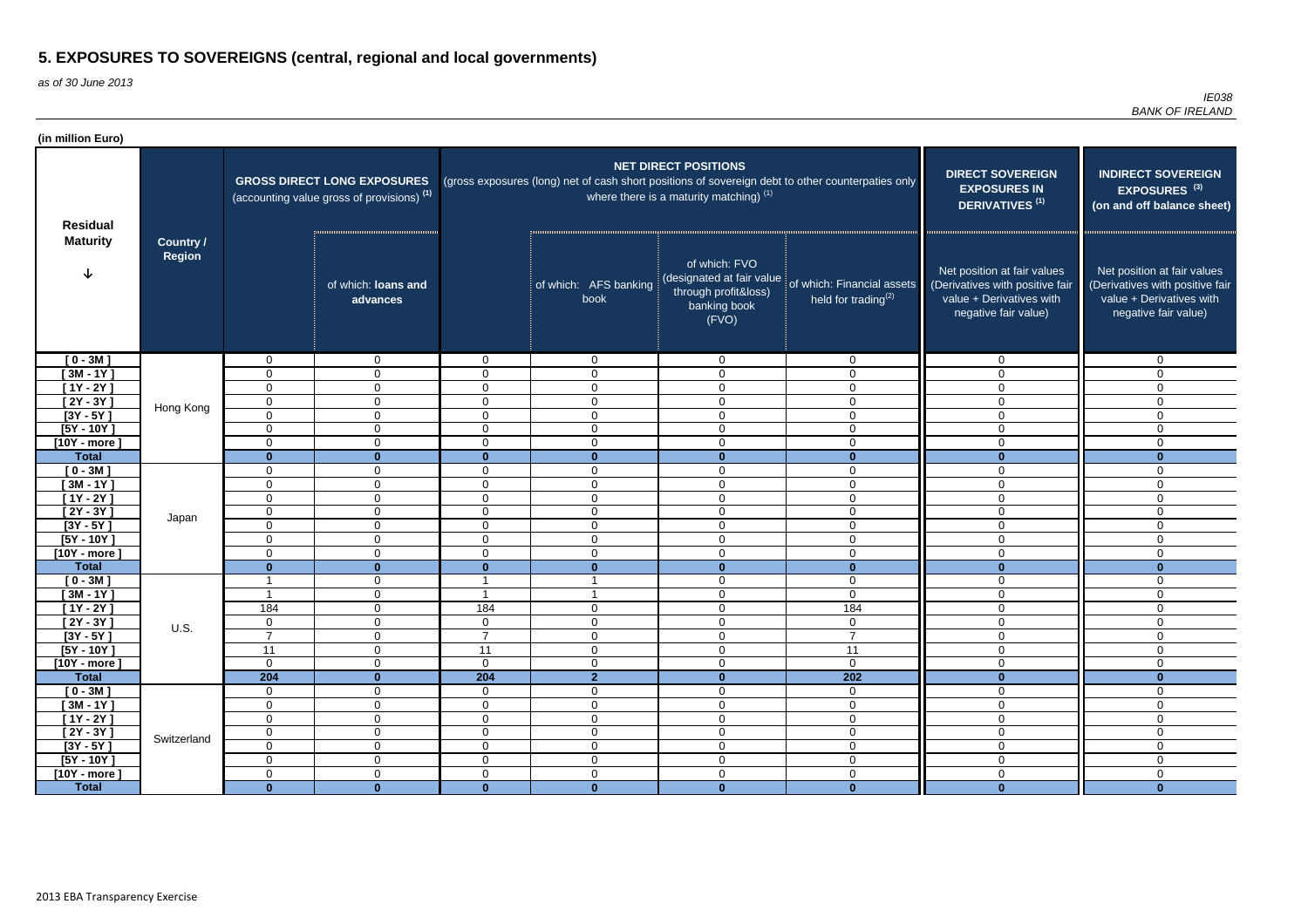# 5. EXPOSURES TO SOVEREIGNS (central, regional and local governments)

*as of 30 June 2013*

*IE038*
*BANK OF IRELAND*

**(in million Euro)**

| Residual Maturity | Country / Region | GROSS DIRECT LONG EXPOSURES (accounting value gross of provisions) (1) | | NET DIRECT POSITIONS (gross exposures (long) net of cash short positions of sovereign debt to other counterparties only where there is a maturity matching) (1) | | | | DIRECT SOVEREIGN EXPOSURES IN DERIVATIVES (1) | INDIRECT SOVEREIGN EXPOSURES (3) (on and off balance sheet) |
|---|---|---|---|---|---|---|---|---|---|
| | | | of which: **loans and advances** | | of which: AFS banking book | of which: FVO (designated at fair value through profit&loss) banking book (FVO) | of which: Financial assets held for trading(2) | Net position at fair values (Derivatives with positive fair value + Derivatives with negative fair value) | Net position at fair values (Derivatives with positive fair value + Derivatives with negative fair value) |
| [ 0 - 3M ] | Hong Kong | 0 | 0 | 0 | 0 | 0 | 0 | 0 | 0 |
| [ 3M - 1Y ] | | 0 | 0 | 0 | 0 | 0 | 0 | 0 | 0 |
| [ 1Y - 2Y ] | | 0 | 0 | 0 | 0 | 0 | 0 | 0 | 0 |
| [ 2Y - 3Y ] | | 0 | 0 | 0 | 0 | 0 | 0 | 0 | 0 |
| [3Y - 5Y ] | | 0 | 0 | 0 | 0 | 0 | 0 | 0 | 0 |
| [5Y - 10Y ] | | 0 | 0 | 0 | 0 | 0 | 0 | 0 | 0 |
| [10Y - more ] | | 0 | 0 | 0 | 0 | 0 | 0 | 0 | 0 |
| **Total** | | **0** | **0** | **0** | **0** | **0** | **0** | **0** | **0** |
| [ 0 - 3M ] | Japan | 0 | 0 | 0 | 0 | 0 | 0 | 0 | 0 |
| [ 3M - 1Y ] | | 0 | 0 | 0 | 0 | 0 | 0 | 0 | 0 |
| [ 1Y - 2Y ] | | 0 | 0 | 0 | 0 | 0 | 0 | 0 | 0 |
| [ 2Y - 3Y ] | | 0 | 0 | 0 | 0 | 0 | 0 | 0 | 0 |
| [3Y - 5Y ] | | 0 | 0 | 0 | 0 | 0 | 0 | 0 | 0 |
| [5Y - 10Y ] | | 0 | 0 | 0 | 0 | 0 | 0 | 0 | 0 |
| [10Y - more ] | | 0 | 0 | 0 | 0 | 0 | 0 | 0 | 0 |
| **Total** | | **0** | **0** | **0** | **0** | **0** | **0** | **0** | **0** |
| [ 0 - 3M ] | U.S. | 1 | 0 | 1 | 1 | 0 | 0 | 0 | 0 |
| [ 3M - 1Y ] | | 1 | 0 | 1 | 1 | 0 | 0 | 0 | 0 |
| [ 1Y - 2Y ] | | 184 | 0 | 184 | 0 | 0 | 184 | 0 | 0 |
| [ 2Y - 3Y ] | | 0 | 0 | 0 | 0 | 0 | 0 | 0 | 0 |
| [3Y - 5Y ] | | 7 | 0 | 7 | 0 | 0 | 7 | 0 | 0 |
| [5Y - 10Y ] | | 11 | 0 | 11 | 0 | 0 | 11 | 0 | 0 |
| [10Y - more ] | | 0 | 0 | 0 | 0 | 0 | 0 | 0 | 0 |
| **Total** | | **204** | **0** | **204** | **2** | **0** | **202** | **0** | **0** |
| [ 0 - 3M ] | Switzerland | 0 | 0 | 0 | 0 | 0 | 0 | 0 | 0 |
| [ 3M - 1Y ] | | 0 | 0 | 0 | 0 | 0 | 0 | 0 | 0 |
| [ 1Y - 2Y ] | | 0 | 0 | 0 | 0 | 0 | 0 | 0 | 0 |
| [ 2Y - 3Y ] | | 0 | 0 | 0 | 0 | 0 | 0 | 0 | 0 |
| [3Y - 5Y ] | | 0 | 0 | 0 | 0 | 0 | 0 | 0 | 0 |
| [5Y - 10Y ] | | 0 | 0 | 0 | 0 | 0 | 0 | 0 | 0 |
| [10Y - more ] | | 0 | 0 | 0 | 0 | 0 | 0 | 0 | 0 |
| **Total** | | **0** | **0** | **0** | **0** | **0** | **0** | **0** | **0** |

2013 EBA Transparency Exercise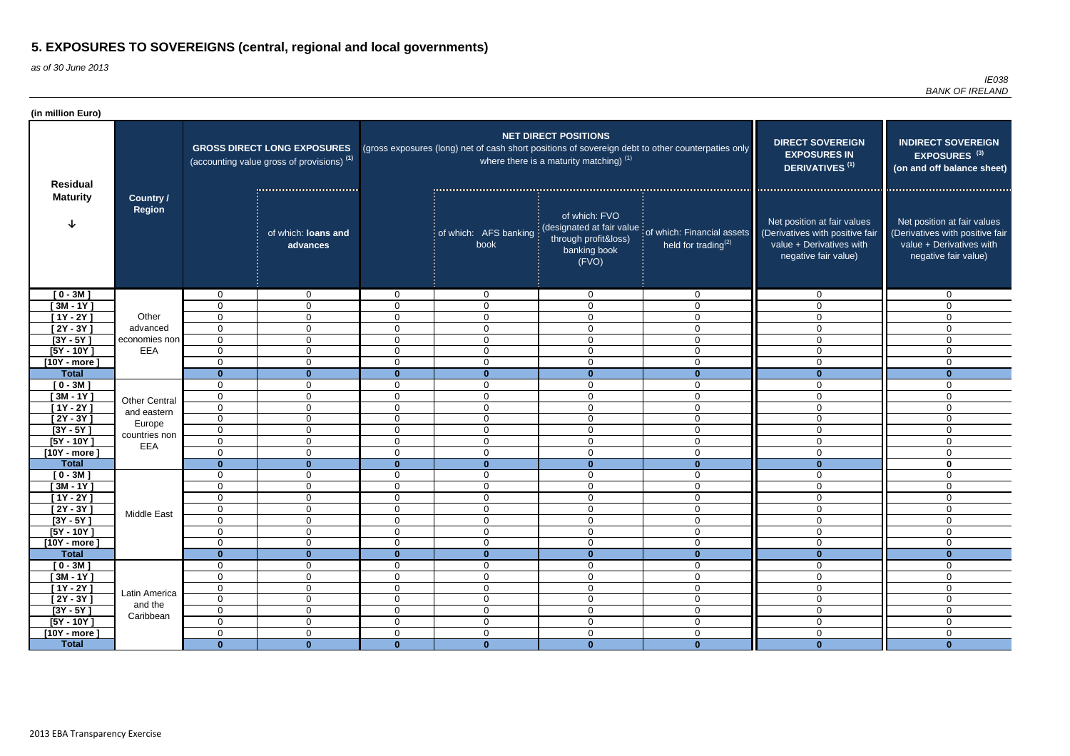# 5. EXPOSURES TO SOVEREIGNS (central, regional and local governments)

*as of 30 June 2013*

*IE038*
*BANK OF IRELAND*

**(in million Euro)**

| Residual Maturity | Country / Region | GROSS DIRECT LONG EXPOSURES (accounting value gross of provisions) [1] | | NET DIRECT POSITIONS (gross exposures (long) net of cash short positions of sovereign debt to other counterpaties only where there is a maturity matching) [1] | | | | DIRECT SOVEREIGN EXPOSURES IN DERIVATIVES [1] | INDIRECT SOVEREIGN EXPOSURES [3] (on and off balance sheet) |
|---|---|---|---|---|---|---|---|---|---|
| | | | of which: loans and advances | | of which: AFS banking book | of which: FVO (designated at fair value through profit&loss) banking book (FVO) | of which: Financial assets held for trading[2] | Net position at fair values (Derivatives with positive fair value + Derivatives with negative fair value) | Net position at fair values (Derivatives with positive fair value + Derivatives with negative fair value) |
| [ 0 - 3M ] | Other advanced economies non EEA | 0 | 0 | 0 | 0 | 0 | 0 | 0 | 0 |
| [ 3M - 1Y ] | | 0 | 0 | 0 | 0 | 0 | 0 | 0 | 0 |
| [ 1Y - 2Y ] | | 0 | 0 | 0 | 0 | 0 | 0 | 0 | 0 |
| [ 2Y - 3Y ] | | 0 | 0 | 0 | 0 | 0 | 0 | 0 | 0 |
| [3Y - 5Y ] | | 0 | 0 | 0 | 0 | 0 | 0 | 0 | 0 |
| [5Y - 10Y ] | | 0 | 0 | 0 | 0 | 0 | 0 | 0 | 0 |
| [10Y - more ] | | 0 | 0 | 0 | 0 | 0 | 0 | 0 | 0 |
| **Total** | | **0** | **0** | **0** | **0** | **0** | **0** | **0** | **0** |
| [ 0 - 3M ] | Other Central and eastern Europe countries non EEA | 0 | 0 | 0 | 0 | 0 | 0 | 0 | 0 |
| [ 3M - 1Y ] | | 0 | 0 | 0 | 0 | 0 | 0 | 0 | 0 |
| [ 1Y - 2Y ] | | 0 | 0 | 0 | 0 | 0 | 0 | 0 | 0 |
| [ 2Y - 3Y ] | | 0 | 0 | 0 | 0 | 0 | 0 | 0 | 0 |
| [3Y - 5Y ] | | 0 | 0 | 0 | 0 | 0 | 0 | 0 | 0 |
| [5Y - 10Y ] | | 0 | 0 | 0 | 0 | 0 | 0 | 0 | 0 |
| [10Y - more ] | | 0 | 0 | 0 | 0 | 0 | 0 | 0 | 0 |
| **Total** | | **0** | **0** | **0** | **0** | **0** | **0** | **0** | **0** |
| [ 0 - 3M ] | Middle East | 0 | 0 | 0 | 0 | 0 | 0 | 0 | 0 |
| [ 3M - 1Y ] | | 0 | 0 | 0 | 0 | 0 | 0 | 0 | 0 |
| [ 1Y - 2Y ] | | 0 | 0 | 0 | 0 | 0 | 0 | 0 | 0 |
| [ 2Y - 3Y ] | | 0 | 0 | 0 | 0 | 0 | 0 | 0 | 0 |
| [3Y - 5Y ] | | 0 | 0 | 0 | 0 | 0 | 0 | 0 | 0 |
| [5Y - 10Y ] | | 0 | 0 | 0 | 0 | 0 | 0 | 0 | 0 |
| [10Y - more ] | | 0 | 0 | 0 | 0 | 0 | 0 | 0 | 0 |
| **Total** | | **0** | **0** | **0** | **0** | **0** | **0** | **0** | **0** |
| [ 0 - 3M ] | Latin America and the Caribbean | 0 | 0 | 0 | 0 | 0 | 0 | 0 | 0 |
| [ 3M - 1Y ] | | 0 | 0 | 0 | 0 | 0 | 0 | 0 | 0 |
| [ 1Y - 2Y ] | | 0 | 0 | 0 | 0 | 0 | 0 | 0 | 0 |
| [ 2Y - 3Y ] | | 0 | 0 | 0 | 0 | 0 | 0 | 0 | 0 |
| [3Y - 5Y ] | | 0 | 0 | 0 | 0 | 0 | 0 | 0 | 0 |
| [5Y - 10Y ] | | 0 | 0 | 0 | 0 | 0 | 0 | 0 | 0 |
| [10Y - more ] | | 0 | 0 | 0 | 0 | 0 | 0 | 0 | 0 |
| **Total** | | **0** | **0** | **0** | **0** | **0** | **0** | **0** | **0** |

2013 EBA Transparency Exercise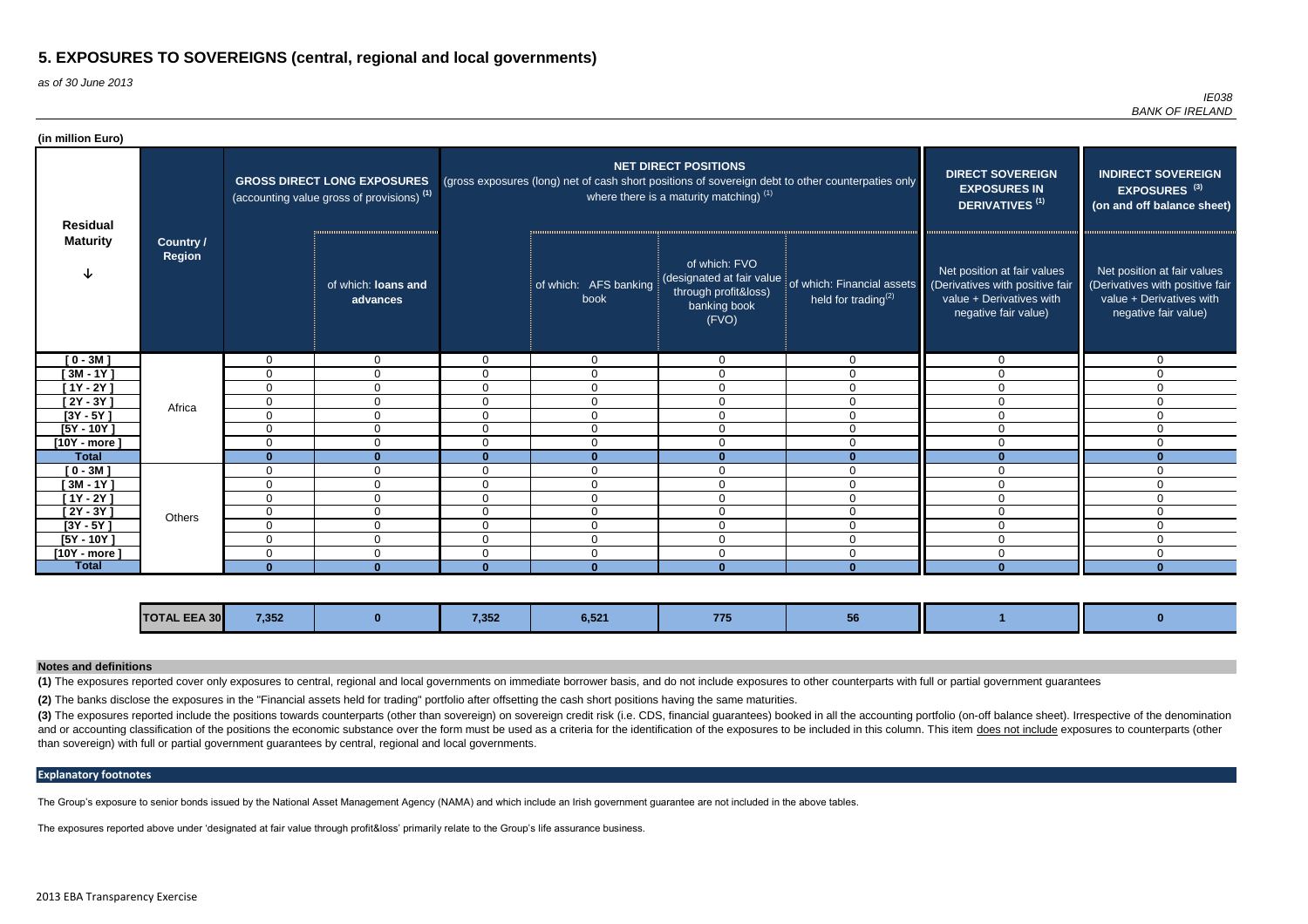# 5. EXPOSURES TO SOVEREIGNS (central, regional and local governments)

*as of 30 June 2013*

*IE038*
*BANK OF IRELAND*

**(in million Euro)**

| Residual Maturity | Country / Region | GROSS DIRECT LONG EXPOSURES (accounting value gross of provisions) (1) | | NET DIRECT POSITIONS (gross exposures (long) net of cash short positions of sovereign debt to other counterparties only where there is a maturity matching) (1) | | | | DIRECT SOVEREIGN EXPOSURES IN DERIVATIVES (1) | INDIRECT SOVEREIGN EXPOSURES (3) (on and off balance sheet) |
|---|---|---|---|---|---|---|---|---|---|
| | | | of which: loans and advances | | of which: AFS banking book | of which: FVO (designated at fair value through profit&loss) banking book (FVO) | of which: Financial assets held for trading(2) | Net position at fair values (Derivatives with positive fair value + Derivatives with negative fair value) | Net position at fair values (Derivatives with positive fair value + Derivatives with negative fair value) |
| [ 0 - 3M ] | Africa | 0 | 0 | 0 | 0 | 0 | 0 | 0 | 0 |
| [ 3M - 1Y ] | | 0 | 0 | 0 | 0 | 0 | 0 | 0 | 0 |
| [ 1Y - 2Y ] | | 0 | 0 | 0 | 0 | 0 | 0 | 0 | 0 |
| [ 2Y - 3Y ] | | 0 | 0 | 0 | 0 | 0 | 0 | 0 | 0 |
| [3Y - 5Y ] | | 0 | 0 | 0 | 0 | 0 | 0 | 0 | 0 |
| [5Y - 10Y ] | | 0 | 0 | 0 | 0 | 0 | 0 | 0 | 0 |
| [10Y - more ] | | 0 | 0 | 0 | 0 | 0 | 0 | 0 | 0 |
| **Total** | | **0** | **0** | **0** | **0** | **0** | **0** | **0** | **0** |
| [ 0 - 3M ] | Others | 0 | 0 | 0 | 0 | 0 | 0 | 0 | 0 |
| [ 3M - 1Y ] | | 0 | 0 | 0 | 0 | 0 | 0 | 0 | 0 |
| [ 1Y - 2Y ] | | 0 | 0 | 0 | 0 | 0 | 0 | 0 | 0 |
| [ 2Y - 3Y ] | | 0 | 0 | 0 | 0 | 0 | 0 | 0 | 0 |
| [3Y - 5Y ] | | 0 | 0 | 0 | 0 | 0 | 0 | 0 | 0 |
| [5Y - 10Y ] | | 0 | 0 | 0 | 0 | 0 | 0 | 0 | 0 |
| [10Y - more ] | | 0 | 0 | 0 | 0 | 0 | 0 | 0 | 0 |
| **Total** | | **0** | **0** | **0** | **0** | **0** | **0** | **0** | **0** |
| | **TOTAL EEA 30** | **7,352** | **0** | **7,352** | **6,521** | **775** | **56** | **1** | **0** |

## Notes and definitions

**(1)** The exposures reported cover only exposures to central, regional and local governments on immediate borrower basis, and do not include exposures to other counterparts with full or partial government guarantees

**(2)** The banks disclose the exposures in the "Financial assets held for trading" portfolio after offsetting the cash short positions having the same maturities.

**(3)** The exposures reported include the positions towards counterparts (other than sovereign) on sovereign credit risk (i.e. CDS, financial guarantees) booked in all the accounting portfolio (on-off balance sheet). Irrespective of the denomination and or accounting classification of the positions the economic substance over the form must be used as a criteria for the identification of the exposures to be included in this column. This item does not include exposures to counterparts (other than sovereign) with full or partial government guarantees by central, regional and local governments.

## Explanatory footnotes

The Group's exposure to senior bonds issued by the National Asset Management Agency (NAMA) and which include an Irish government guarantee are not included in the above tables.

The exposures reported above under 'designated at fair value through profit&loss' primarily relate to the Group's life assurance business.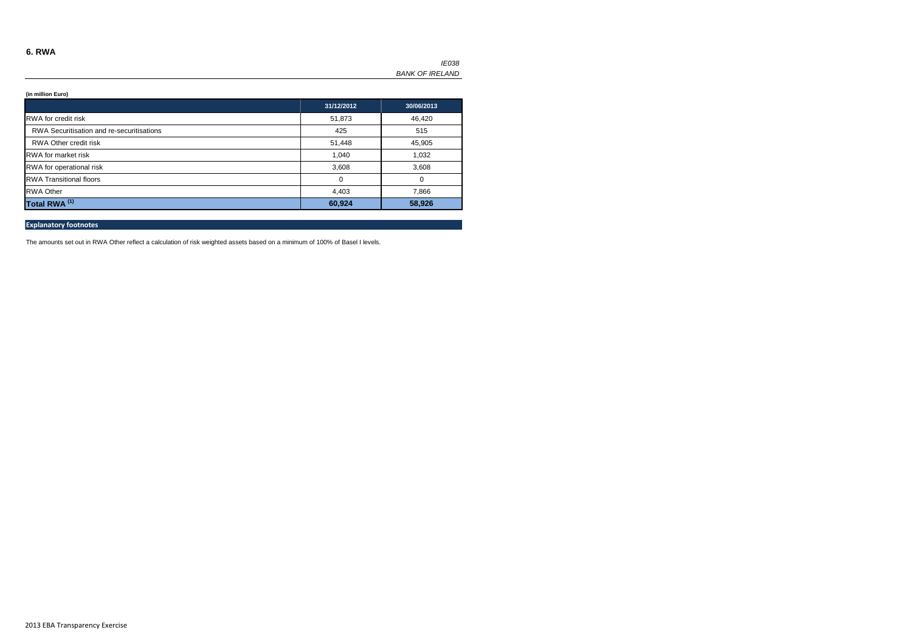## 6. RWA

*IE038*
*BANK OF IRELAND*

**(in million Euro)**

| | 31/12/2012 | 30/06/2013 |
|---|---|---|
| RWA for credit risk | 51,873 | 46,420 |
| RWA Securitisation and re-securitisations | 425 | 515 |
| RWA Other credit risk | 51,448 | 45,905 |
| RWA for market risk | 1,040 | 1,032 |
| RWA for operational risk | 3,608 | 3,608 |
| RWA Transitional floors | 0 | 0 |
| RWA Other | 4,403 | 7,866 |
| **Total RWA [(1)]** | **60,924** | **58,926** |

**Explanatory footnotes**

The amounts set out in RWA Other reflect a calculation of risk weighted assets based on a minimum of 100% of Basel I levels.